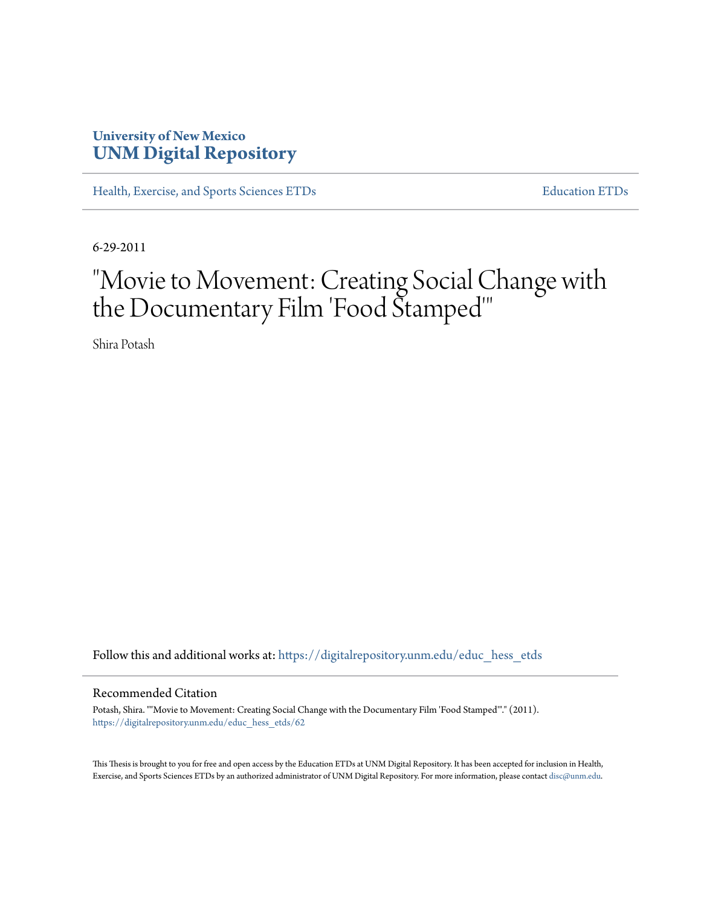**University of New Mexico**
**UNM Digital Repository**

Health, Exercise, and Sports Sciences ETDs | Education ETDs

6-29-2011

# "Movie to Movement: Creating Social Change with the Documentary Film 'Food Stamped'"

Shira Potash

Follow this and additional works at: https://digitalrepository.unm.edu/educ_hess_etds

## Recommended Citation

Potash, Shira. ""Movie to Movement: Creating Social Change with the Documentary Film 'Food Stamped'"." (2011). https://digitalrepository.unm.edu/educ_hess_etds/62

This Thesis is brought to you for free and open access by the Education ETDs at UNM Digital Repository. It has been accepted for inclusion in Health, Exercise, and Sports Sciences ETDs by an authorized administrator of UNM Digital Repository. For more information, please contact disc@unm.edu.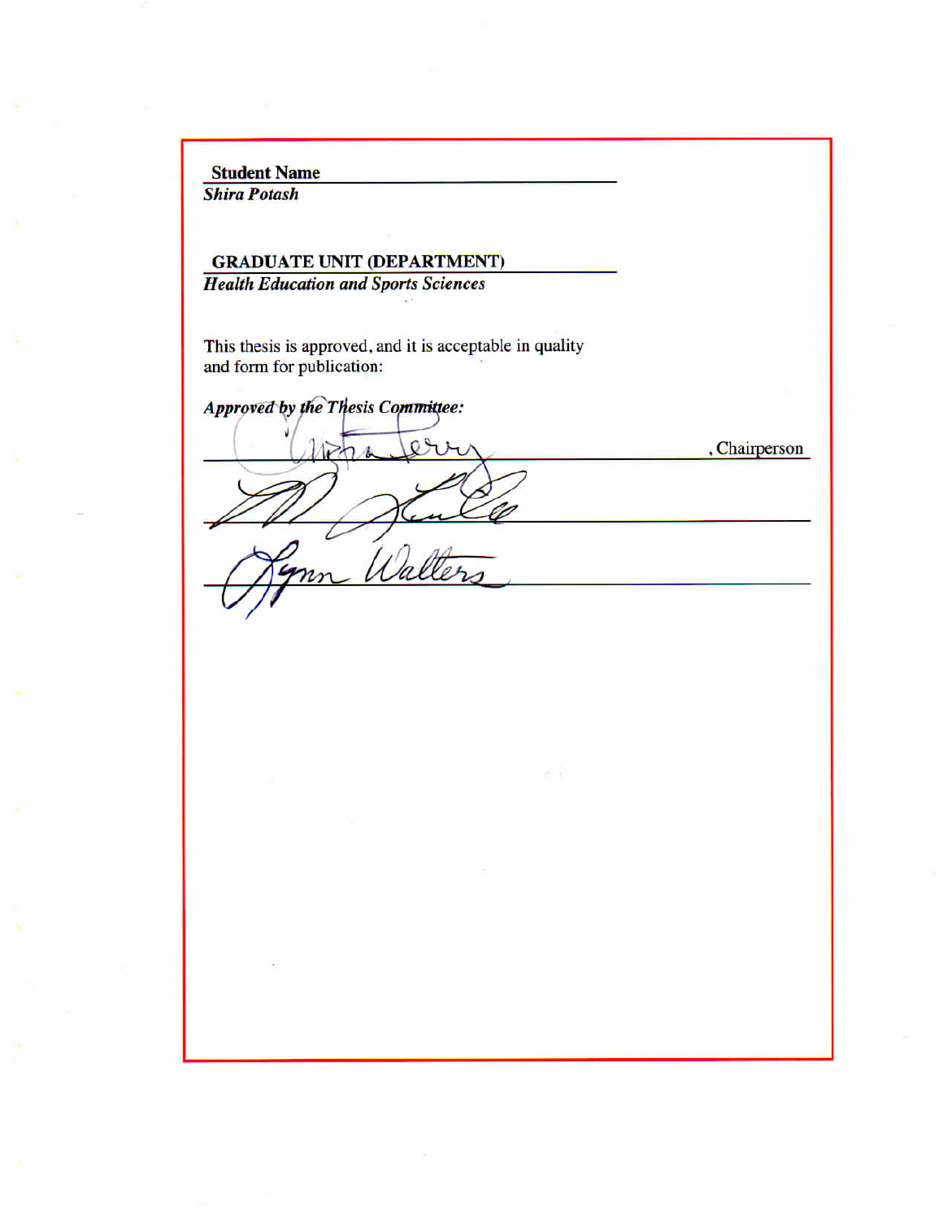**Student Name**
***Shira Potash***

**GRADUATE UNIT (DEPARTMENT)**
***Health Education and Sports Sciences***

This thesis is approved, and it is acceptable in quality and form for publication:

***Approved by the Thesis Committee:***

______________________________, Chairperson

______________________________

______________________________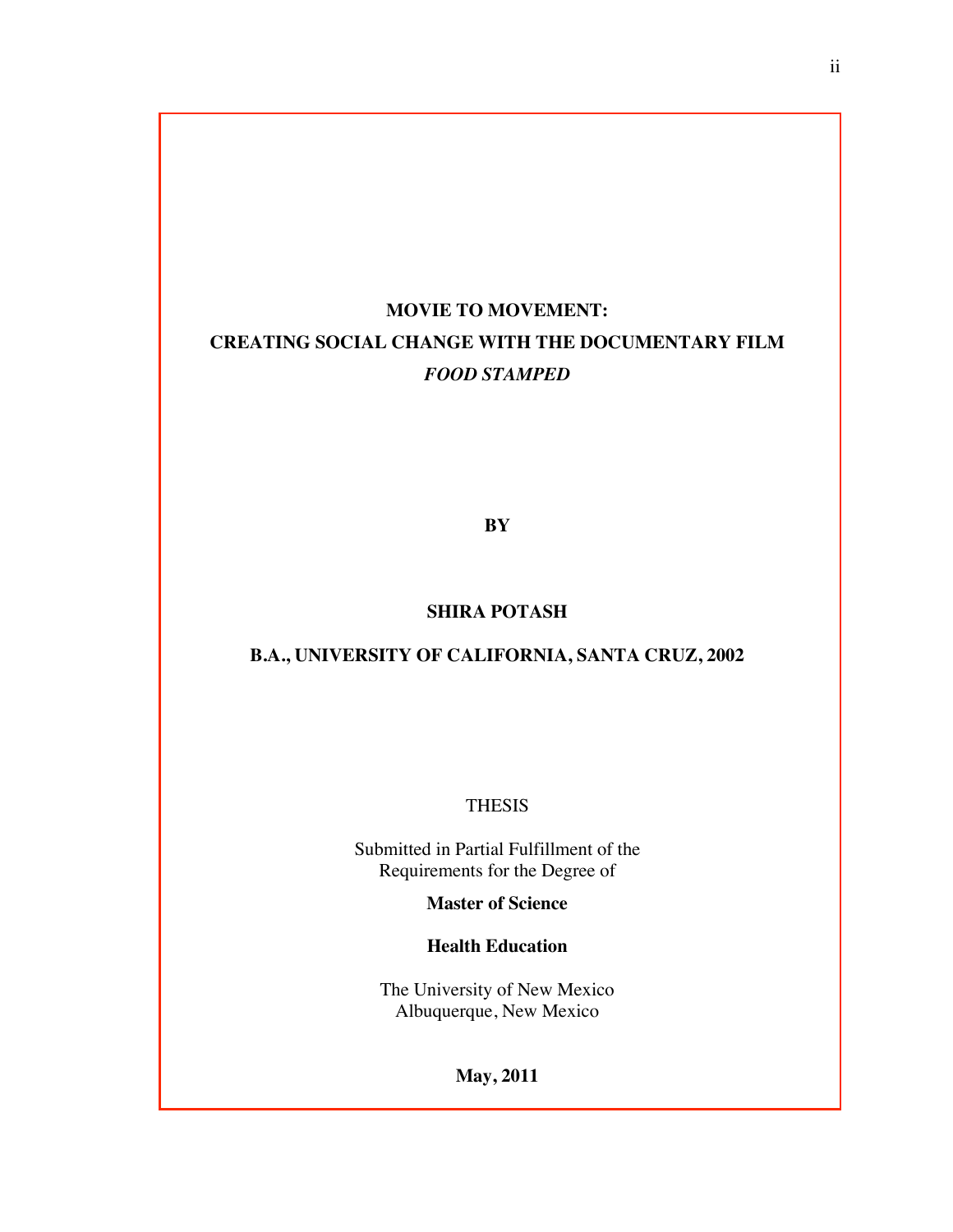**MOVIE TO MOVEMENT:**

**CREATING SOCIAL CHANGE WITH THE DOCUMENTARY FILM**

***FOOD STAMPED***

**BY**

**SHIRA POTASH**

**B.A., UNIVERSITY OF CALIFORNIA, SANTA CRUZ, 2002**

THESIS

Submitted in Partial Fulfillment of the
Requirements for the Degree of

**Master of Science**

**Health Education**

The University of New Mexico
Albuquerque, New Mexico

**May, 2011**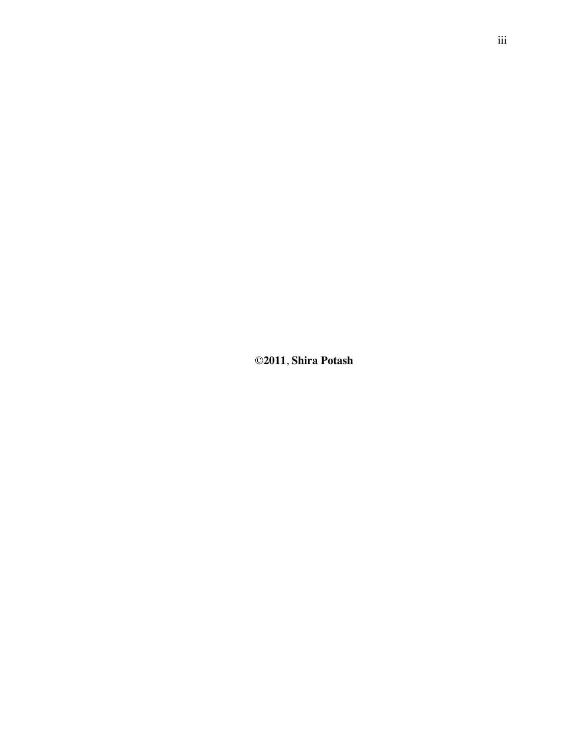**©2011, Shira Potash**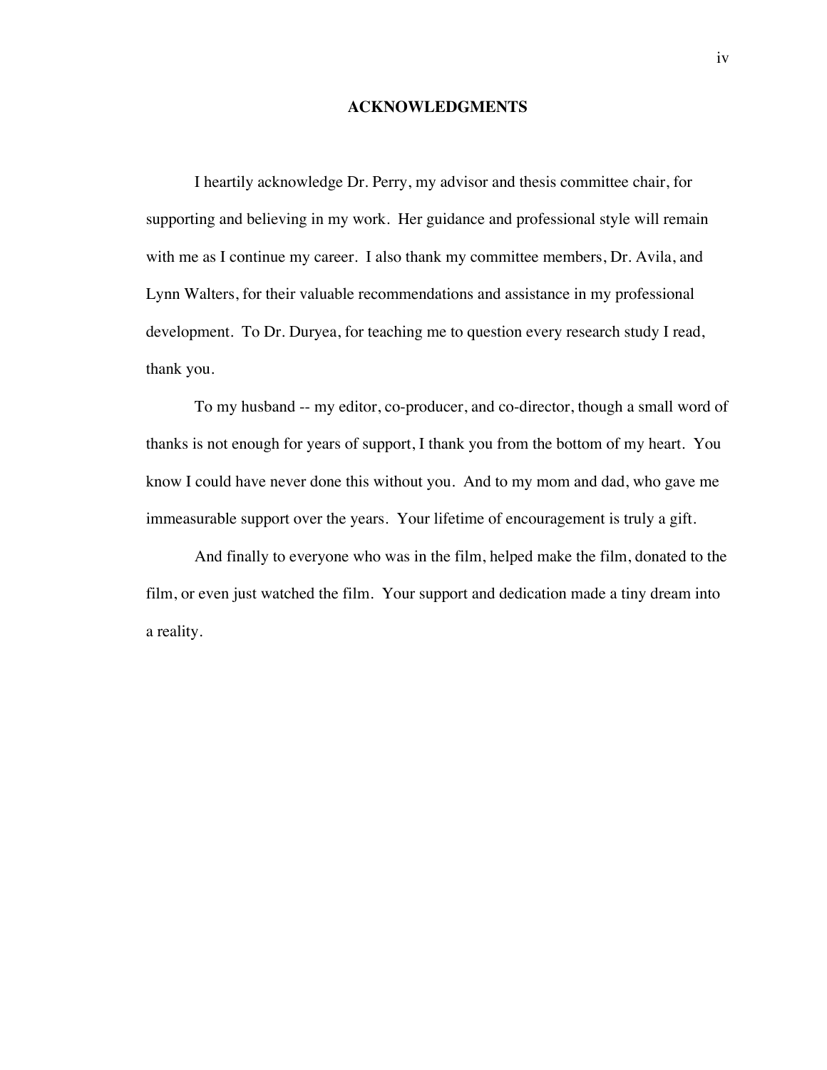# ACKNOWLEDGMENTS

I heartily acknowledge Dr. Perry, my advisor and thesis committee chair, for supporting and believing in my work. Her guidance and professional style will remain with me as I continue my career. I also thank my committee members, Dr. Avila, and Lynn Walters, for their valuable recommendations and assistance in my professional development. To Dr. Duryea, for teaching me to question every research study I read, thank you.

To my husband -- my editor, co-producer, and co-director, though a small word of thanks is not enough for years of support, I thank you from the bottom of my heart. You know I could have never done this without you. And to my mom and dad, who gave me immeasurable support over the years. Your lifetime of encouragement is truly a gift.

And finally to everyone who was in the film, helped make the film, donated to the film, or even just watched the film. Your support and dedication made a tiny dream into a reality.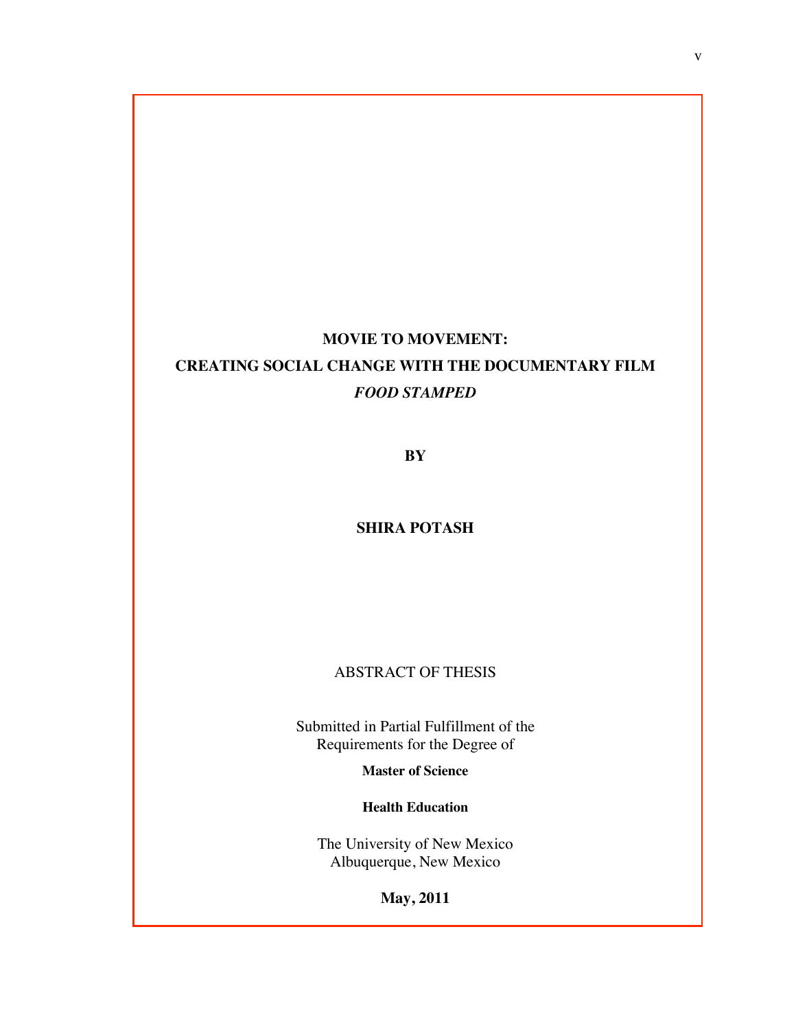**MOVIE TO MOVEMENT:**

**CREATING SOCIAL CHANGE WITH THE DOCUMENTARY FILM**

***FOOD STAMPED***

**BY**

**SHIRA POTASH**

ABSTRACT OF THESIS

Submitted in Partial Fulfillment of the
Requirements for the Degree of

**Master of Science**

**Health Education**

The University of New Mexico
Albuquerque, New Mexico

**May, 2011**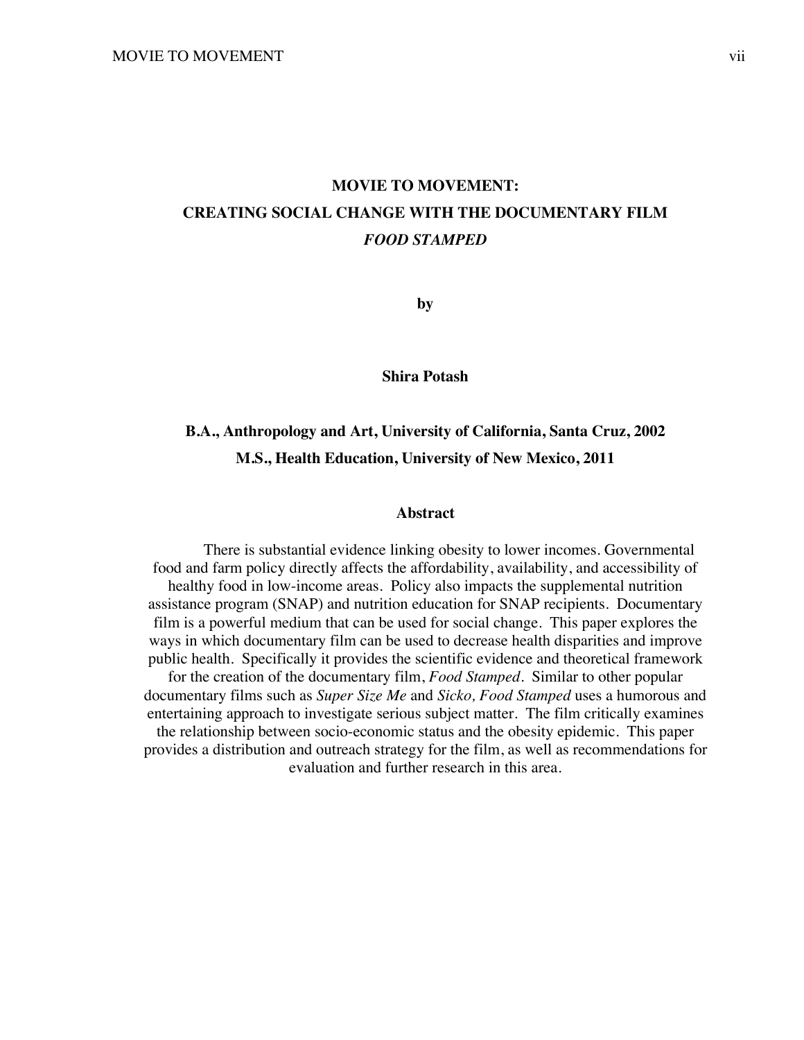# MOVIE TO MOVEMENT:
# CREATING SOCIAL CHANGE WITH THE DOCUMENTARY FILM
# *FOOD STAMPED*

**by**

**Shira Potash**

**B.A., Anthropology and Art, University of California, Santa Cruz, 2002**
**M.S., Health Education, University of New Mexico, 2011**

## Abstract

There is substantial evidence linking obesity to lower incomes. Governmental food and farm policy directly affects the affordability, availability, and accessibility of healthy food in low-income areas. Policy also impacts the supplemental nutrition assistance program (SNAP) and nutrition education for SNAP recipients. Documentary film is a powerful medium that can be used for social change. This paper explores the ways in which documentary film can be used to decrease health disparities and improve public health. Specifically it provides the scientific evidence and theoretical framework for the creation of the documentary film, *Food Stamped*. Similar to other popular documentary films such as *Super Size Me* and *Sicko, Food Stamped* uses a humorous and entertaining approach to investigate serious subject matter. The film critically examines the relationship between socio-economic status and the obesity epidemic. This paper provides a distribution and outreach strategy for the film, as well as recommendations for evaluation and further research in this area.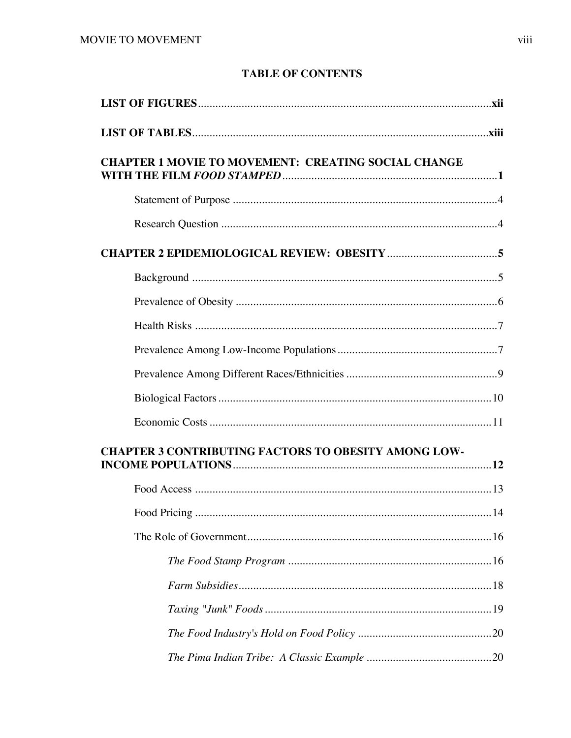# TABLE OF CONTENTS

**LIST OF FIGURES** .......... **xii**

**LIST OF TABLES** .......... **xiii**

**CHAPTER 1 MOVIE TO MOVEMENT: CREATING SOCIAL CHANGE WITH THE FILM *FOOD STAMPED*** .......... **1**

- Statement of Purpose .......... 4
- Research Question .......... 4

**CHAPTER 2 EPIDEMIOLOGICAL REVIEW: OBESITY** .......... **5**

- Background .......... 5
- Prevalence of Obesity .......... 6
- Health Risks .......... 7
- Prevalence Among Low-Income Populations .......... 7
- Prevalence Among Different Races/Ethnicities .......... 9
- Biological Factors .......... 10
- Economic Costs .......... 11

**CHAPTER 3 CONTRIBUTING FACTORS TO OBESITY AMONG LOW-INCOME POPULATIONS** .......... **12**

- Food Access .......... 13
- Food Pricing .......... 14
- The Role of Government .......... 16
  - *The Food Stamp Program* .......... 16
  - *Farm Subsidies* .......... 18
  - *Taxing "Junk" Foods* .......... 19
  - *The Food Industry's Hold on Food Policy* .......... 20
  - *The Pima Indian Tribe: A Classic Example* .......... 20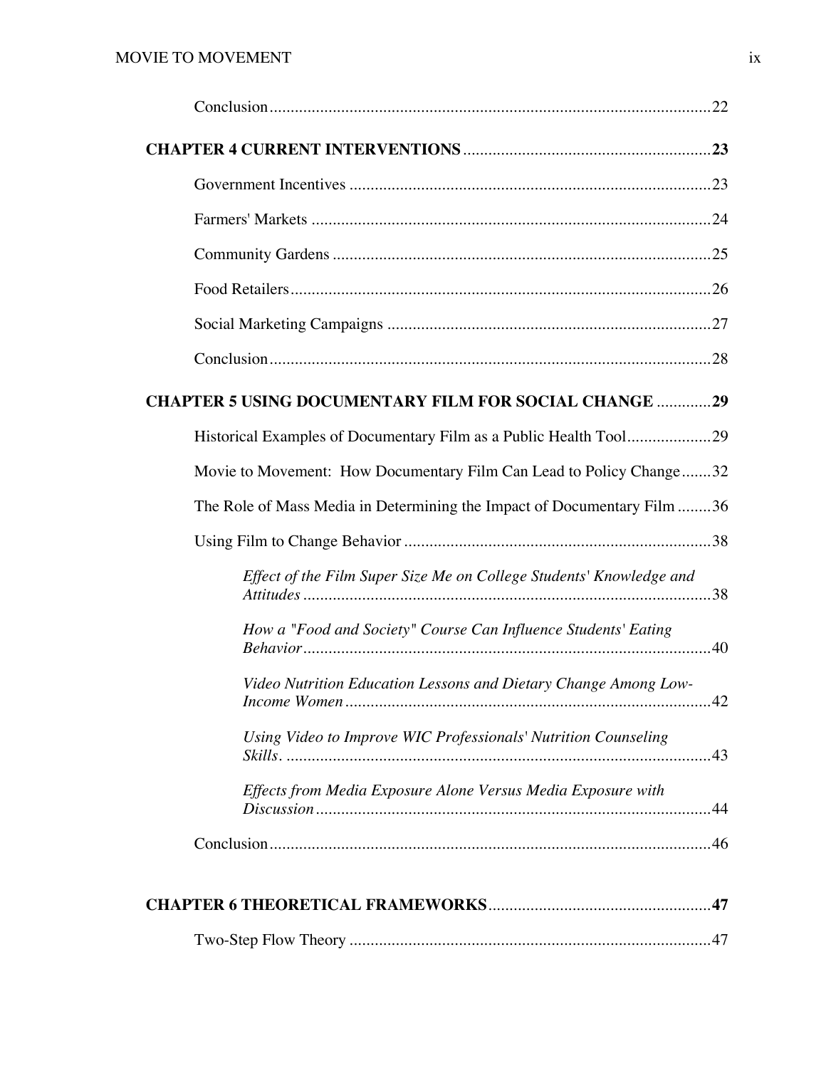Conclusion........................................................................................................22

**CHAPTER 4 CURRENT INTERVENTIONS**..........................................................**23**

Government Incentives .....................................................................................23

Farmers' Markets ..............................................................................................24

Community Gardens .........................................................................................25

Food Retailers...................................................................................................26

Social Marketing Campaigns ............................................................................27

Conclusion........................................................................................................28

**CHAPTER 5 USING DOCUMENTARY FILM FOR SOCIAL CHANGE** .............**29**

Historical Examples of Documentary Film as a Public Health Tool....................29

Movie to Movement: How Documentary Film Can Lead to Policy Change.......32

The Role of Mass Media in Determining the Impact of Documentary Film ........36

Using Film to Change Behavior .........................................................................38

*Effect of the Film Super Size Me on College Students' Knowledge and Attitudes* .................................................................................................38

*How a "Food and Society" Course Can Influence Students' Eating Behavior*................................................................................................40

*Video Nutrition Education Lessons and Dietary Change Among Low-Income Women*......................................................................................42

*Using Video to Improve WIC Professionals' Nutrition Counseling Skills*. ....................................................................................................43

*Effects from Media Exposure Alone Versus Media Exposure with Discussion*.............................................................................................44

Conclusion........................................................................................................46

**CHAPTER 6 THEORETICAL FRAMEWORKS**....................................................**47**

Two-Step Flow Theory .....................................................................................47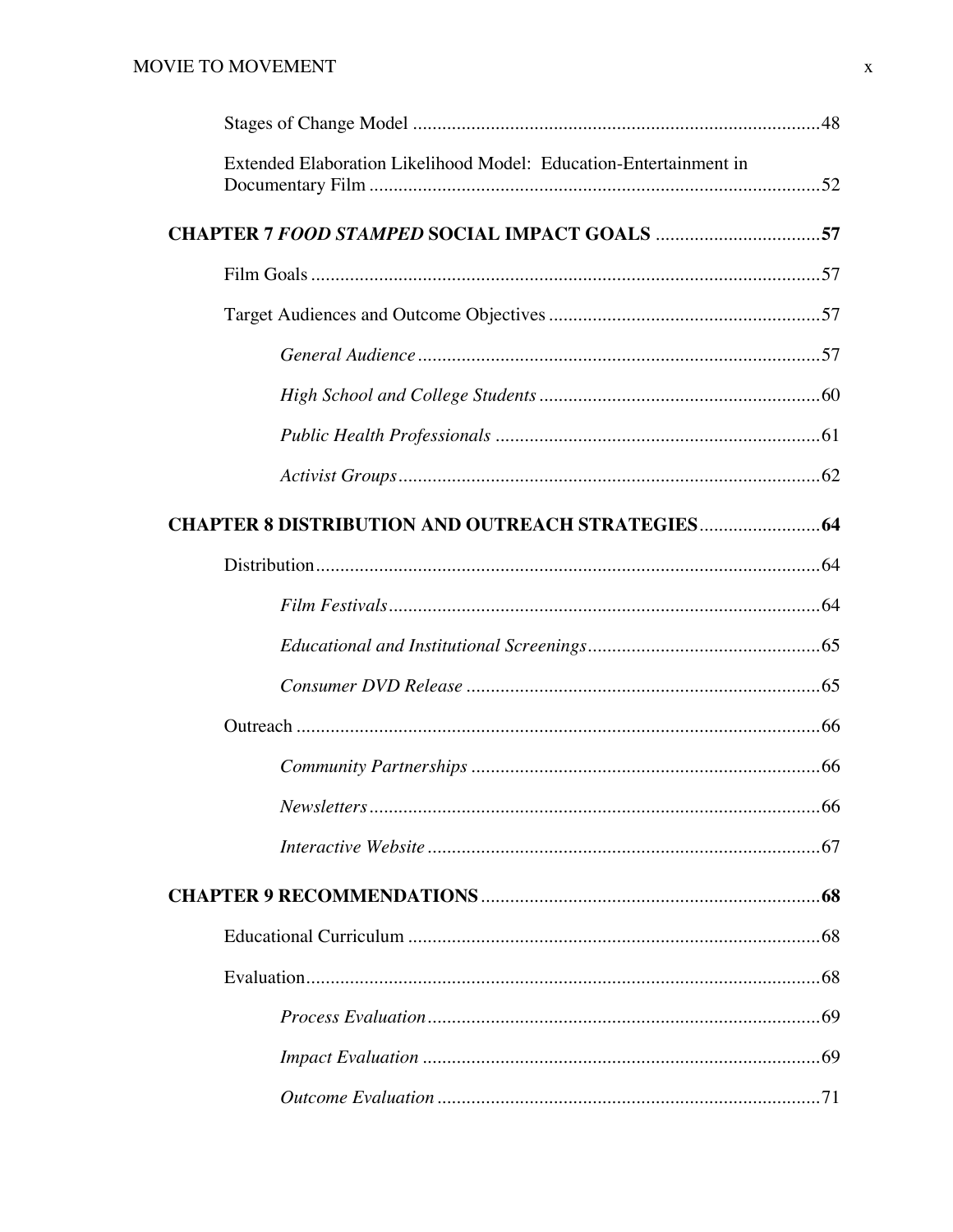Stages of Change Model ....................................................................................48

Extended Elaboration Likelihood Model: Education-Entertainment in Documentary Film ............................................................................................52

**CHAPTER 7 *FOOD STAMPED* SOCIAL IMPACT GOALS** ..................................**57**

Film Goals ...........................................................................................................57

Target Audiences and Outcome Objectives ........................................................57

*General Audience* ..................................................................................57

*High School and College Students* ..........................................................60

*Public Health Professionals* ..................................................................61

*Activist Groups* .......................................................................................62

**CHAPTER 8 DISTRIBUTION AND OUTREACH STRATEGIES**..........................**64**

Distribution.........................................................................................................64

*Film Festivals* .........................................................................................64

*Educational and Institutional Screenings* ................................................65

*Consumer DVD Release* .........................................................................65

Outreach ............................................................................................................66

*Community Partnerships* ........................................................................66

*Newsletters* .............................................................................................66

*Interactive Website* .................................................................................67

**CHAPTER 9 RECOMMENDATIONS** .....................................................................**68**

Educational Curriculum .....................................................................................68

Evaluation...........................................................................................................68

*Process Evaluation* .................................................................................69

*Impact Evaluation* ..................................................................................69

*Outcome Evaluation* ...............................................................................71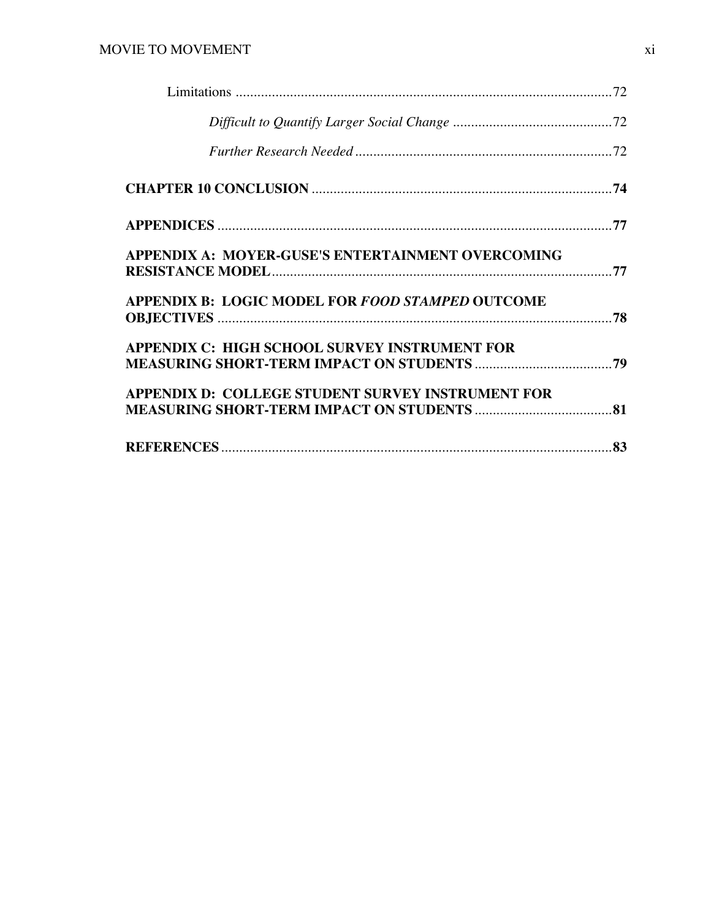Limitations .......................................................................................................72

*Difficult to Quantify Larger Social Change* ............................................72

*Further Research Needed* .......................................................................72

**CHAPTER 10 CONCLUSION** ..................................................................................**74**

**APPENDICES** ............................................................................................................**77**

**APPENDIX A: MOYER-GUSE'S ENTERTAINMENT OVERCOMING RESISTANCE MODEL**.............................................................................................**77**

**APPENDIX B: LOGIC MODEL FOR *FOOD STAMPED* OUTCOME OBJECTIVES** ............................................................................................................**78**

**APPENDIX C: HIGH SCHOOL SURVEY INSTRUMENT FOR MEASURING SHORT-TERM IMPACT ON STUDENTS** ......................................**79**

**APPENDIX D: COLLEGE STUDENT SURVEY INSTRUMENT FOR MEASURING SHORT-TERM IMPACT ON STUDENTS** ......................................**81**

**REFERENCES**............................................................................................................**83**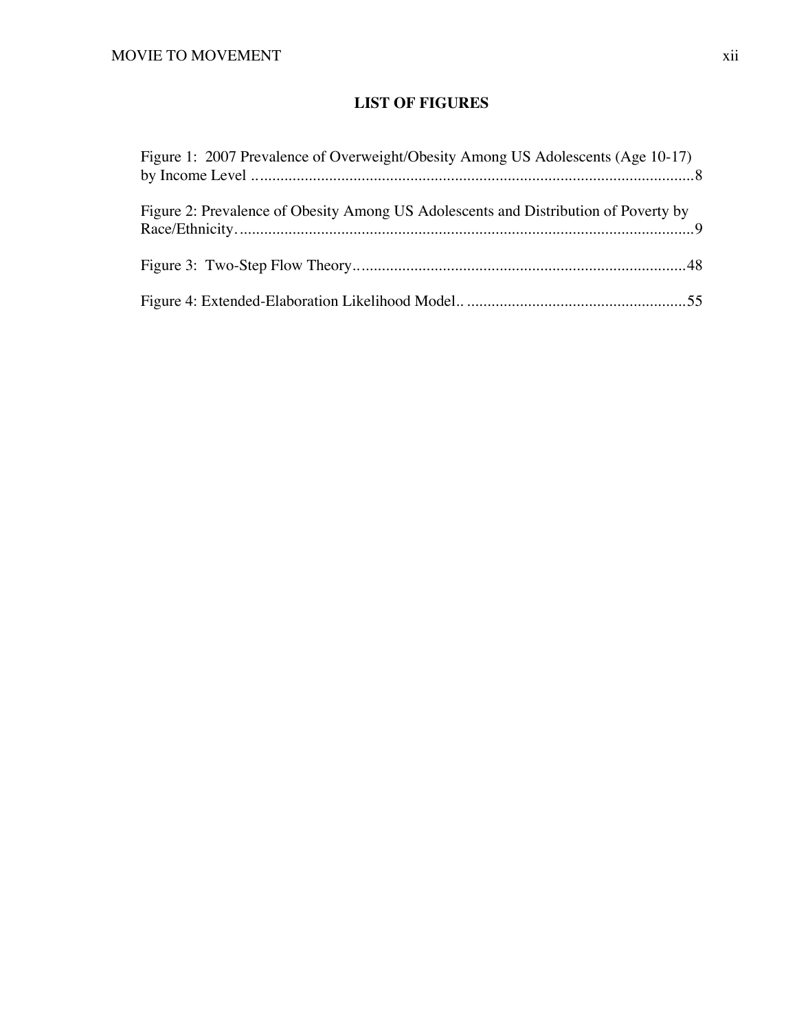## LIST OF FIGURES

Figure 1: 2007 Prevalence of Overweight/Obesity Among US Adolescents (Age 10-17) by Income Level ............................................................................................................8

Figure 2: Prevalence of Obesity Among US Adolescents and Distribution of Poverty by Race/Ethnicity.................................................................................................................9

Figure 3: Two-Step Flow Theory..................................................................................48

Figure 4: Extended-Elaboration Likelihood Model.. ......................................................55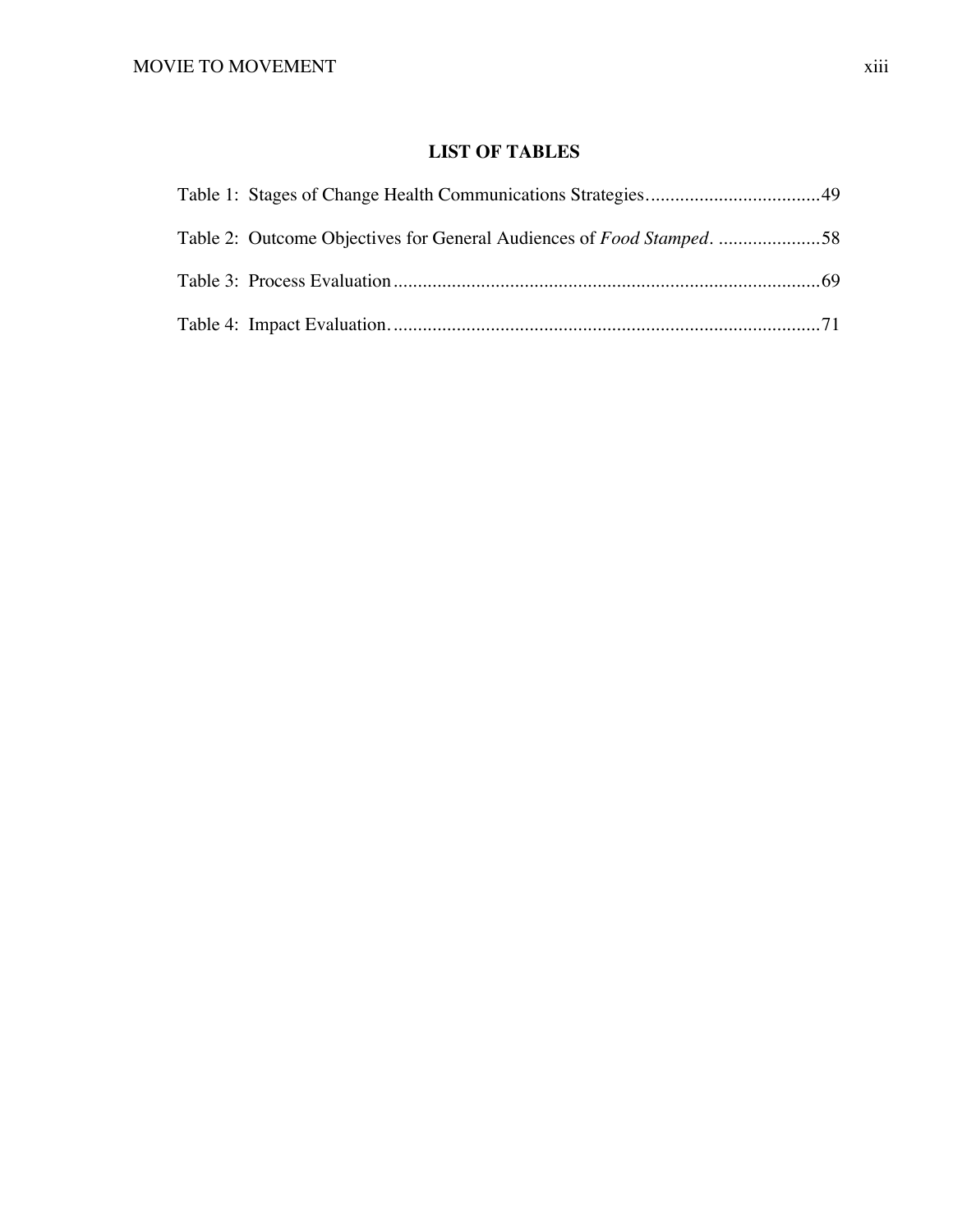## LIST OF TABLES

Table 1: Stages of Change Health Communications Strategies....................................49

Table 2: Outcome Objectives for General Audiences of *Food Stamped*. .....................58

Table 3: Process Evaluation........................................................................................69

Table 4: Impact Evaluation.........................................................................................71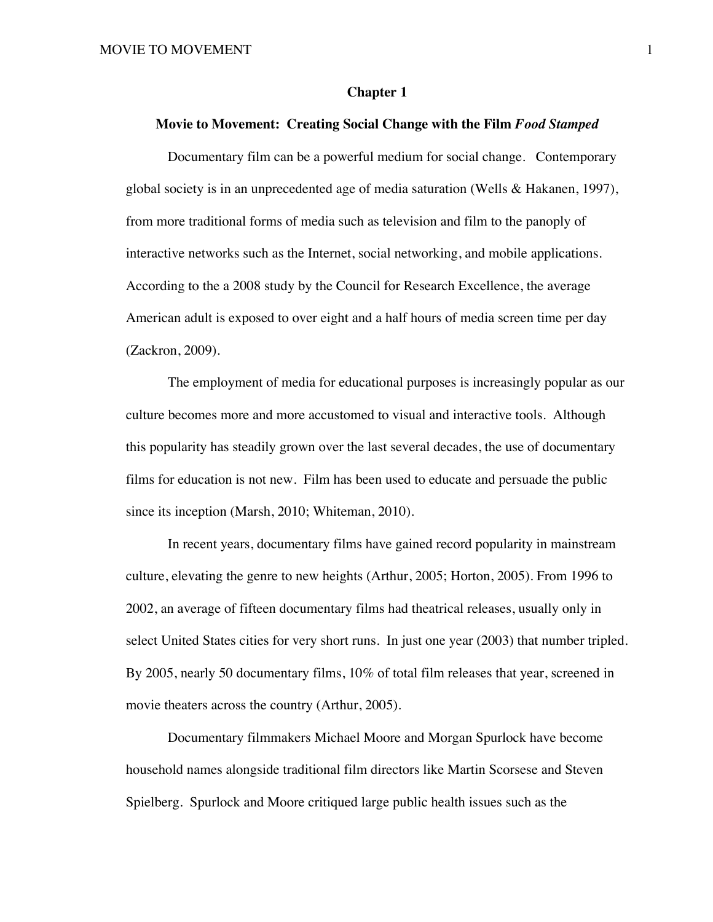# Chapter 1

## Movie to Movement: Creating Social Change with the Film *Food Stamped*

Documentary film can be a powerful medium for social change. Contemporary global society is in an unprecedented age of media saturation (Wells & Hakanen, 1997), from more traditional forms of media such as television and film to the panoply of interactive networks such as the Internet, social networking, and mobile applications. According to the a 2008 study by the Council for Research Excellence, the average American adult is exposed to over eight and a half hours of media screen time per day (Zackron, 2009).

The employment of media for educational purposes is increasingly popular as our culture becomes more and more accustomed to visual and interactive tools. Although this popularity has steadily grown over the last several decades, the use of documentary films for education is not new. Film has been used to educate and persuade the public since its inception (Marsh, 2010; Whiteman, 2010).

In recent years, documentary films have gained record popularity in mainstream culture, elevating the genre to new heights (Arthur, 2005; Horton, 2005). From 1996 to 2002, an average of fifteen documentary films had theatrical releases, usually only in select United States cities for very short runs. In just one year (2003) that number tripled. By 2005, nearly 50 documentary films, 10% of total film releases that year, screened in movie theaters across the country (Arthur, 2005).

Documentary filmmakers Michael Moore and Morgan Spurlock have become household names alongside traditional film directors like Martin Scorsese and Steven Spielberg. Spurlock and Moore critiqued large public health issues such as the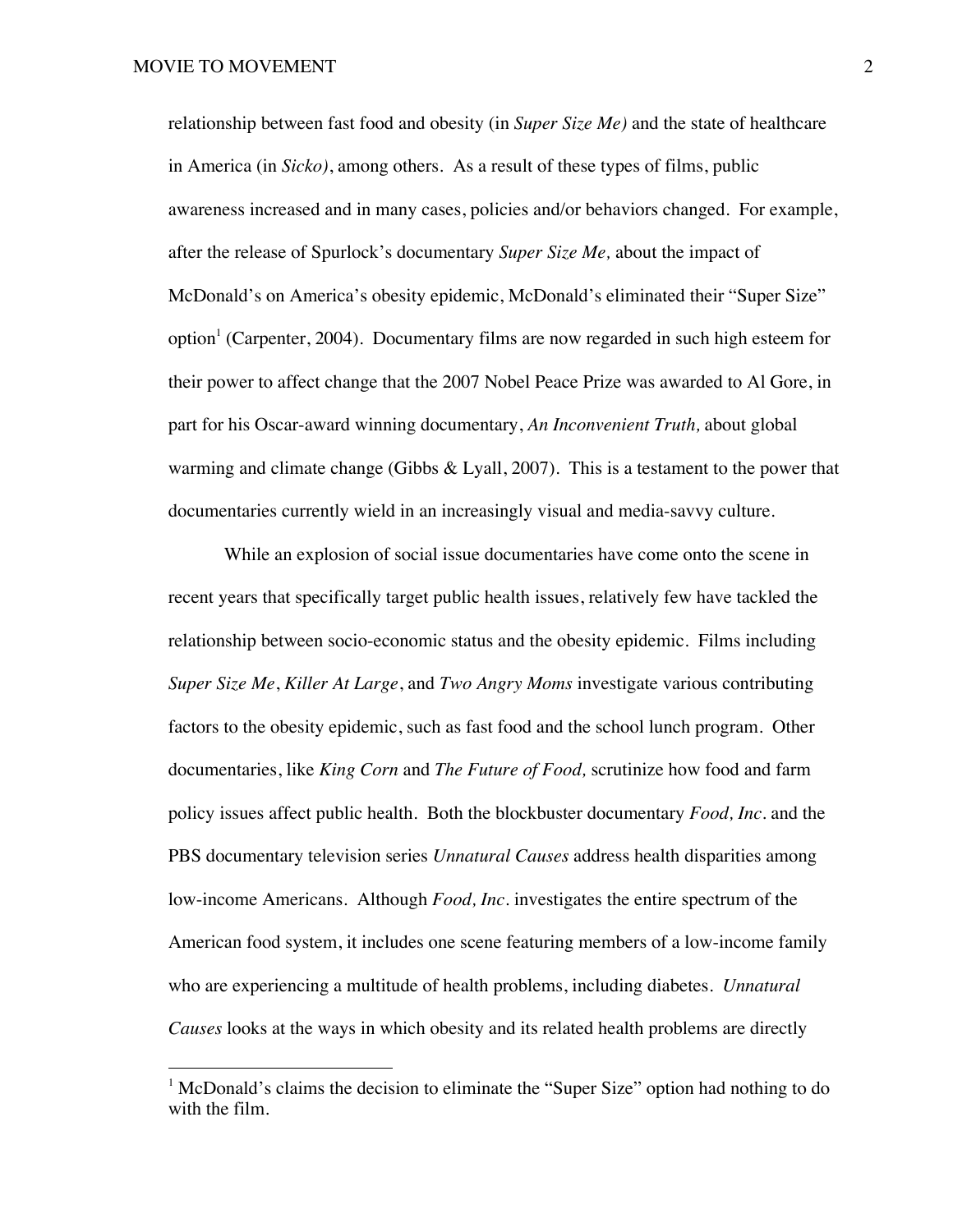relationship between fast food and obesity (in *Super Size Me)* and the state of healthcare in America (in *Sicko)*, among others. As a result of these types of films, public awareness increased and in many cases, policies and/or behaviors changed. For example, after the release of Spurlock's documentary *Super Size Me,* about the impact of McDonald's on America's obesity epidemic, McDonald's eliminated their "Super Size" option[1] (Carpenter, 2004). Documentary films are now regarded in such high esteem for their power to affect change that the 2007 Nobel Peace Prize was awarded to Al Gore, in part for his Oscar-award winning documentary, *An Inconvenient Truth,* about global warming and climate change (Gibbs & Lyall, 2007). This is a testament to the power that documentaries currently wield in an increasingly visual and media-savvy culture.

While an explosion of social issue documentaries have come onto the scene in recent years that specifically target public health issues, relatively few have tackled the relationship between socio-economic status and the obesity epidemic. Films including *Super Size Me*, *Killer At Large*, and *Two Angry Moms* investigate various contributing factors to the obesity epidemic, such as fast food and the school lunch program. Other documentaries, like *King Corn* and *The Future of Food,* scrutinize how food and farm policy issues affect public health. Both the blockbuster documentary *Food, Inc.* and the PBS documentary television series *Unnatural Causes* address health disparities among low-income Americans. Although *Food, Inc.* investigates the entire spectrum of the American food system, it includes one scene featuring members of a low-income family who are experiencing a multitude of health problems, including diabetes. *Unnatural Causes* looks at the ways in which obesity and its related health problems are directly

[1] McDonald's claims the decision to eliminate the "Super Size" option had nothing to do with the film.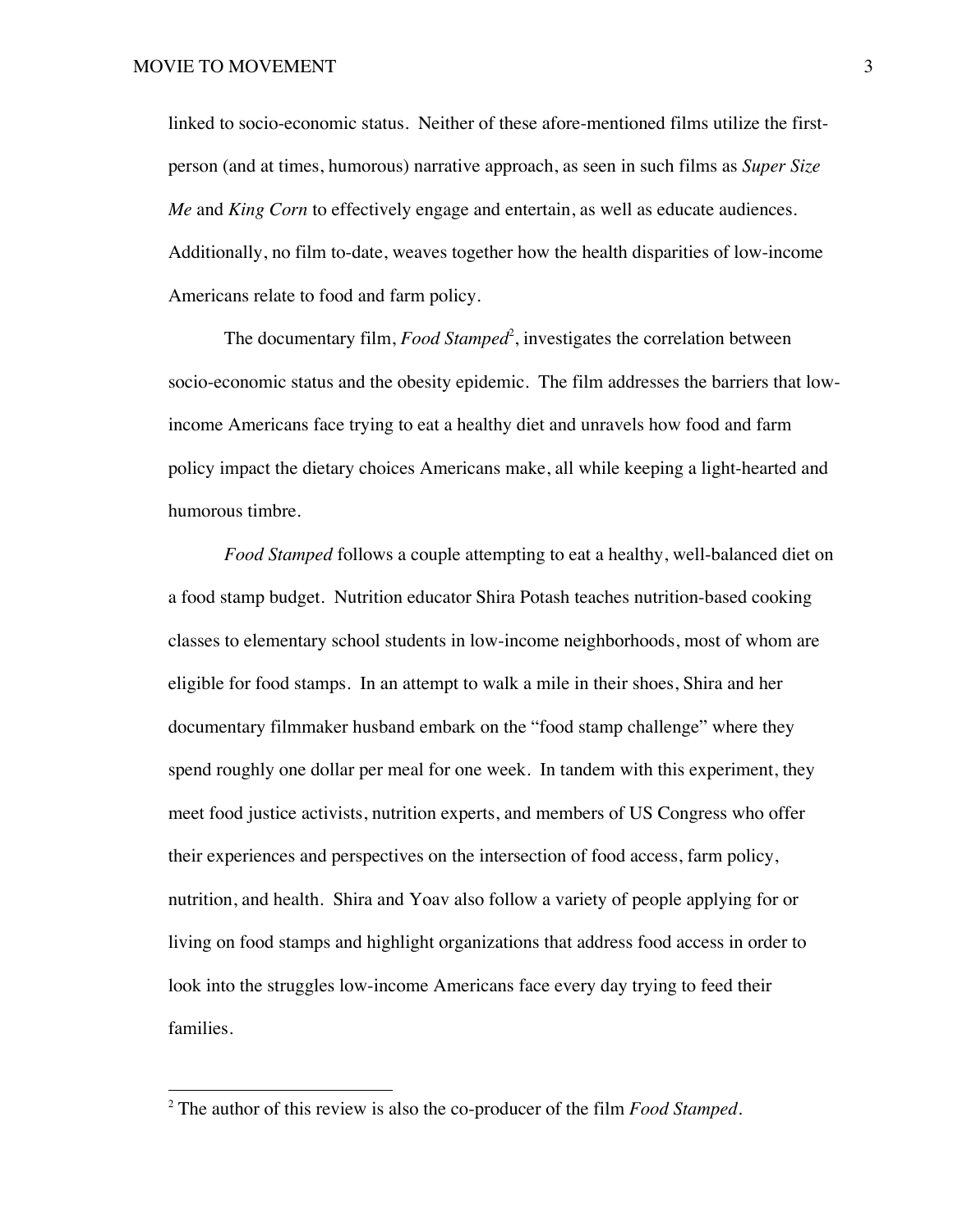linked to socio-economic status. Neither of these afore-mentioned films utilize the first-person (and at times, humorous) narrative approach, as seen in such films as *Super Size Me* and *King Corn* to effectively engage and entertain, as well as educate audiences. Additionally, no film to-date, weaves together how the health disparities of low-income Americans relate to food and farm policy.

The documentary film, *Food Stamped*[2], investigates the correlation between socio-economic status and the obesity epidemic. The film addresses the barriers that low-income Americans face trying to eat a healthy diet and unravels how food and farm policy impact the dietary choices Americans make, all while keeping a light-hearted and humorous timbre.

*Food Stamped* follows a couple attempting to eat a healthy, well-balanced diet on a food stamp budget. Nutrition educator Shira Potash teaches nutrition-based cooking classes to elementary school students in low-income neighborhoods, most of whom are eligible for food stamps. In an attempt to walk a mile in their shoes, Shira and her documentary filmmaker husband embark on the "food stamp challenge" where they spend roughly one dollar per meal for one week. In tandem with this experiment, they meet food justice activists, nutrition experts, and members of US Congress who offer their experiences and perspectives on the intersection of food access, farm policy, nutrition, and health. Shira and Yoav also follow a variety of people applying for or living on food stamps and highlight organizations that address food access in order to look into the struggles low-income Americans face every day trying to feed their families.

---

[2] The author of this review is also the co-producer of the film *Food Stamped*.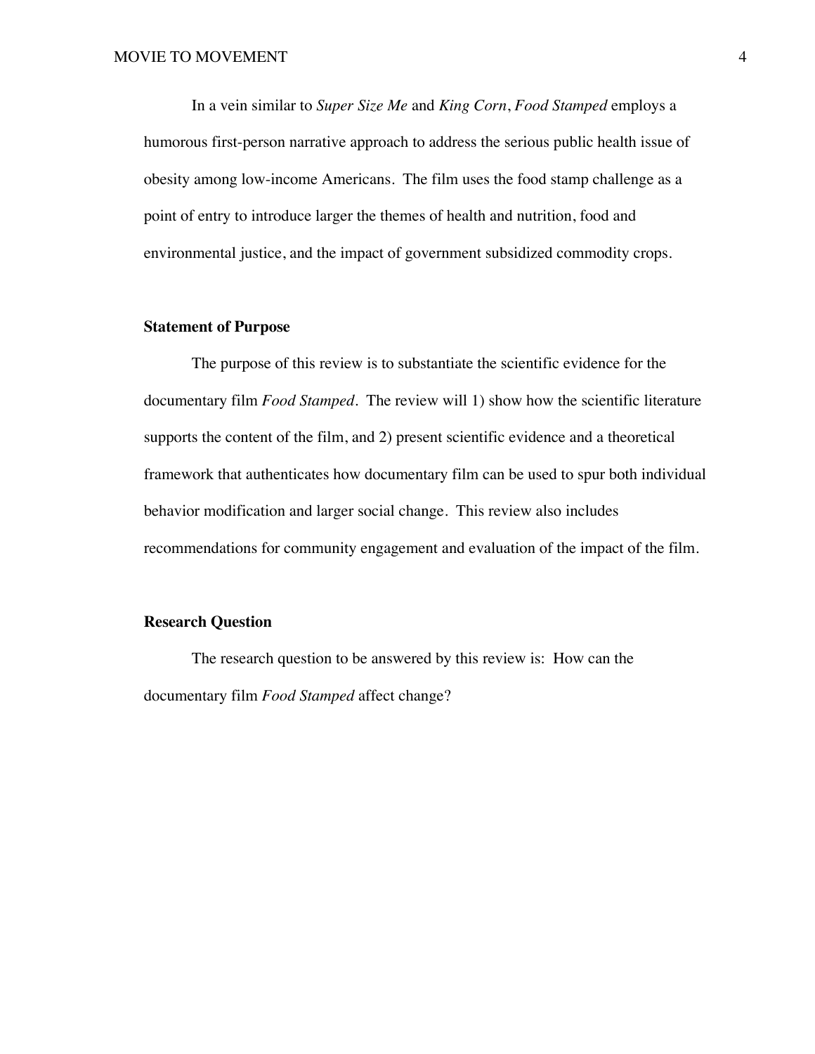In a vein similar to *Super Size Me* and *King Corn*, *Food Stamped* employs a humorous first-person narrative approach to address the serious public health issue of obesity among low-income Americans. The film uses the food stamp challenge as a point of entry to introduce larger the themes of health and nutrition, food and environmental justice, and the impact of government subsidized commodity crops.

**Statement of Purpose**

The purpose of this review is to substantiate the scientific evidence for the documentary film *Food Stamped*. The review will 1) show how the scientific literature supports the content of the film, and 2) present scientific evidence and a theoretical framework that authenticates how documentary film can be used to spur both individual behavior modification and larger social change. This review also includes recommendations for community engagement and evaluation of the impact of the film.

**Research Question**

The research question to be answered by this review is: How can the documentary film *Food Stamped* affect change?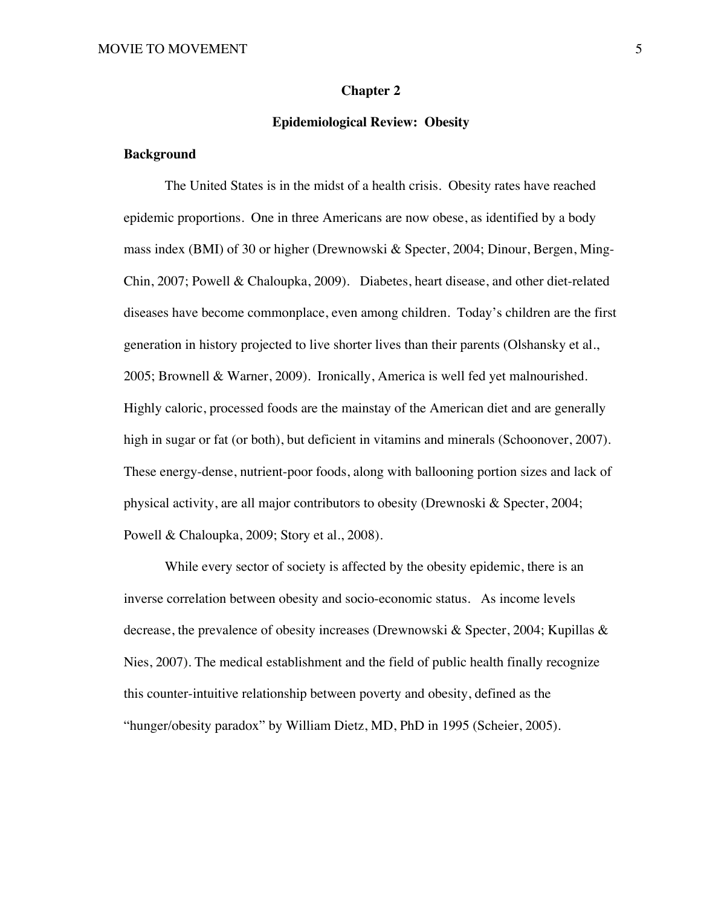## Chapter 2

## Epidemiological Review: Obesity

### Background

The United States is in the midst of a health crisis. Obesity rates have reached epidemic proportions. One in three Americans are now obese, as identified by a body mass index (BMI) of 30 or higher (Drewnowski & Specter, 2004; Dinour, Bergen, Ming-Chin, 2007; Powell & Chaloupka, 2009). Diabetes, heart disease, and other diet-related diseases have become commonplace, even among children. Today's children are the first generation in history projected to live shorter lives than their parents (Olshansky et al., 2005; Brownell & Warner, 2009). Ironically, America is well fed yet malnourished. Highly caloric, processed foods are the mainstay of the American diet and are generally high in sugar or fat (or both), but deficient in vitamins and minerals (Schoonover, 2007). These energy-dense, nutrient-poor foods, along with ballooning portion sizes and lack of physical activity, are all major contributors to obesity (Drewnoski & Specter, 2004; Powell & Chaloupka, 2009; Story et al., 2008).

While every sector of society is affected by the obesity epidemic, there is an inverse correlation between obesity and socio-economic status. As income levels decrease, the prevalence of obesity increases (Drewnowski & Specter, 2004; Kupillas & Nies, 2007). The medical establishment and the field of public health finally recognize this counter-intuitive relationship between poverty and obesity, defined as the "hunger/obesity paradox" by William Dietz, MD, PhD in 1995 (Scheier, 2005).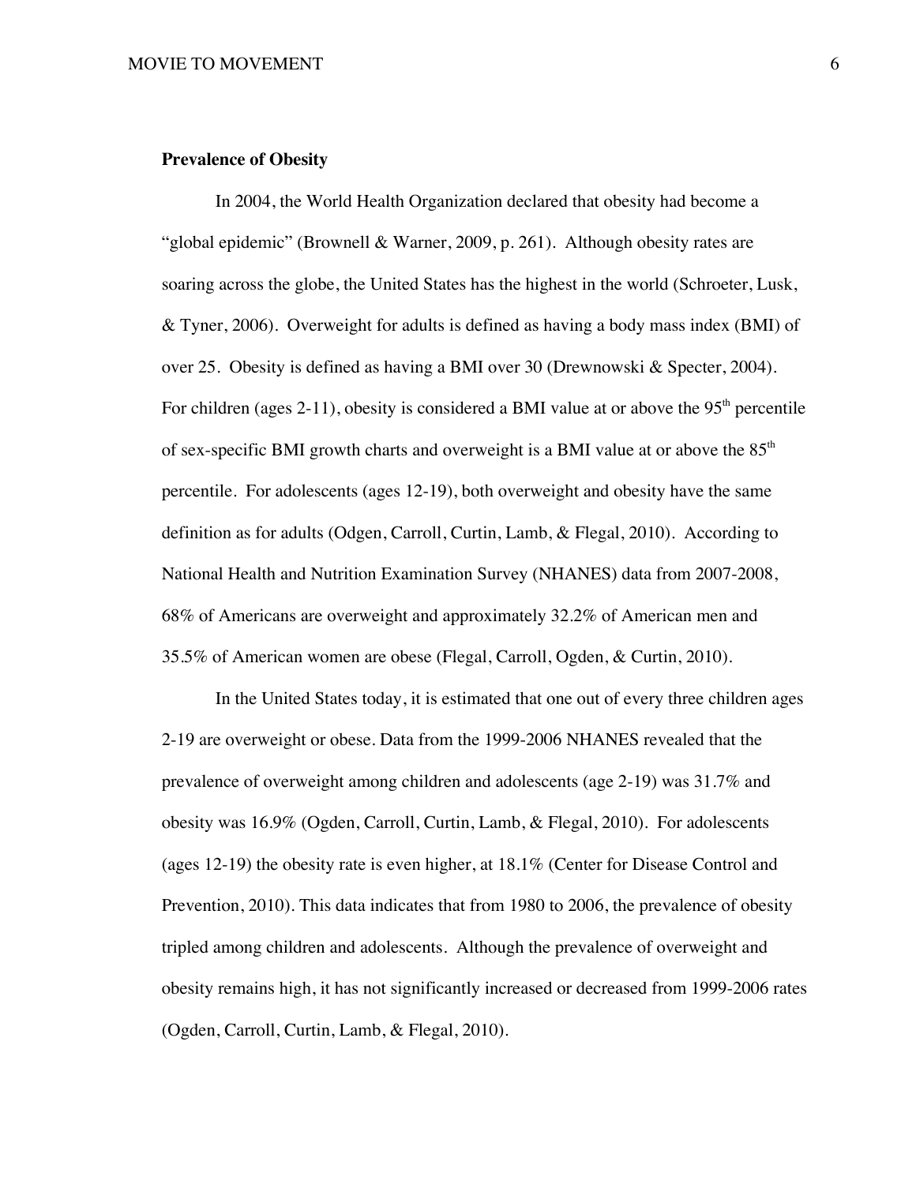**Prevalence of Obesity**

In 2004, the World Health Organization declared that obesity had become a "global epidemic" (Brownell & Warner, 2009, p. 261). Although obesity rates are soaring across the globe, the United States has the highest in the world (Schroeter, Lusk, & Tyner, 2006). Overweight for adults is defined as having a body mass index (BMI) of over 25. Obesity is defined as having a BMI over 30 (Drewnowski & Specter, 2004). For children (ages 2-11), obesity is considered a BMI value at or above the 95th percentile of sex-specific BMI growth charts and overweight is a BMI value at or above the 85th percentile. For adolescents (ages 12-19), both overweight and obesity have the same definition as for adults (Odgen, Carroll, Curtin, Lamb, & Flegal, 2010). According to National Health and Nutrition Examination Survey (NHANES) data from 2007-2008, 68% of Americans are overweight and approximately 32.2% of American men and 35.5% of American women are obese (Flegal, Carroll, Ogden, & Curtin, 2010).

In the United States today, it is estimated that one out of every three children ages 2-19 are overweight or obese. Data from the 1999-2006 NHANES revealed that the prevalence of overweight among children and adolescents (age 2-19) was 31.7% and obesity was 16.9% (Ogden, Carroll, Curtin, Lamb, & Flegal, 2010). For adolescents (ages 12-19) the obesity rate is even higher, at 18.1% (Center for Disease Control and Prevention, 2010). This data indicates that from 1980 to 2006, the prevalence of obesity tripled among children and adolescents. Although the prevalence of overweight and obesity remains high, it has not significantly increased or decreased from 1999-2006 rates (Ogden, Carroll, Curtin, Lamb, & Flegal, 2010).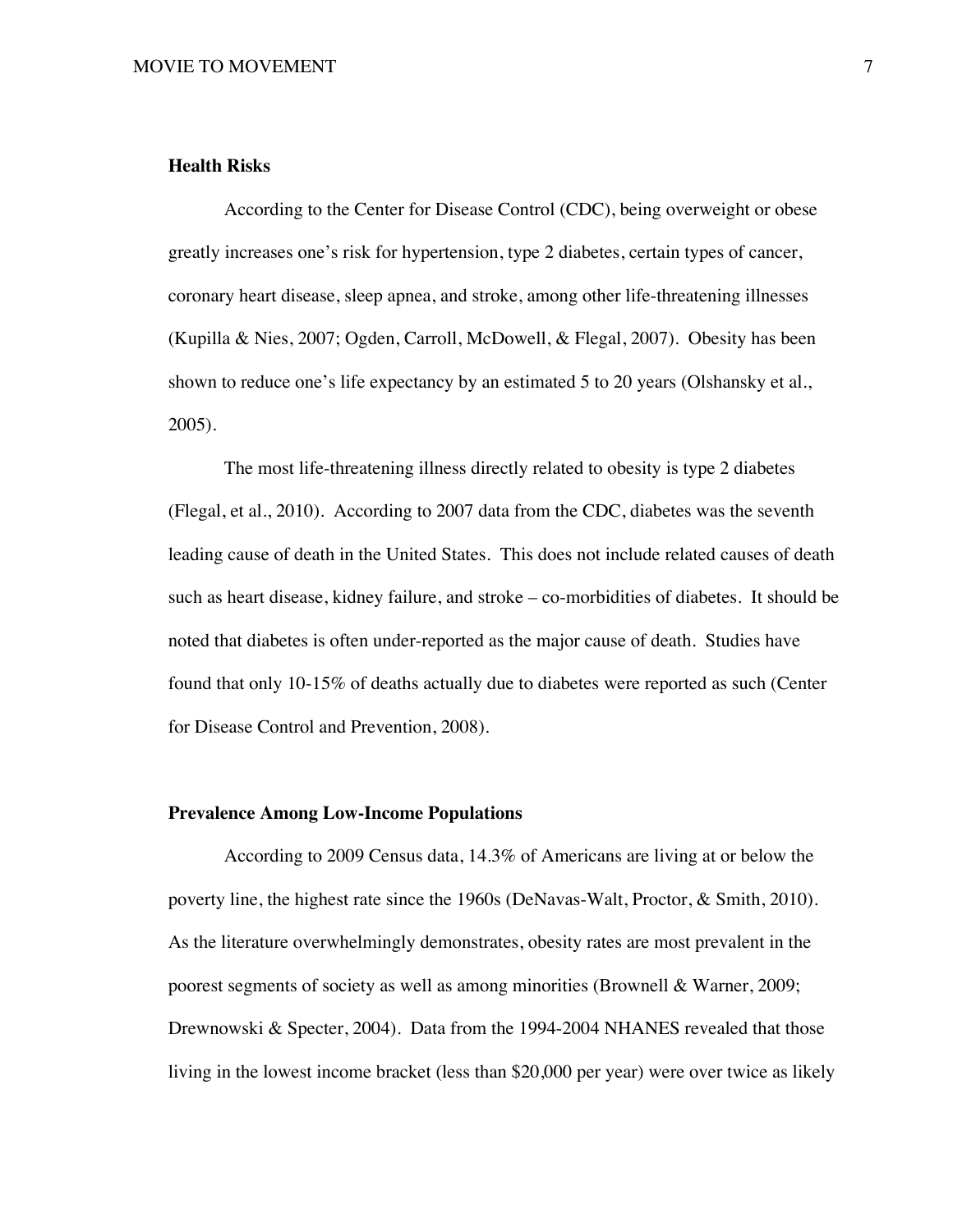## Health Risks

According to the Center for Disease Control (CDC), being overweight or obese greatly increases one's risk for hypertension, type 2 diabetes, certain types of cancer, coronary heart disease, sleep apnea, and stroke, among other life-threatening illnesses (Kupilla & Nies, 2007; Ogden, Carroll, McDowell, & Flegal, 2007). Obesity has been shown to reduce one's life expectancy by an estimated 5 to 20 years (Olshansky et al., 2005).

The most life-threatening illness directly related to obesity is type 2 diabetes (Flegal, et al., 2010). According to 2007 data from the CDC, diabetes was the seventh leading cause of death in the United States. This does not include related causes of death such as heart disease, kidney failure, and stroke – co-morbidities of diabetes. It should be noted that diabetes is often under-reported as the major cause of death. Studies have found that only 10-15% of deaths actually due to diabetes were reported as such (Center for Disease Control and Prevention, 2008).

## Prevalence Among Low-Income Populations

According to 2009 Census data, 14.3% of Americans are living at or below the poverty line, the highest rate since the 1960s (DeNavas-Walt, Proctor, & Smith, 2010). As the literature overwhelmingly demonstrates, obesity rates are most prevalent in the poorest segments of society as well as among minorities (Brownell & Warner, 2009; Drewnowski & Specter, 2004). Data from the 1994-2004 NHANES revealed that those living in the lowest income bracket (less than $20,000 per year) were over twice as likely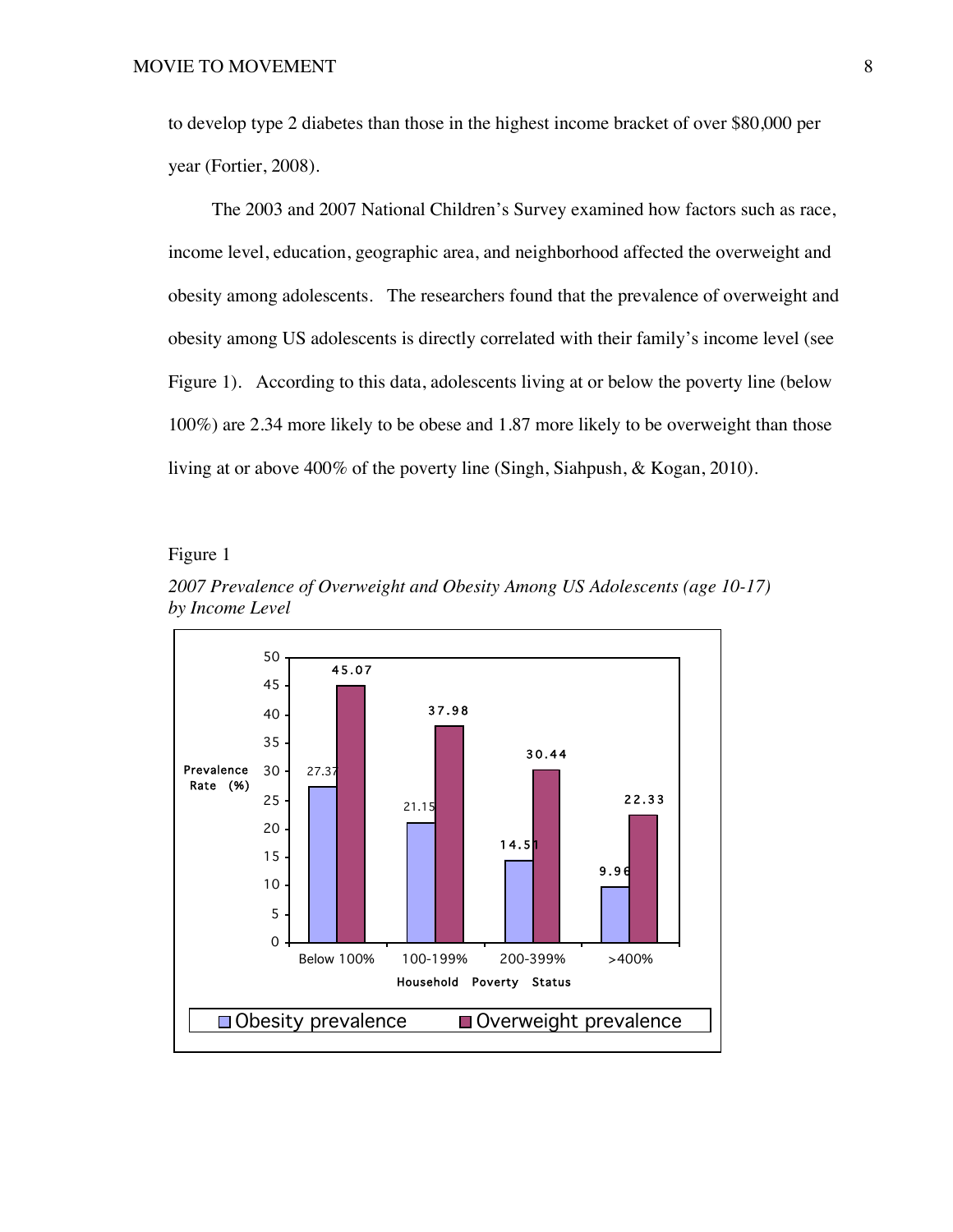to develop type 2 diabetes than those in the highest income bracket of over $80,000 per year (Fortier, 2008).

The 2003 and 2007 National Children's Survey examined how factors such as race, income level, education, geographic area, and neighborhood affected the overweight and obesity among adolescents. The researchers found that the prevalence of overweight and obesity among US adolescents is directly correlated with their family's income level (see Figure 1). According to this data, adolescents living at or below the poverty line (below 100%) are 2.34 more likely to be obese and 1.87 more likely to be overweight than those living at or above 400% of the poverty line (Singh, Siahpush, & Kogan, 2010).

Figure 1

*2007 Prevalence of Overweight and Obesity Among US Adolescents (age 10-17) by Income Level*

| Household Poverty Status | Obesity prevalence | Overweight prevalence |
|---|---|---|
| Below 100% | 27.37 | 45.07 |
| 100-199% | 21.15 | 37.98 |
| 200-399% | 14.51 | 30.44 |
| >400% | 9.96 | 22.33 |

Prevalence Rate (%)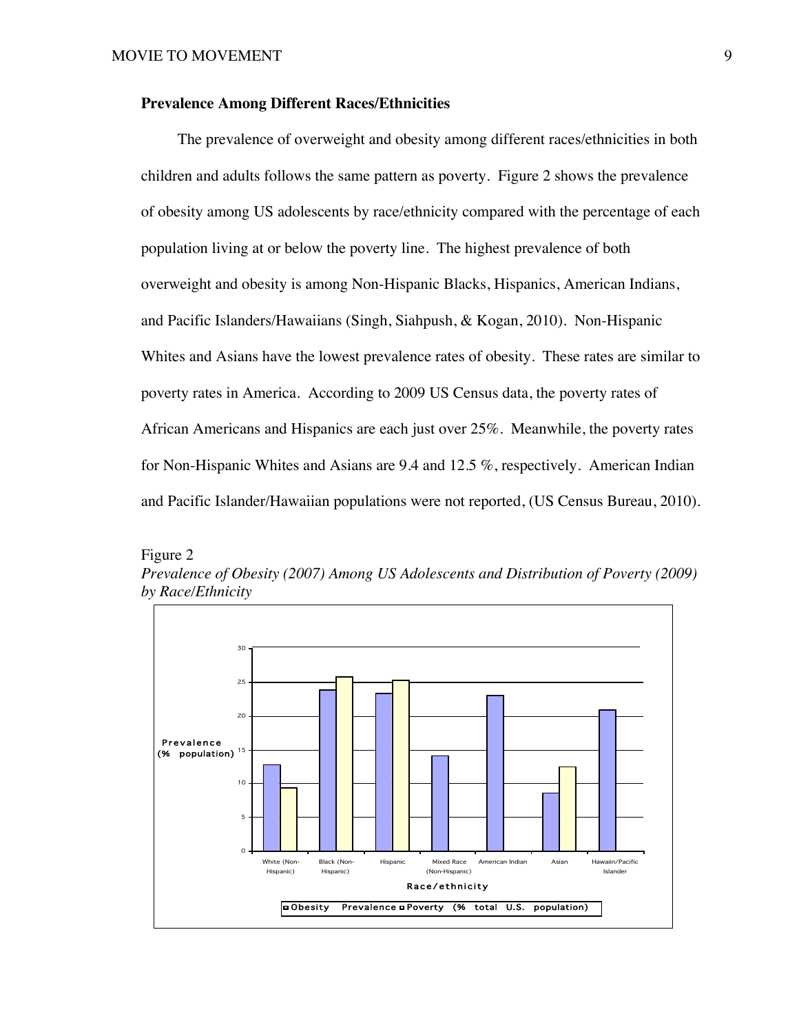### Prevalence Among Different Races/Ethnicities

The prevalence of overweight and obesity among different races/ethnicities in both children and adults follows the same pattern as poverty. Figure 2 shows the prevalence of obesity among US adolescents by race/ethnicity compared with the percentage of each population living at or below the poverty line. The highest prevalence of both overweight and obesity is among Non-Hispanic Blacks, Hispanics, American Indians, and Pacific Islanders/Hawaiians (Singh, Siahpush, & Kogan, 2010). Non-Hispanic Whites and Asians have the lowest prevalence rates of obesity. These rates are similar to poverty rates in America. According to 2009 US Census data, the poverty rates of African Americans and Hispanics are each just over 25%. Meanwhile, the poverty rates for Non-Hispanic Whites and Asians are 9.4 and 12.5 %, respectively. American Indian and Pacific Islander/Hawaiian populations were not reported, (US Census Bureau, 2010).

Figure 2

*Prevalence of Obesity (2007) Among US Adolescents and Distribution of Poverty (2009) by Race/Ethnicity*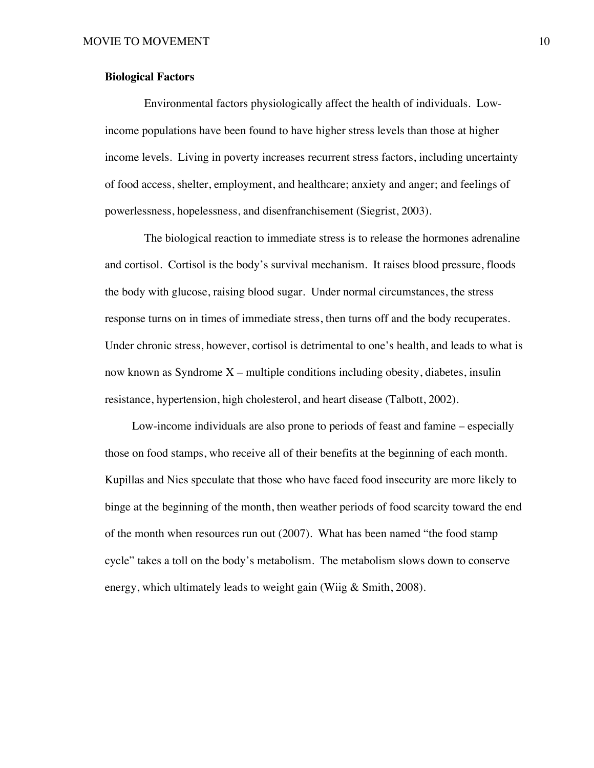**Biological Factors**

Environmental factors physiologically affect the health of individuals. Low-income populations have been found to have higher stress levels than those at higher income levels. Living in poverty increases recurrent stress factors, including uncertainty of food access, shelter, employment, and healthcare; anxiety and anger; and feelings of powerlessness, hopelessness, and disenfranchisement (Siegrist, 2003).

The biological reaction to immediate stress is to release the hormones adrenaline and cortisol. Cortisol is the body's survival mechanism. It raises blood pressure, floods the body with glucose, raising blood sugar. Under normal circumstances, the stress response turns on in times of immediate stress, then turns off and the body recuperates. Under chronic stress, however, cortisol is detrimental to one's health, and leads to what is now known as Syndrome X – multiple conditions including obesity, diabetes, insulin resistance, hypertension, high cholesterol, and heart disease (Talbott, 2002).

Low-income individuals are also prone to periods of feast and famine – especially those on food stamps, who receive all of their benefits at the beginning of each month. Kupillas and Nies speculate that those who have faced food insecurity are more likely to binge at the beginning of the month, then weather periods of food scarcity toward the end of the month when resources run out (2007). What has been named "the food stamp cycle" takes a toll on the body's metabolism. The metabolism slows down to conserve energy, which ultimately leads to weight gain (Wiig & Smith, 2008).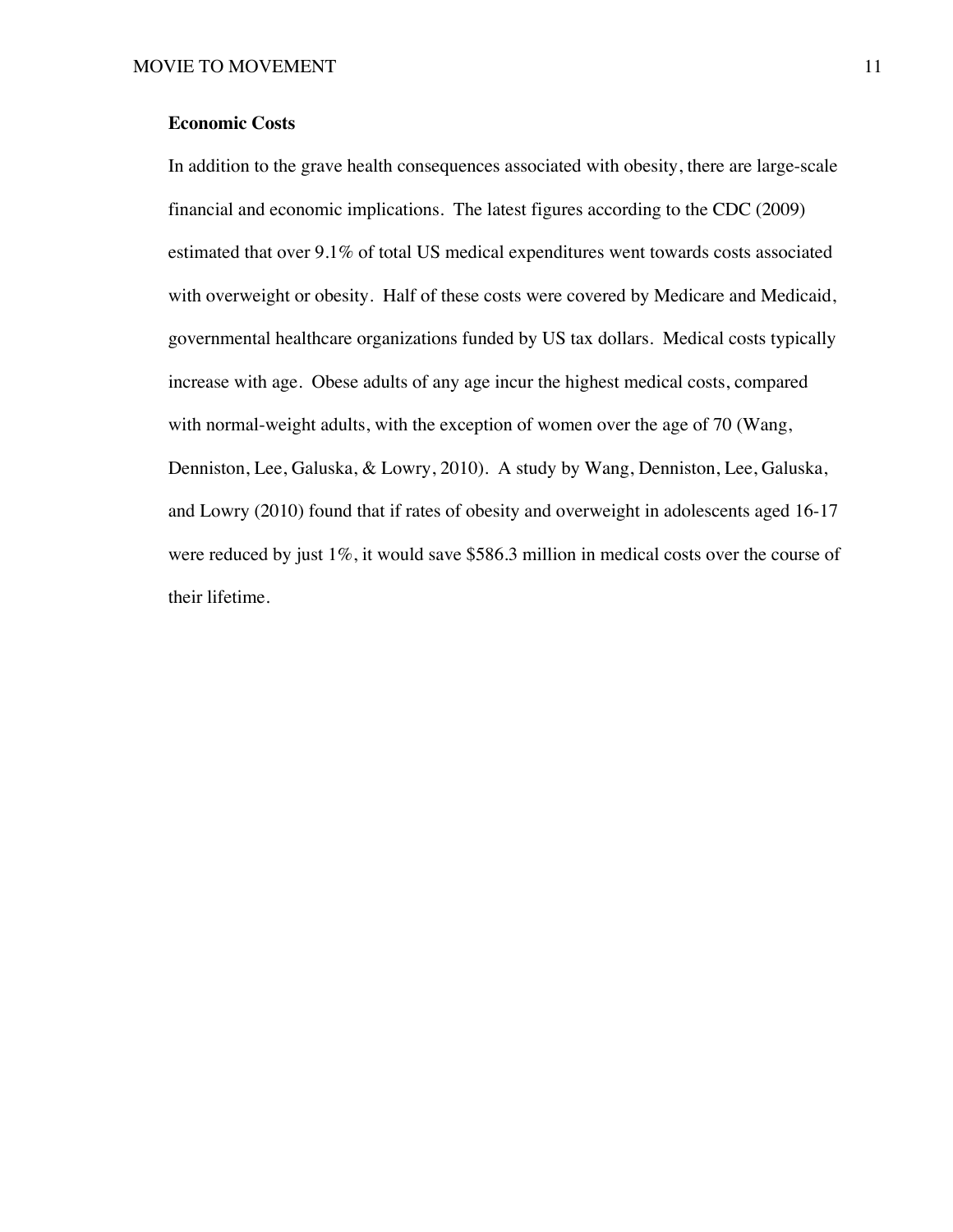## Economic Costs

In addition to the grave health consequences associated with obesity, there are large-scale financial and economic implications. The latest figures according to the CDC (2009) estimated that over 9.1% of total US medical expenditures went towards costs associated with overweight or obesity. Half of these costs were covered by Medicare and Medicaid, governmental healthcare organizations funded by US tax dollars. Medical costs typically increase with age. Obese adults of any age incur the highest medical costs, compared with normal-weight adults, with the exception of women over the age of 70 (Wang, Denniston, Lee, Galuska, & Lowry, 2010). A study by Wang, Denniston, Lee, Galuska, and Lowry (2010) found that if rates of obesity and overweight in adolescents aged 16-17 were reduced by just 1%, it would save $586.3 million in medical costs over the course of their lifetime.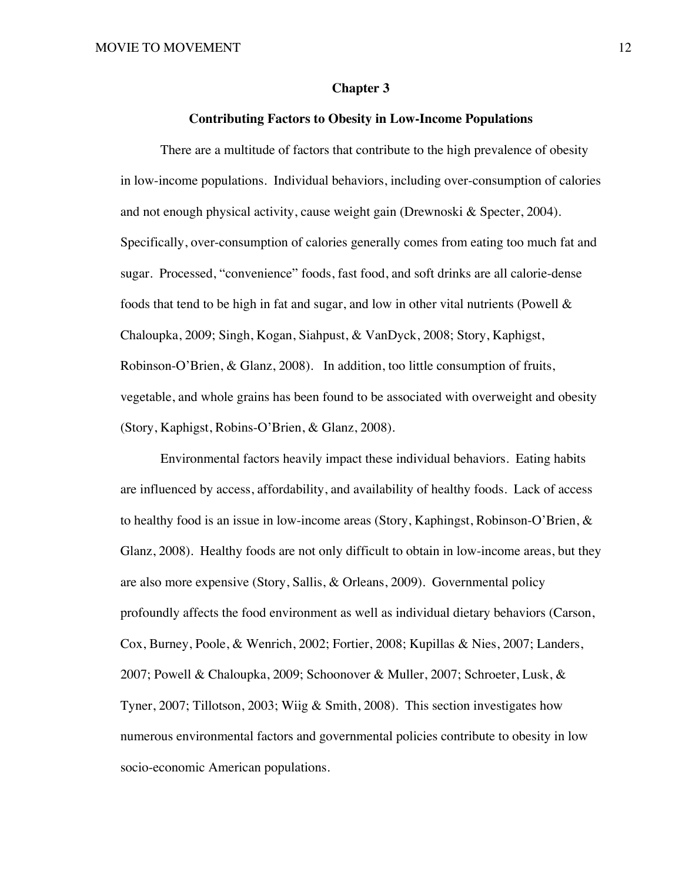# Chapter 3

## Contributing Factors to Obesity in Low-Income Populations

There are a multitude of factors that contribute to the high prevalence of obesity in low-income populations. Individual behaviors, including over-consumption of calories and not enough physical activity, cause weight gain (Drewnoski & Specter, 2004). Specifically, over-consumption of calories generally comes from eating too much fat and sugar. Processed, "convenience" foods, fast food, and soft drinks are all calorie-dense foods that tend to be high in fat and sugar, and low in other vital nutrients (Powell & Chaloupka, 2009; Singh, Kogan, Siahpust, & VanDyck, 2008; Story, Kaphigst, Robinson-O'Brien, & Glanz, 2008). In addition, too little consumption of fruits, vegetable, and whole grains has been found to be associated with overweight and obesity (Story, Kaphigst, Robins-O'Brien, & Glanz, 2008).

Environmental factors heavily impact these individual behaviors. Eating habits are influenced by access, affordability, and availability of healthy foods. Lack of access to healthy food is an issue in low-income areas (Story, Kaphingst, Robinson-O'Brien, & Glanz, 2008). Healthy foods are not only difficult to obtain in low-income areas, but they are also more expensive (Story, Sallis, & Orleans, 2009). Governmental policy profoundly affects the food environment as well as individual dietary behaviors (Carson, Cox, Burney, Poole, & Wenrich, 2002; Fortier, 2008; Kupillas & Nies, 2007; Landers, 2007; Powell & Chaloupka, 2009; Schoonover & Muller, 2007; Schroeter, Lusk, & Tyner, 2007; Tillotson, 2003; Wiig & Smith, 2008). This section investigates how numerous environmental factors and governmental policies contribute to obesity in low socio-economic American populations.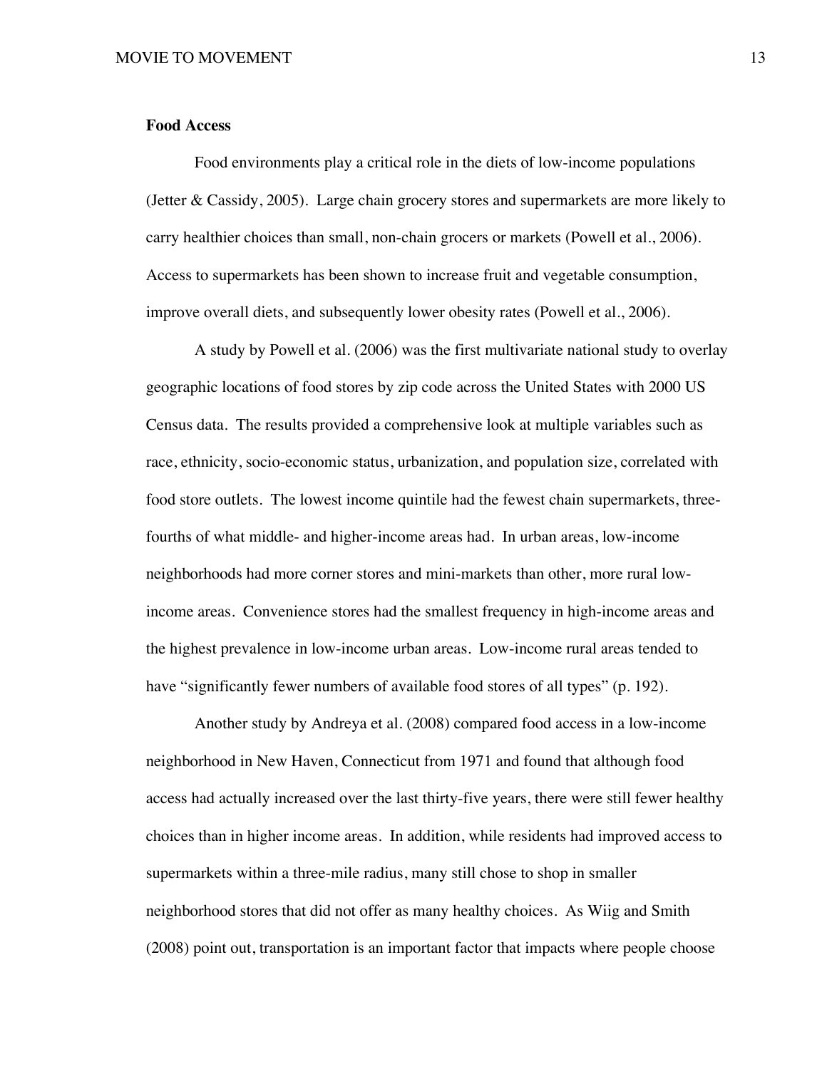**Food Access**

Food environments play a critical role in the diets of low-income populations (Jetter & Cassidy, 2005). Large chain grocery stores and supermarkets are more likely to carry healthier choices than small, non-chain grocers or markets (Powell et al., 2006). Access to supermarkets has been shown to increase fruit and vegetable consumption, improve overall diets, and subsequently lower obesity rates (Powell et al., 2006).

A study by Powell et al. (2006) was the first multivariate national study to overlay geographic locations of food stores by zip code across the United States with 2000 US Census data. The results provided a comprehensive look at multiple variables such as race, ethnicity, socio-economic status, urbanization, and population size, correlated with food store outlets. The lowest income quintile had the fewest chain supermarkets, three-fourths of what middle- and higher-income areas had. In urban areas, low-income neighborhoods had more corner stores and mini-markets than other, more rural low-income areas. Convenience stores had the smallest frequency in high-income areas and the highest prevalence in low-income urban areas. Low-income rural areas tended to have "significantly fewer numbers of available food stores of all types" (p. 192).

Another study by Andreya et al. (2008) compared food access in a low-income neighborhood in New Haven, Connecticut from 1971 and found that although food access had actually increased over the last thirty-five years, there were still fewer healthy choices than in higher income areas. In addition, while residents had improved access to supermarkets within a three-mile radius, many still chose to shop in smaller neighborhood stores that did not offer as many healthy choices. As Wiig and Smith (2008) point out, transportation is an important factor that impacts where people choose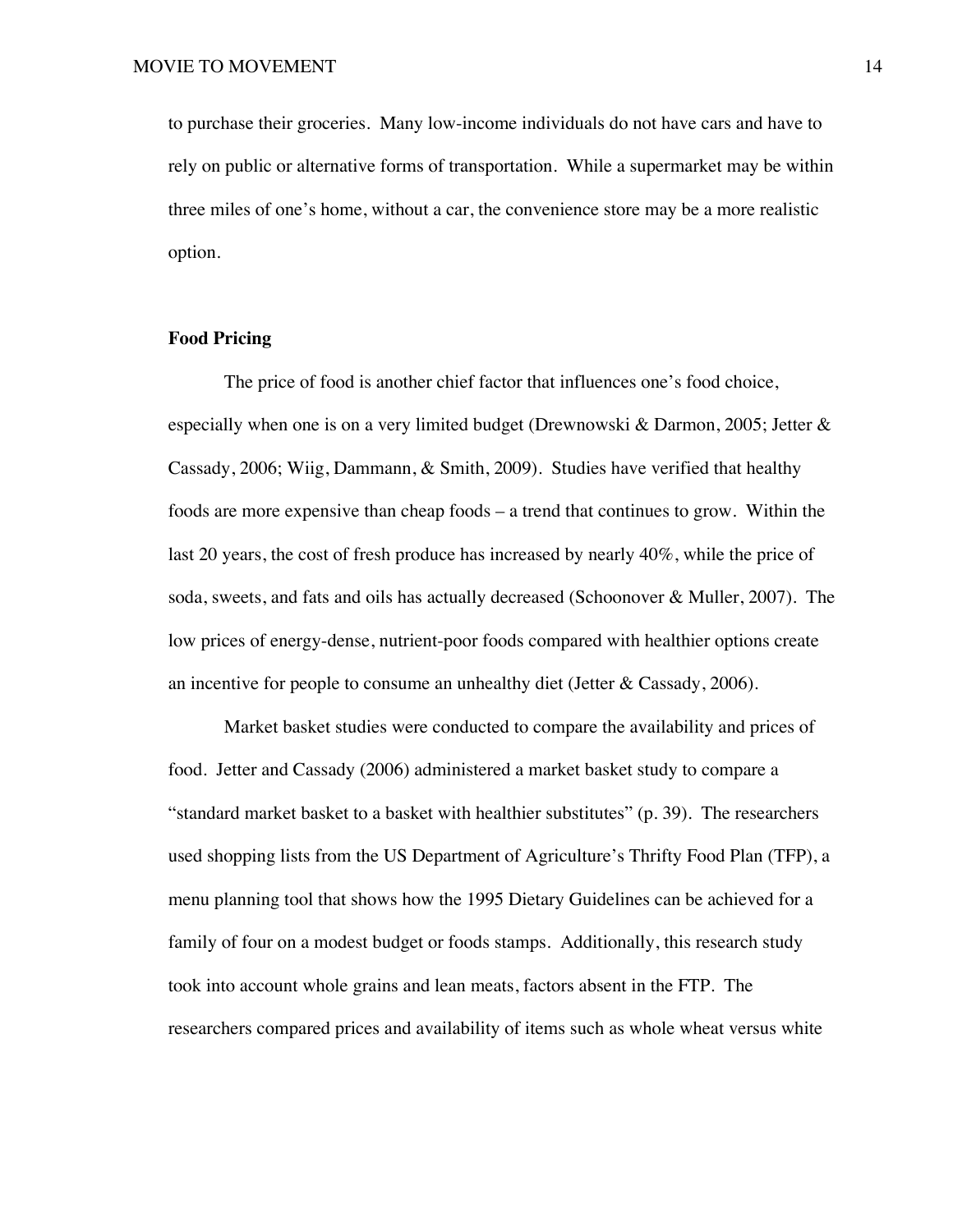to purchase their groceries. Many low-income individuals do not have cars and have to rely on public or alternative forms of transportation. While a supermarket may be within three miles of one's home, without a car, the convenience store may be a more realistic option.

**Food Pricing**

The price of food is another chief factor that influences one's food choice, especially when one is on a very limited budget (Drewnowski & Darmon, 2005; Jetter & Cassady, 2006; Wiig, Dammann, & Smith, 2009). Studies have verified that healthy foods are more expensive than cheap foods – a trend that continues to grow. Within the last 20 years, the cost of fresh produce has increased by nearly 40%, while the price of soda, sweets, and fats and oils has actually decreased (Schoonover & Muller, 2007). The low prices of energy-dense, nutrient-poor foods compared with healthier options create an incentive for people to consume an unhealthy diet (Jetter & Cassady, 2006).

Market basket studies were conducted to compare the availability and prices of food. Jetter and Cassady (2006) administered a market basket study to compare a "standard market basket to a basket with healthier substitutes" (p. 39). The researchers used shopping lists from the US Department of Agriculture's Thrifty Food Plan (TFP), a menu planning tool that shows how the 1995 Dietary Guidelines can be achieved for a family of four on a modest budget or foods stamps. Additionally, this research study took into account whole grains and lean meats, factors absent in the FTP. The researchers compared prices and availability of items such as whole wheat versus white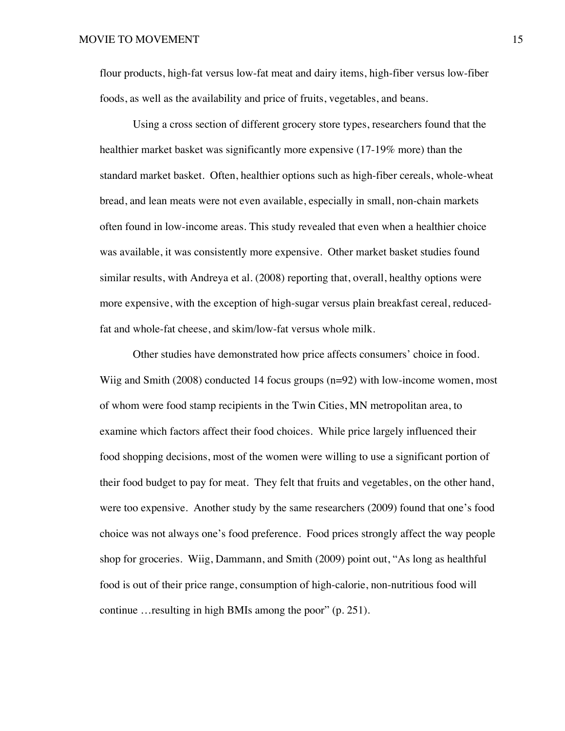flour products, high-fat versus low-fat meat and dairy items, high-fiber versus low-fiber foods, as well as the availability and price of fruits, vegetables, and beans.

Using a cross section of different grocery store types, researchers found that the healthier market basket was significantly more expensive (17-19% more) than the standard market basket. Often, healthier options such as high-fiber cereals, whole-wheat bread, and lean meats were not even available, especially in small, non-chain markets often found in low-income areas. This study revealed that even when a healthier choice was available, it was consistently more expensive. Other market basket studies found similar results, with Andreya et al. (2008) reporting that, overall, healthy options were more expensive, with the exception of high-sugar versus plain breakfast cereal, reduced-fat and whole-fat cheese, and skim/low-fat versus whole milk.

Other studies have demonstrated how price affects consumers' choice in food. Wiig and Smith (2008) conducted 14 focus groups (n=92) with low-income women, most of whom were food stamp recipients in the Twin Cities, MN metropolitan area, to examine which factors affect their food choices. While price largely influenced their food shopping decisions, most of the women were willing to use a significant portion of their food budget to pay for meat. They felt that fruits and vegetables, on the other hand, were too expensive. Another study by the same researchers (2009) found that one's food choice was not always one's food preference. Food prices strongly affect the way people shop for groceries. Wiig, Dammann, and Smith (2009) point out, "As long as healthful food is out of their price range, consumption of high-calorie, non-nutritious food will continue …resulting in high BMIs among the poor" (p. 251).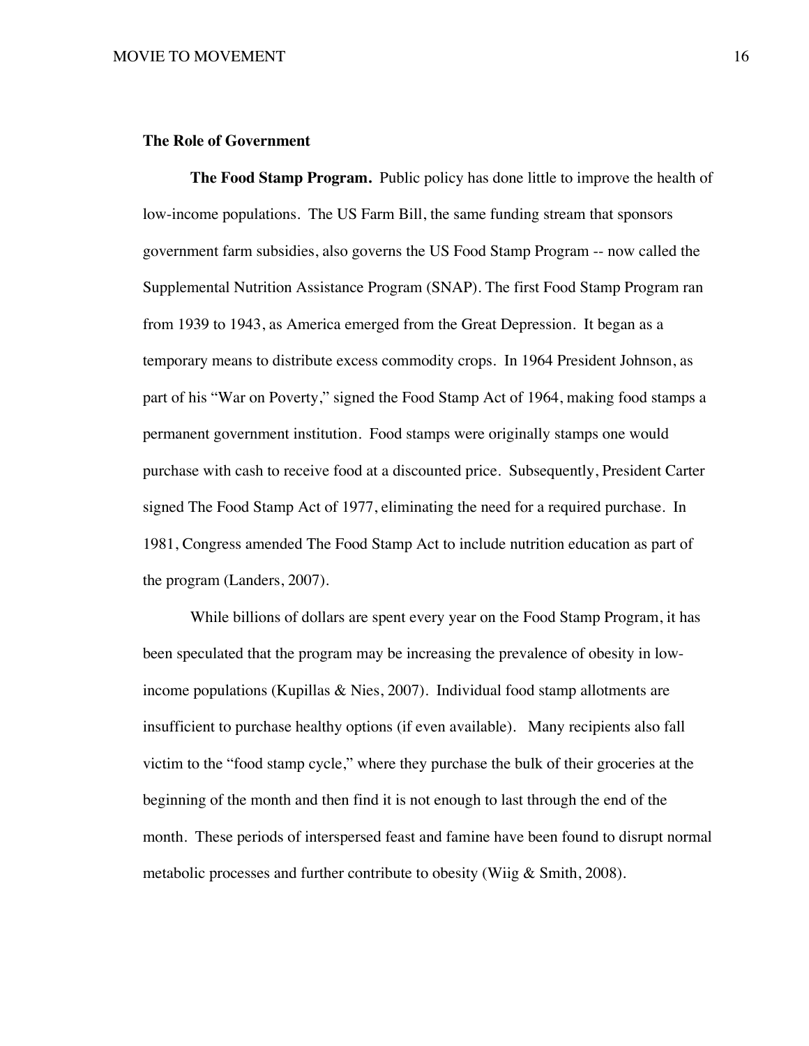## The Role of Government

**The Food Stamp Program.** Public policy has done little to improve the health of low-income populations. The US Farm Bill, the same funding stream that sponsors government farm subsidies, also governs the US Food Stamp Program -- now called the Supplemental Nutrition Assistance Program (SNAP). The first Food Stamp Program ran from 1939 to 1943, as America emerged from the Great Depression. It began as a temporary means to distribute excess commodity crops. In 1964 President Johnson, as part of his "War on Poverty," signed the Food Stamp Act of 1964, making food stamps a permanent government institution. Food stamps were originally stamps one would purchase with cash to receive food at a discounted price. Subsequently, President Carter signed The Food Stamp Act of 1977, eliminating the need for a required purchase. In 1981, Congress amended The Food Stamp Act to include nutrition education as part of the program (Landers, 2007).

While billions of dollars are spent every year on the Food Stamp Program, it has been speculated that the program may be increasing the prevalence of obesity in low-income populations (Kupillas & Nies, 2007). Individual food stamp allotments are insufficient to purchase healthy options (if even available). Many recipients also fall victim to the "food stamp cycle," where they purchase the bulk of their groceries at the beginning of the month and then find it is not enough to last through the end of the month. These periods of interspersed feast and famine have been found to disrupt normal metabolic processes and further contribute to obesity (Wiig & Smith, 2008).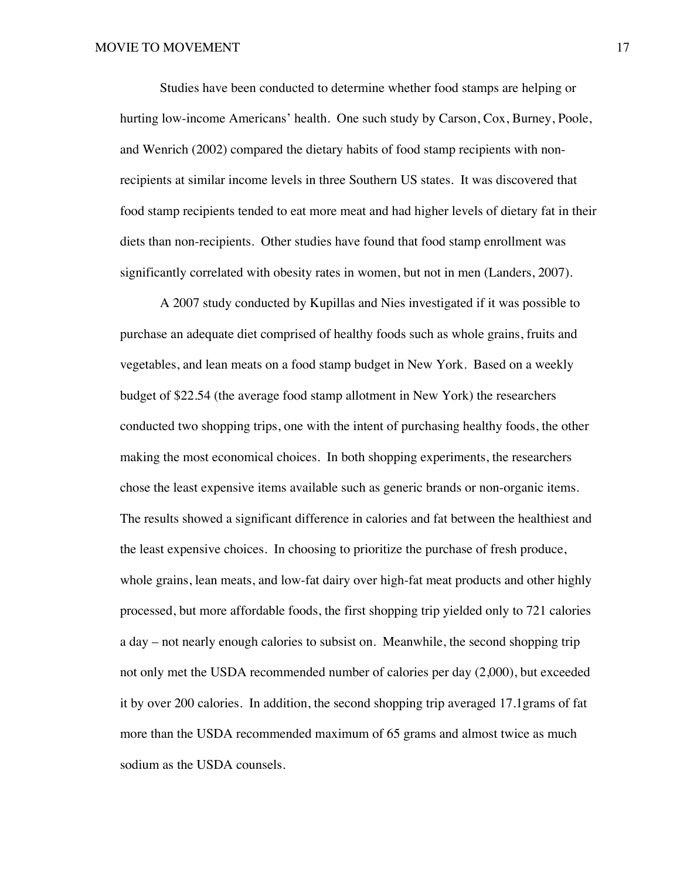Studies have been conducted to determine whether food stamps are helping or hurting low-income Americans' health. One such study by Carson, Cox, Burney, Poole, and Wenrich (2002) compared the dietary habits of food stamp recipients with non-recipients at similar income levels in three Southern US states. It was discovered that food stamp recipients tended to eat more meat and had higher levels of dietary fat in their diets than non-recipients. Other studies have found that food stamp enrollment was significantly correlated with obesity rates in women, but not in men (Landers, 2007).

A 2007 study conducted by Kupillas and Nies investigated if it was possible to purchase an adequate diet comprised of healthy foods such as whole grains, fruits and vegetables, and lean meats on a food stamp budget in New York. Based on a weekly budget of $22.54 (the average food stamp allotment in New York) the researchers conducted two shopping trips, one with the intent of purchasing healthy foods, the other making the most economical choices. In both shopping experiments, the researchers chose the least expensive items available such as generic brands or non-organic items. The results showed a significant difference in calories and fat between the healthiest and the least expensive choices. In choosing to prioritize the purchase of fresh produce, whole grains, lean meats, and low-fat dairy over high-fat meat products and other highly processed, but more affordable foods, the first shopping trip yielded only to 721 calories a day – not nearly enough calories to subsist on. Meanwhile, the second shopping trip not only met the USDA recommended number of calories per day (2,000), but exceeded it by over 200 calories. In addition, the second shopping trip averaged 17.1grams of fat more than the USDA recommended maximum of 65 grams and almost twice as much sodium as the USDA counsels.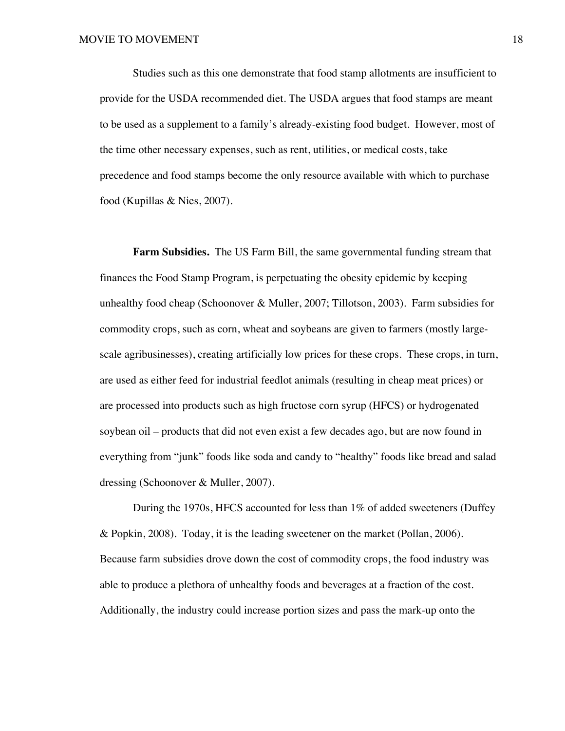Studies such as this one demonstrate that food stamp allotments are insufficient to provide for the USDA recommended diet. The USDA argues that food stamps are meant to be used as a supplement to a family's already-existing food budget. However, most of the time other necessary expenses, such as rent, utilities, or medical costs, take precedence and food stamps become the only resource available with which to purchase food (Kupillas & Nies, 2007).

**Farm Subsidies.** The US Farm Bill, the same governmental funding stream that finances the Food Stamp Program, is perpetuating the obesity epidemic by keeping unhealthy food cheap (Schoonover & Muller, 2007; Tillotson, 2003). Farm subsidies for commodity crops, such as corn, wheat and soybeans are given to farmers (mostly large-scale agribusinesses), creating artificially low prices for these crops. These crops, in turn, are used as either feed for industrial feedlot animals (resulting in cheap meat prices) or are processed into products such as high fructose corn syrup (HFCS) or hydrogenated soybean oil – products that did not even exist a few decades ago, but are now found in everything from "junk" foods like soda and candy to "healthy" foods like bread and salad dressing (Schoonover & Muller, 2007).

During the 1970s, HFCS accounted for less than 1% of added sweeteners (Duffey & Popkin, 2008). Today, it is the leading sweetener on the market (Pollan, 2006). Because farm subsidies drove down the cost of commodity crops, the food industry was able to produce a plethora of unhealthy foods and beverages at a fraction of the cost. Additionally, the industry could increase portion sizes and pass the mark-up onto the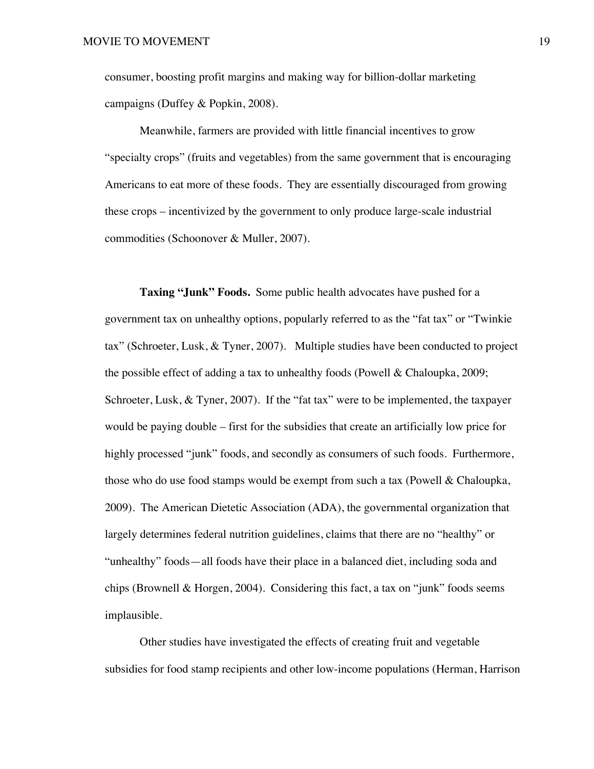consumer, boosting profit margins and making way for billion-dollar marketing campaigns (Duffey & Popkin, 2008).

Meanwhile, farmers are provided with little financial incentives to grow "specialty crops" (fruits and vegetables) from the same government that is encouraging Americans to eat more of these foods. They are essentially discouraged from growing these crops – incentivized by the government to only produce large-scale industrial commodities (Schoonover & Muller, 2007).

**Taxing "Junk" Foods.** Some public health advocates have pushed for a government tax on unhealthy options, popularly referred to as the "fat tax" or "Twinkie tax" (Schroeter, Lusk, & Tyner, 2007). Multiple studies have been conducted to project the possible effect of adding a tax to unhealthy foods (Powell & Chaloupka, 2009; Schroeter, Lusk, & Tyner, 2007). If the "fat tax" were to be implemented, the taxpayer would be paying double – first for the subsidies that create an artificially low price for highly processed "junk" foods, and secondly as consumers of such foods. Furthermore, those who do use food stamps would be exempt from such a tax (Powell & Chaloupka, 2009). The American Dietetic Association (ADA), the governmental organization that largely determines federal nutrition guidelines, claims that there are no "healthy" or "unhealthy" foods—all foods have their place in a balanced diet, including soda and chips (Brownell & Horgen, 2004). Considering this fact, a tax on "junk" foods seems implausible.

Other studies have investigated the effects of creating fruit and vegetable subsidies for food stamp recipients and other low-income populations (Herman, Harrison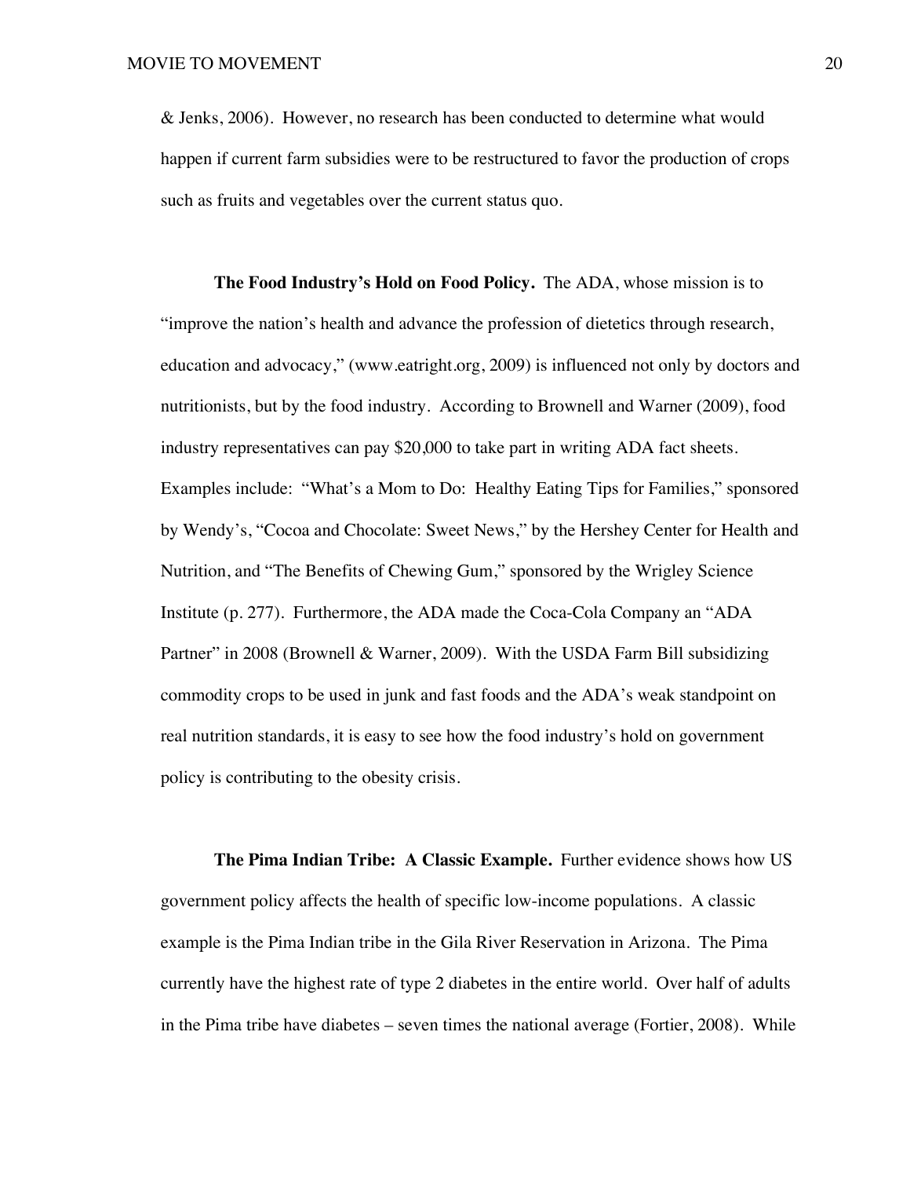& Jenks, 2006). However, no research has been conducted to determine what would happen if current farm subsidies were to be restructured to favor the production of crops such as fruits and vegetables over the current status quo.

**The Food Industry's Hold on Food Policy.** The ADA, whose mission is to "improve the nation's health and advance the profession of dietetics through research, education and advocacy," (www.eatright.org, 2009) is influenced not only by doctors and nutritionists, but by the food industry. According to Brownell and Warner (2009), food industry representatives can pay $20,000 to take part in writing ADA fact sheets. Examples include: "What's a Mom to Do: Healthy Eating Tips for Families," sponsored by Wendy's, "Cocoa and Chocolate: Sweet News," by the Hershey Center for Health and Nutrition, and "The Benefits of Chewing Gum," sponsored by the Wrigley Science Institute (p. 277). Furthermore, the ADA made the Coca-Cola Company an "ADA Partner" in 2008 (Brownell & Warner, 2009). With the USDA Farm Bill subsidizing commodity crops to be used in junk and fast foods and the ADA's weak standpoint on real nutrition standards, it is easy to see how the food industry's hold on government policy is contributing to the obesity crisis.

**The Pima Indian Tribe: A Classic Example.** Further evidence shows how US government policy affects the health of specific low-income populations. A classic example is the Pima Indian tribe in the Gila River Reservation in Arizona. The Pima currently have the highest rate of type 2 diabetes in the entire world. Over half of adults in the Pima tribe have diabetes – seven times the national average (Fortier, 2008). While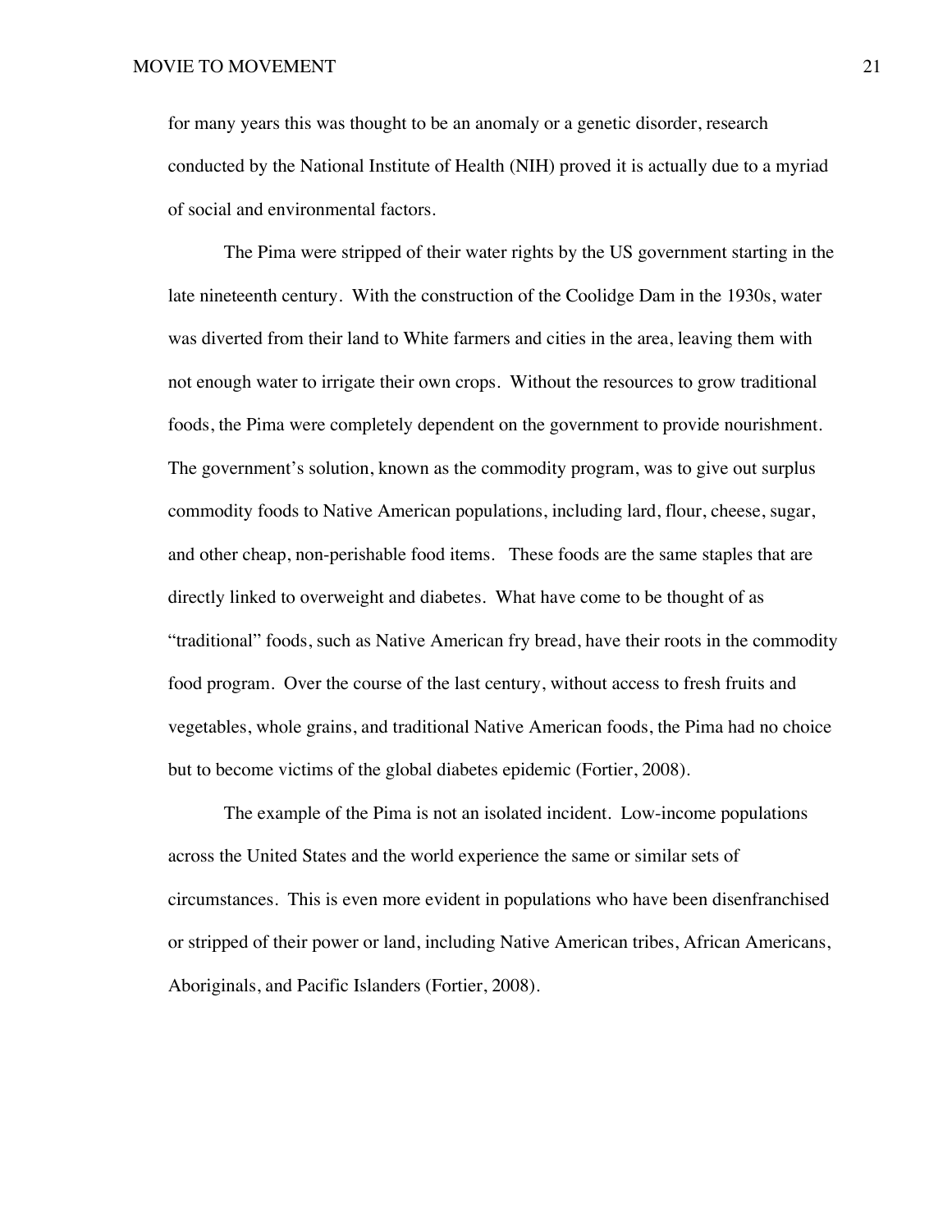for many years this was thought to be an anomaly or a genetic disorder, research conducted by the National Institute of Health (NIH) proved it is actually due to a myriad of social and environmental factors.

The Pima were stripped of their water rights by the US government starting in the late nineteenth century. With the construction of the Coolidge Dam in the 1930s, water was diverted from their land to White farmers and cities in the area, leaving them with not enough water to irrigate their own crops. Without the resources to grow traditional foods, the Pima were completely dependent on the government to provide nourishment. The government's solution, known as the commodity program, was to give out surplus commodity foods to Native American populations, including lard, flour, cheese, sugar, and other cheap, non-perishable food items. These foods are the same staples that are directly linked to overweight and diabetes. What have come to be thought of as "traditional" foods, such as Native American fry bread, have their roots in the commodity food program. Over the course of the last century, without access to fresh fruits and vegetables, whole grains, and traditional Native American foods, the Pima had no choice but to become victims of the global diabetes epidemic (Fortier, 2008).

The example of the Pima is not an isolated incident. Low-income populations across the United States and the world experience the same or similar sets of circumstances. This is even more evident in populations who have been disenfranchised or stripped of their power or land, including Native American tribes, African Americans, Aboriginals, and Pacific Islanders (Fortier, 2008).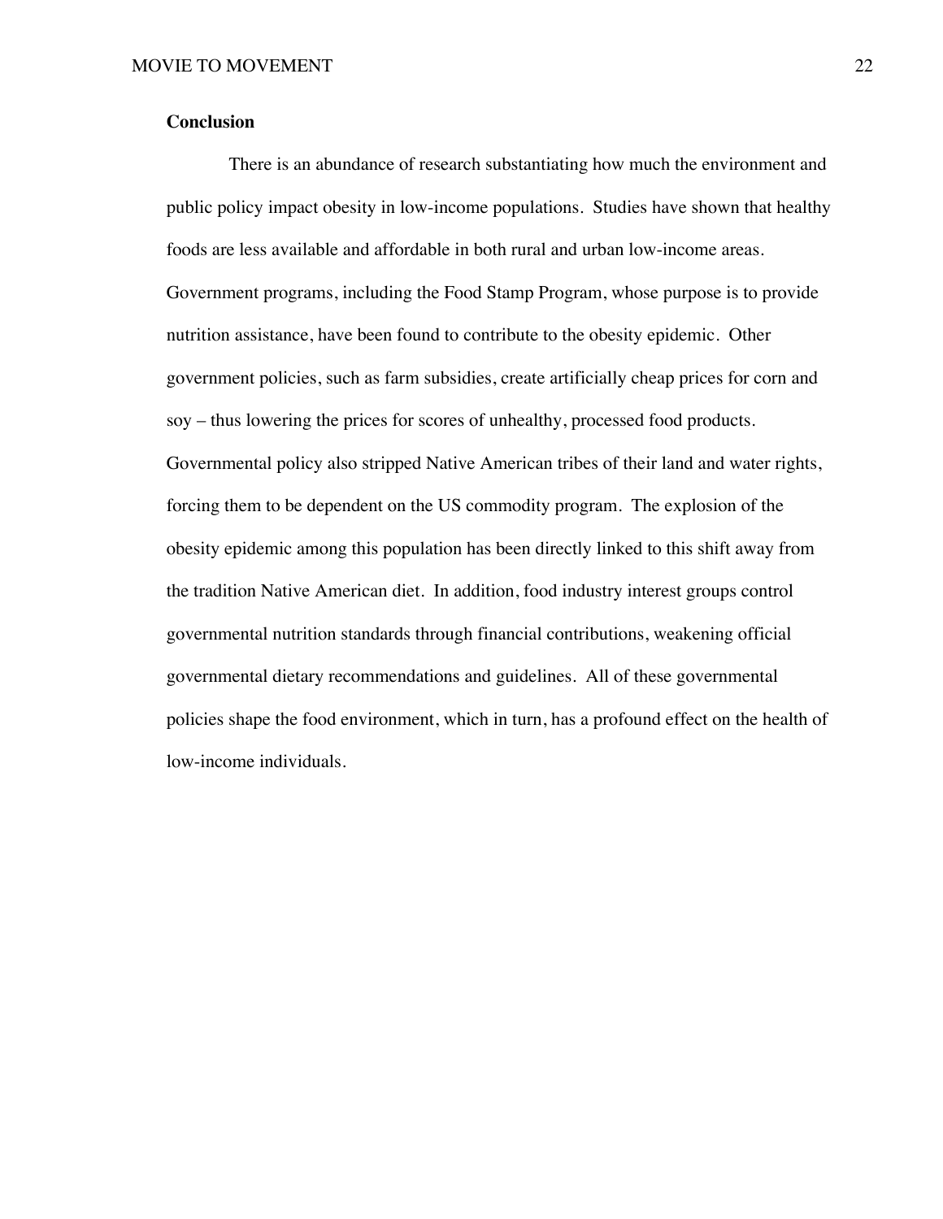## Conclusion

There is an abundance of research substantiating how much the environment and public policy impact obesity in low-income populations. Studies have shown that healthy foods are less available and affordable in both rural and urban low-income areas. Government programs, including the Food Stamp Program, whose purpose is to provide nutrition assistance, have been found to contribute to the obesity epidemic. Other government policies, such as farm subsidies, create artificially cheap prices for corn and soy – thus lowering the prices for scores of unhealthy, processed food products. Governmental policy also stripped Native American tribes of their land and water rights, forcing them to be dependent on the US commodity program. The explosion of the obesity epidemic among this population has been directly linked to this shift away from the tradition Native American diet. In addition, food industry interest groups control governmental nutrition standards through financial contributions, weakening official governmental dietary recommendations and guidelines. All of these governmental policies shape the food environment, which in turn, has a profound effect on the health of low-income individuals.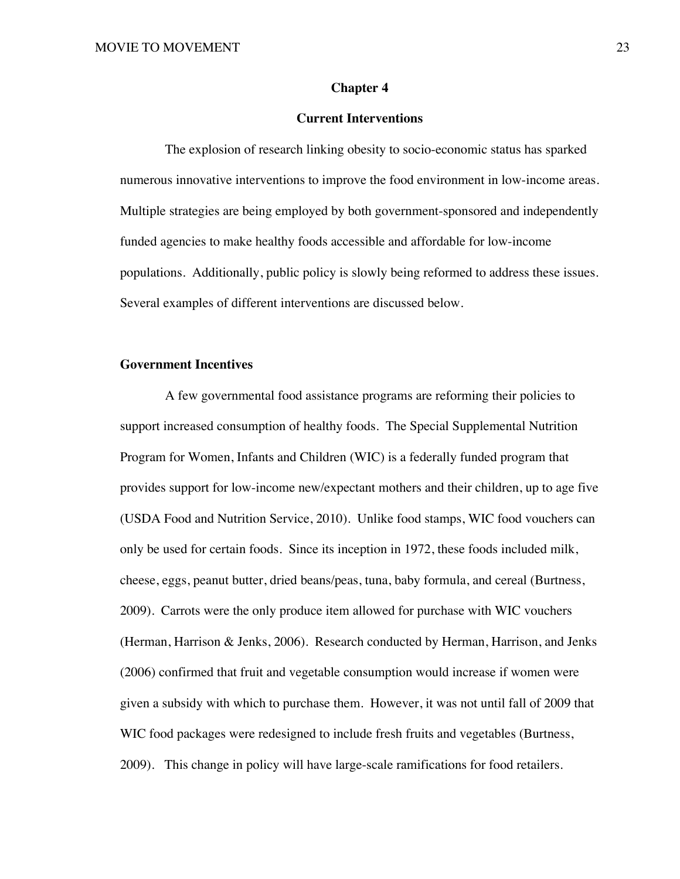# Chapter 4

## Current Interventions

The explosion of research linking obesity to socio-economic status has sparked numerous innovative interventions to improve the food environment in low-income areas. Multiple strategies are being employed by both government-sponsored and independently funded agencies to make healthy foods accessible and affordable for low-income populations. Additionally, public policy is slowly being reformed to address these issues. Several examples of different interventions are discussed below.

### Government Incentives

A few governmental food assistance programs are reforming their policies to support increased consumption of healthy foods. The Special Supplemental Nutrition Program for Women, Infants and Children (WIC) is a federally funded program that provides support for low-income new/expectant mothers and their children, up to age five (USDA Food and Nutrition Service, 2010). Unlike food stamps, WIC food vouchers can only be used for certain foods. Since its inception in 1972, these foods included milk, cheese, eggs, peanut butter, dried beans/peas, tuna, baby formula, and cereal (Burtness, 2009). Carrots were the only produce item allowed for purchase with WIC vouchers (Herman, Harrison & Jenks, 2006). Research conducted by Herman, Harrison, and Jenks (2006) confirmed that fruit and vegetable consumption would increase if women were given a subsidy with which to purchase them. However, it was not until fall of 2009 that WIC food packages were redesigned to include fresh fruits and vegetables (Burtness, 2009). This change in policy will have large-scale ramifications for food retailers.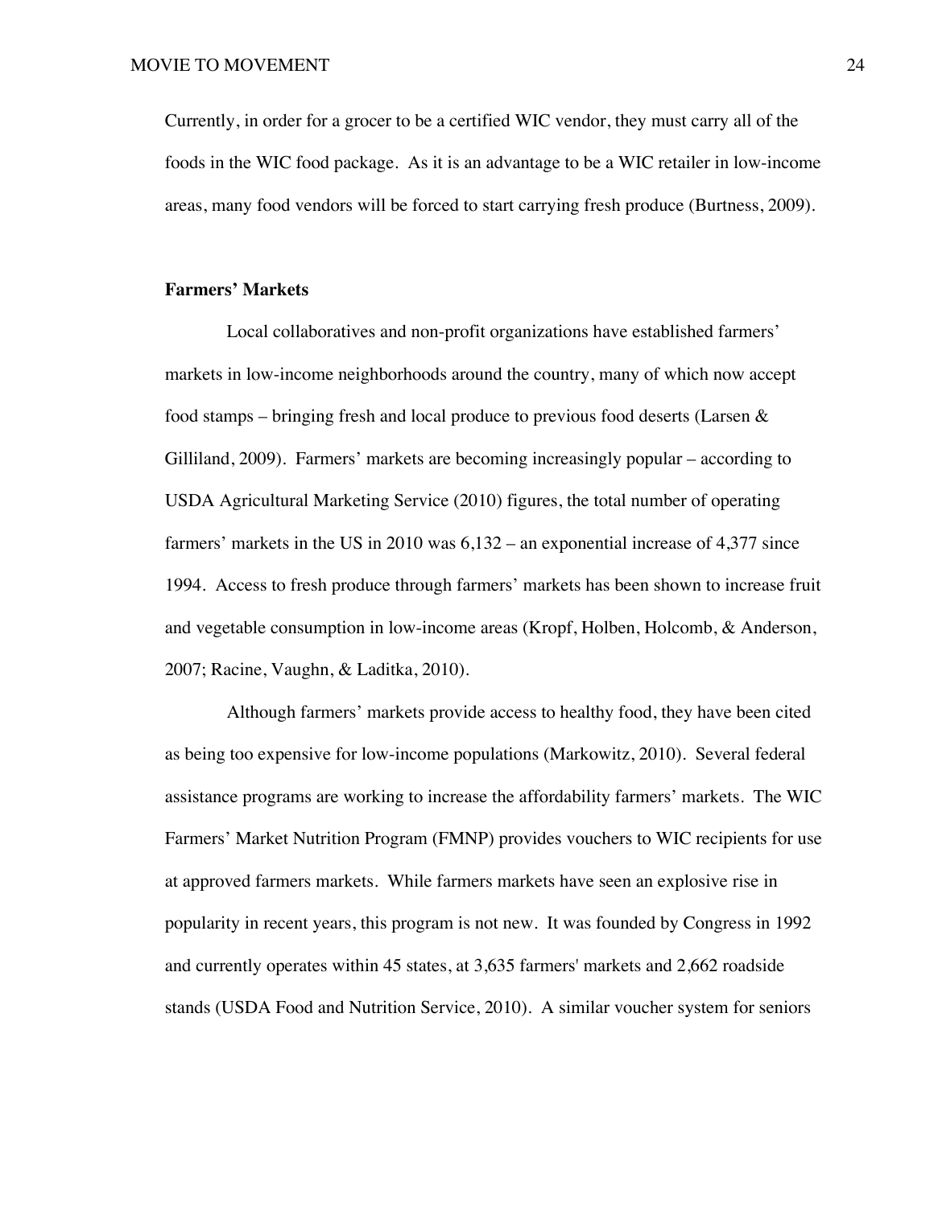Currently, in order for a grocer to be a certified WIC vendor, they must carry all of the foods in the WIC food package. As it is an advantage to be a WIC retailer in low-income areas, many food vendors will be forced to start carrying fresh produce (Burtness, 2009).

**Farmers' Markets**

Local collaboratives and non-profit organizations have established farmers' markets in low-income neighborhoods around the country, many of which now accept food stamps – bringing fresh and local produce to previous food deserts (Larsen & Gilliland, 2009). Farmers' markets are becoming increasingly popular – according to USDA Agricultural Marketing Service (2010) figures, the total number of operating farmers' markets in the US in 2010 was 6,132 – an exponential increase of 4,377 since 1994. Access to fresh produce through farmers' markets has been shown to increase fruit and vegetable consumption in low-income areas (Kropf, Holben, Holcomb, & Anderson, 2007; Racine, Vaughn, & Laditka, 2010).

Although farmers' markets provide access to healthy food, they have been cited as being too expensive for low-income populations (Markowitz, 2010). Several federal assistance programs are working to increase the affordability farmers' markets. The WIC Farmers' Market Nutrition Program (FMNP) provides vouchers to WIC recipients for use at approved farmers markets. While farmers markets have seen an explosive rise in popularity in recent years, this program is not new. It was founded by Congress in 1992 and currently operates within 45 states, at 3,635 farmers' markets and 2,662 roadside stands (USDA Food and Nutrition Service, 2010). A similar voucher system for seniors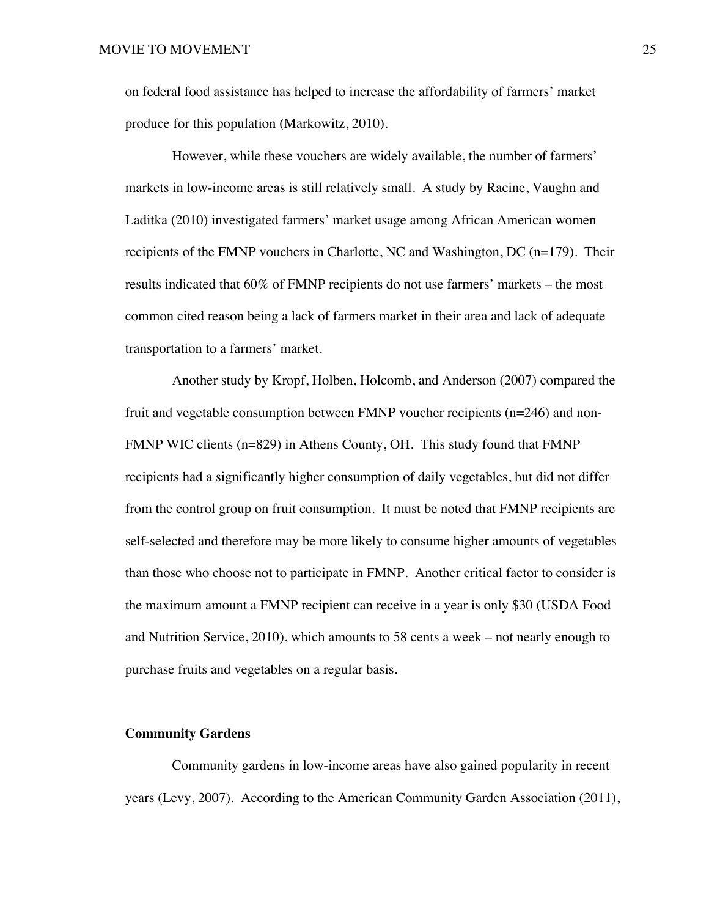on federal food assistance has helped to increase the affordability of farmers' market produce for this population (Markowitz, 2010).

However, while these vouchers are widely available, the number of farmers' markets in low-income areas is still relatively small. A study by Racine, Vaughn and Laditka (2010) investigated farmers' market usage among African American women recipients of the FMNP vouchers in Charlotte, NC and Washington, DC (n=179). Their results indicated that 60% of FMNP recipients do not use farmers' markets – the most common cited reason being a lack of farmers market in their area and lack of adequate transportation to a farmers' market.

Another study by Kropf, Holben, Holcomb, and Anderson (2007) compared the fruit and vegetable consumption between FMNP voucher recipients (n=246) and non-FMNP WIC clients (n=829) in Athens County, OH. This study found that FMNP recipients had a significantly higher consumption of daily vegetables, but did not differ from the control group on fruit consumption. It must be noted that FMNP recipients are self-selected and therefore may be more likely to consume higher amounts of vegetables than those who choose not to participate in FMNP. Another critical factor to consider is the maximum amount a FMNP recipient can receive in a year is only $30 (USDA Food and Nutrition Service, 2010), which amounts to 58 cents a week – not nearly enough to purchase fruits and vegetables on a regular basis.

**Community Gardens**

Community gardens in low-income areas have also gained popularity in recent years (Levy, 2007). According to the American Community Garden Association (2011),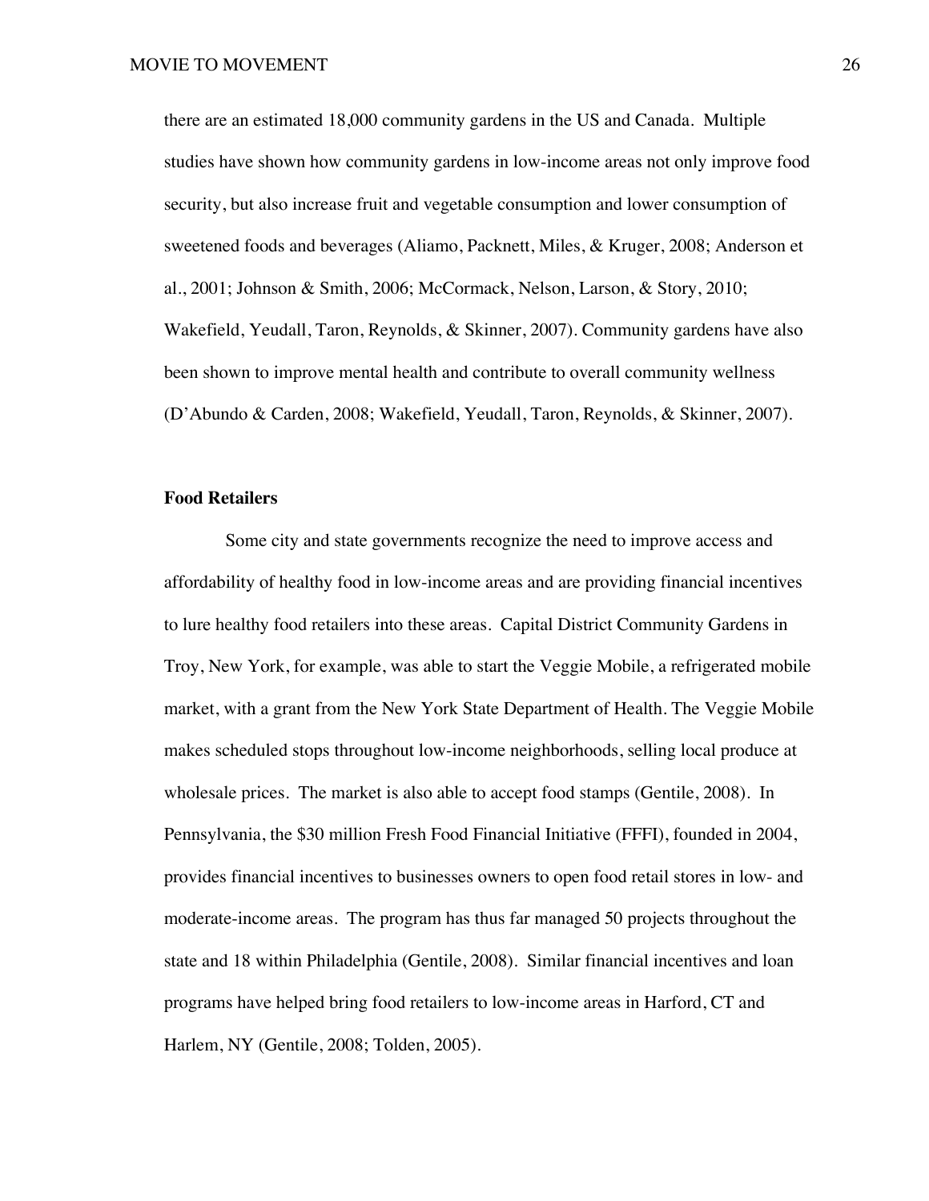there are an estimated 18,000 community gardens in the US and Canada. Multiple studies have shown how community gardens in low-income areas not only improve food security, but also increase fruit and vegetable consumption and lower consumption of sweetened foods and beverages (Aliamo, Packnett, Miles, & Kruger, 2008; Anderson et al., 2001; Johnson & Smith, 2006; McCormack, Nelson, Larson, & Story, 2010; Wakefield, Yeudall, Taron, Reynolds, & Skinner, 2007). Community gardens have also been shown to improve mental health and contribute to overall community wellness (D'Abundo & Carden, 2008; Wakefield, Yeudall, Taron, Reynolds, & Skinner, 2007).

**Food Retailers**

Some city and state governments recognize the need to improve access and affordability of healthy food in low-income areas and are providing financial incentives to lure healthy food retailers into these areas. Capital District Community Gardens in Troy, New York, for example, was able to start the Veggie Mobile, a refrigerated mobile market, with a grant from the New York State Department of Health. The Veggie Mobile makes scheduled stops throughout low-income neighborhoods, selling local produce at wholesale prices. The market is also able to accept food stamps (Gentile, 2008). In Pennsylvania, the $30 million Fresh Food Financial Initiative (FFFI), founded in 2004, provides financial incentives to businesses owners to open food retail stores in low- and moderate-income areas. The program has thus far managed 50 projects throughout the state and 18 within Philadelphia (Gentile, 2008). Similar financial incentives and loan programs have helped bring food retailers to low-income areas in Harford, CT and Harlem, NY (Gentile, 2008; Tolden, 2005).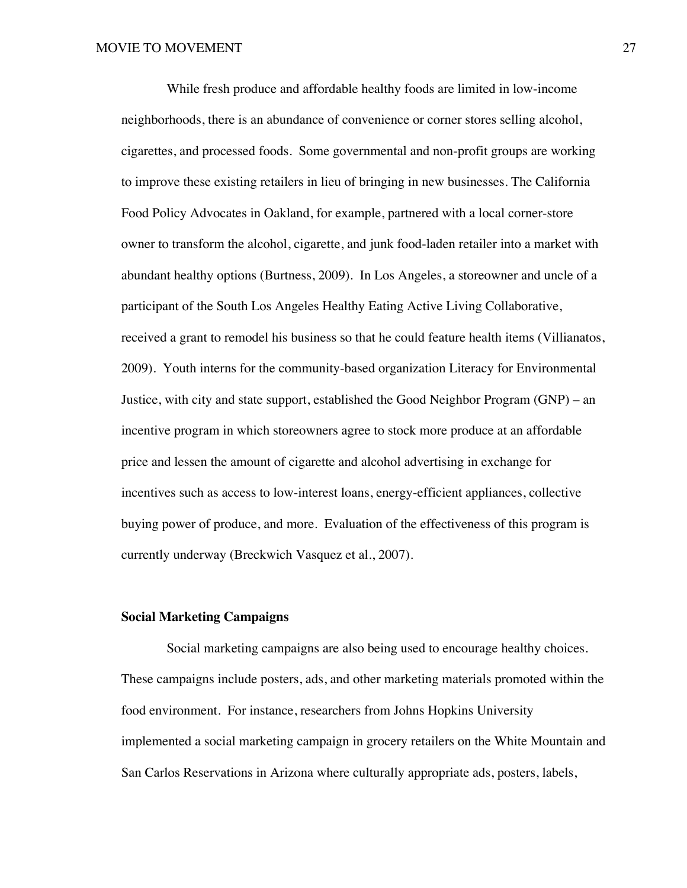While fresh produce and affordable healthy foods are limited in low-income neighborhoods, there is an abundance of convenience or corner stores selling alcohol, cigarettes, and processed foods. Some governmental and non-profit groups are working to improve these existing retailers in lieu of bringing in new businesses. The California Food Policy Advocates in Oakland, for example, partnered with a local corner-store owner to transform the alcohol, cigarette, and junk food-laden retailer into a market with abundant healthy options (Burtness, 2009). In Los Angeles, a storeowner and uncle of a participant of the South Los Angeles Healthy Eating Active Living Collaborative, received a grant to remodel his business so that he could feature health items (Villianatos, 2009). Youth interns for the community-based organization Literacy for Environmental Justice, with city and state support, established the Good Neighbor Program (GNP) – an incentive program in which storeowners agree to stock more produce at an affordable price and lessen the amount of cigarette and alcohol advertising in exchange for incentives such as access to low-interest loans, energy-efficient appliances, collective buying power of produce, and more. Evaluation of the effectiveness of this program is currently underway (Breckwich Vasquez et al., 2007).

**Social Marketing Campaigns**

Social marketing campaigns are also being used to encourage healthy choices. These campaigns include posters, ads, and other marketing materials promoted within the food environment. For instance, researchers from Johns Hopkins University implemented a social marketing campaign in grocery retailers on the White Mountain and San Carlos Reservations in Arizona where culturally appropriate ads, posters, labels,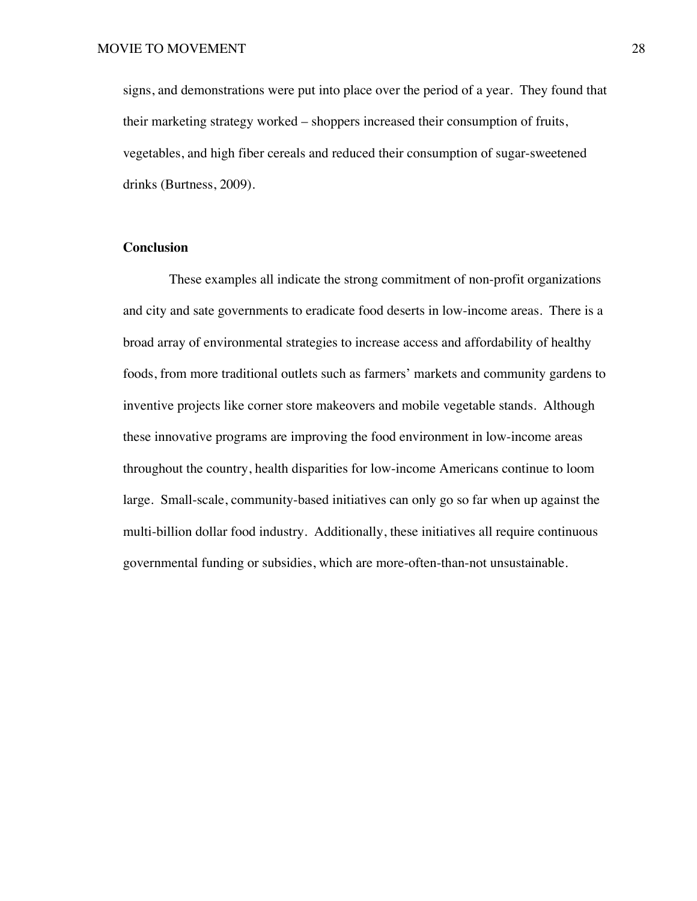signs, and demonstrations were put into place over the period of a year. They found that their marketing strategy worked – shoppers increased their consumption of fruits, vegetables, and high fiber cereals and reduced their consumption of sugar-sweetened drinks (Burtness, 2009).

**Conclusion**

These examples all indicate the strong commitment of non-profit organizations and city and sate governments to eradicate food deserts in low-income areas. There is a broad array of environmental strategies to increase access and affordability of healthy foods, from more traditional outlets such as farmers' markets and community gardens to inventive projects like corner store makeovers and mobile vegetable stands. Although these innovative programs are improving the food environment in low-income areas throughout the country, health disparities for low-income Americans continue to loom large. Small-scale, community-based initiatives can only go so far when up against the multi-billion dollar food industry. Additionally, these initiatives all require continuous governmental funding or subsidies, which are more-often-than-not unsustainable.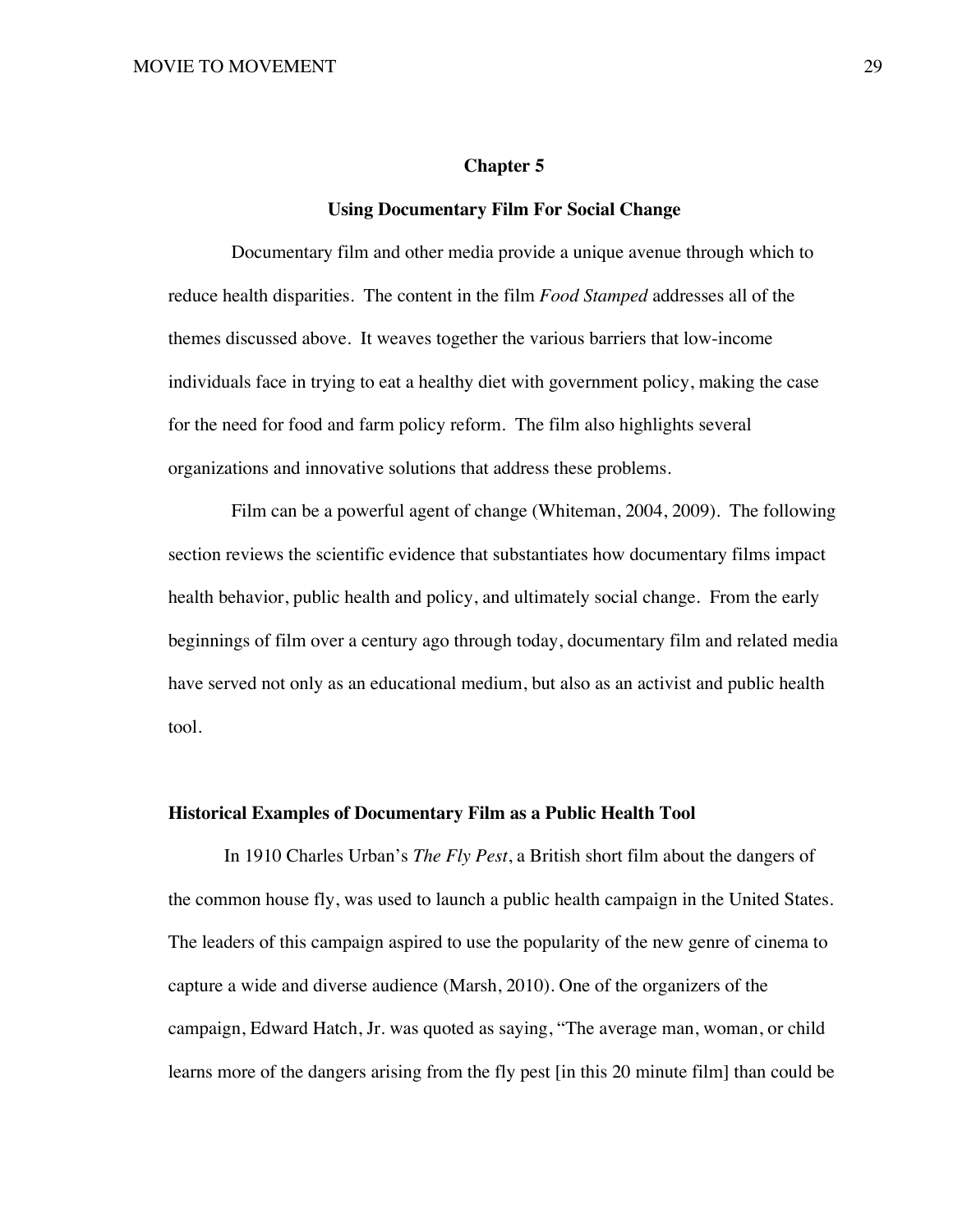# Chapter 5

## Using Documentary Film For Social Change

Documentary film and other media provide a unique avenue through which to reduce health disparities. The content in the film *Food Stamped* addresses all of the themes discussed above. It weaves together the various barriers that low-income individuals face in trying to eat a healthy diet with government policy, making the case for the need for food and farm policy reform. The film also highlights several organizations and innovative solutions that address these problems.

Film can be a powerful agent of change (Whiteman, 2004, 2009). The following section reviews the scientific evidence that substantiates how documentary films impact health behavior, public health and policy, and ultimately social change. From the early beginnings of film over a century ago through today, documentary film and related media have served not only as an educational medium, but also as an activist and public health tool.

### Historical Examples of Documentary Film as a Public Health Tool

In 1910 Charles Urban's *The Fly Pest*, a British short film about the dangers of the common house fly, was used to launch a public health campaign in the United States. The leaders of this campaign aspired to use the popularity of the new genre of cinema to capture a wide and diverse audience (Marsh, 2010). One of the organizers of the campaign, Edward Hatch, Jr. was quoted as saying, "The average man, woman, or child learns more of the dangers arising from the fly pest [in this 20 minute film] than could be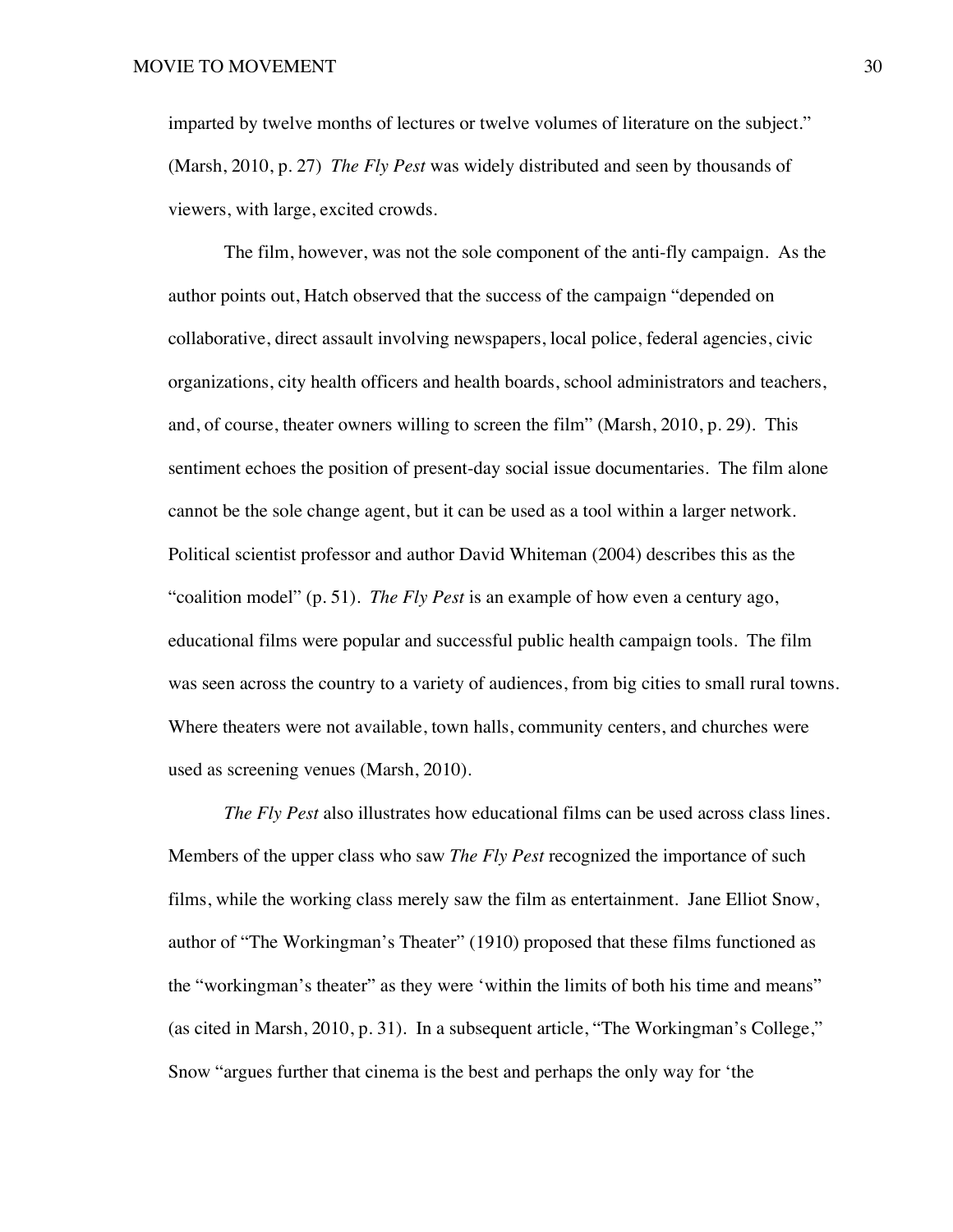imparted by twelve months of lectures or twelve volumes of literature on the subject." (Marsh, 2010, p. 27) *The Fly Pest* was widely distributed and seen by thousands of viewers, with large, excited crowds.

The film, however, was not the sole component of the anti-fly campaign. As the author points out, Hatch observed that the success of the campaign "depended on collaborative, direct assault involving newspapers, local police, federal agencies, civic organizations, city health officers and health boards, school administrators and teachers, and, of course, theater owners willing to screen the film" (Marsh, 2010, p. 29). This sentiment echoes the position of present-day social issue documentaries. The film alone cannot be the sole change agent, but it can be used as a tool within a larger network. Political scientist professor and author David Whiteman (2004) describes this as the "coalition model" (p. 51). *The Fly Pest* is an example of how even a century ago, educational films were popular and successful public health campaign tools. The film was seen across the country to a variety of audiences, from big cities to small rural towns. Where theaters were not available, town halls, community centers, and churches were used as screening venues (Marsh, 2010).

*The Fly Pest* also illustrates how educational films can be used across class lines. Members of the upper class who saw *The Fly Pest* recognized the importance of such films, while the working class merely saw the film as entertainment. Jane Elliot Snow, author of "The Workingman's Theater" (1910) proposed that these films functioned as the "workingman's theater" as they were 'within the limits of both his time and means" (as cited in Marsh, 2010, p. 31). In a subsequent article, "The Workingman's College," Snow "argues further that cinema is the best and perhaps the only way for 'the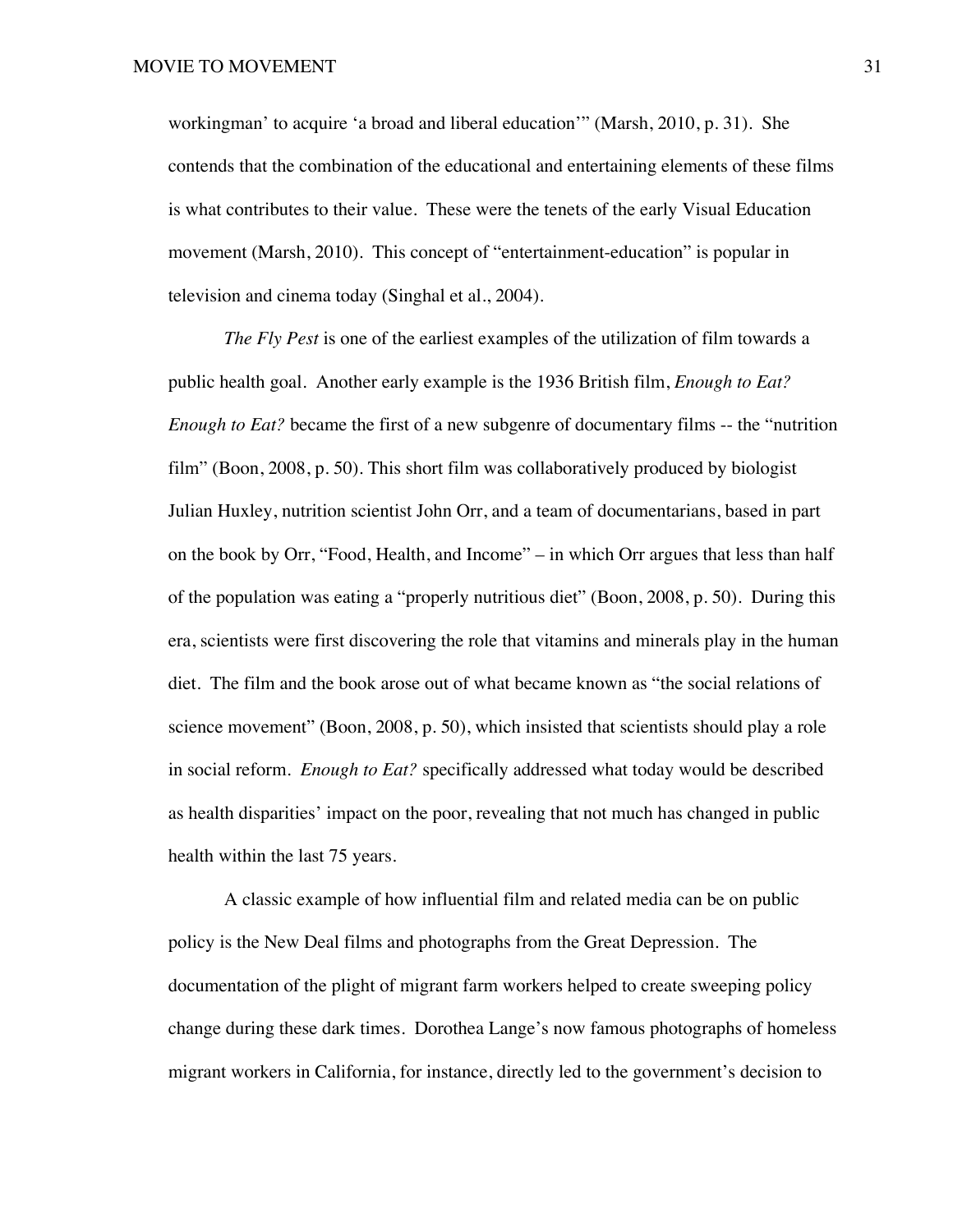workingman' to acquire 'a broad and liberal education'" (Marsh, 2010, p. 31). She contends that the combination of the educational and entertaining elements of these films is what contributes to their value. These were the tenets of the early Visual Education movement (Marsh, 2010). This concept of "entertainment-education" is popular in television and cinema today (Singhal et al., 2004).

*The Fly Pest* is one of the earliest examples of the utilization of film towards a public health goal. Another early example is the 1936 British film, *Enough to Eat? Enough to Eat?* became the first of a new subgenre of documentary films -- the "nutrition film" (Boon, 2008, p. 50). This short film was collaboratively produced by biologist Julian Huxley, nutrition scientist John Orr, and a team of documentarians, based in part on the book by Orr, "Food, Health, and Income" – in which Orr argues that less than half of the population was eating a "properly nutritious diet" (Boon, 2008, p. 50). During this era, scientists were first discovering the role that vitamins and minerals play in the human diet. The film and the book arose out of what became known as "the social relations of science movement" (Boon, 2008, p. 50), which insisted that scientists should play a role in social reform. *Enough to Eat?* specifically addressed what today would be described as health disparities' impact on the poor, revealing that not much has changed in public health within the last 75 years.

A classic example of how influential film and related media can be on public policy is the New Deal films and photographs from the Great Depression. The documentation of the plight of migrant farm workers helped to create sweeping policy change during these dark times. Dorothea Lange's now famous photographs of homeless migrant workers in California, for instance, directly led to the government's decision to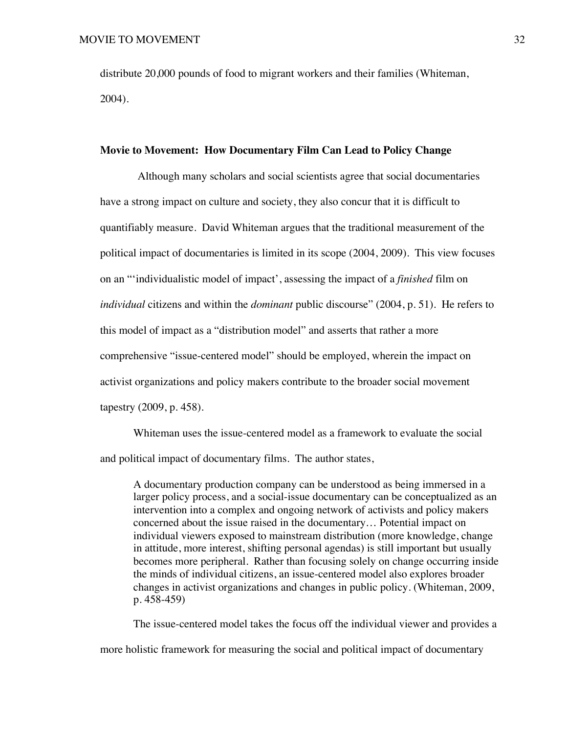distribute 20,000 pounds of food to migrant workers and their families (Whiteman, 2004).

**Movie to Movement: How Documentary Film Can Lead to Policy Change**

Although many scholars and social scientists agree that social documentaries have a strong impact on culture and society, they also concur that it is difficult to quantifiably measure. David Whiteman argues that the traditional measurement of the political impact of documentaries is limited in its scope (2004, 2009). This view focuses on an "'individualistic model of impact', assessing the impact of a *finished* film on *individual* citizens and within the *dominant* public discourse" (2004, p. 51). He refers to this model of impact as a "distribution model" and asserts that rather a more comprehensive "issue-centered model" should be employed, wherein the impact on activist organizations and policy makers contribute to the broader social movement tapestry (2009, p. 458).

Whiteman uses the issue-centered model as a framework to evaluate the social and political impact of documentary films. The author states,

> A documentary production company can be understood as being immersed in a larger policy process, and a social-issue documentary can be conceptualized as an intervention into a complex and ongoing network of activists and policy makers concerned about the issue raised in the documentary… Potential impact on individual viewers exposed to mainstream distribution (more knowledge, change in attitude, more interest, shifting personal agendas) is still important but usually becomes more peripheral. Rather than focusing solely on change occurring inside the minds of individual citizens, an issue-centered model also explores broader changes in activist organizations and changes in public policy. (Whiteman, 2009, p. 458-459)

The issue-centered model takes the focus off the individual viewer and provides a more holistic framework for measuring the social and political impact of documentary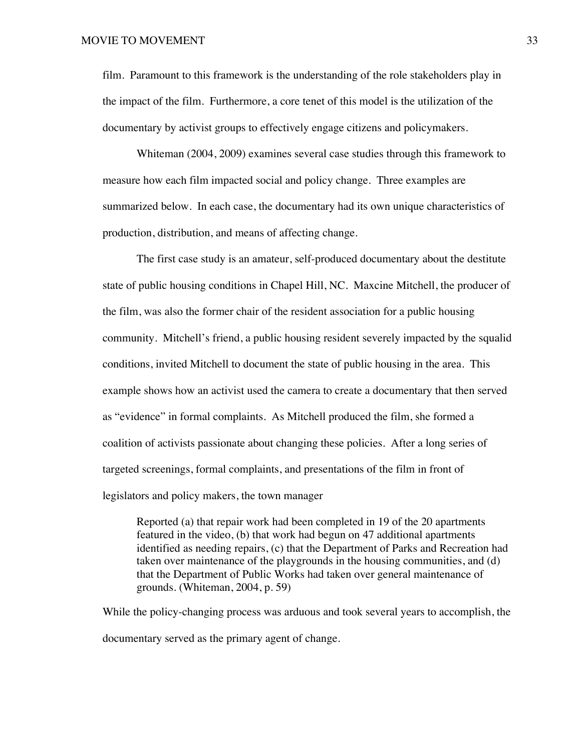film. Paramount to this framework is the understanding of the role stakeholders play in the impact of the film. Furthermore, a core tenet of this model is the utilization of the documentary by activist groups to effectively engage citizens and policymakers.

Whiteman (2004, 2009) examines several case studies through this framework to measure how each film impacted social and policy change. Three examples are summarized below. In each case, the documentary had its own unique characteristics of production, distribution, and means of affecting change.

The first case study is an amateur, self-produced documentary about the destitute state of public housing conditions in Chapel Hill, NC. Maxcine Mitchell, the producer of the film, was also the former chair of the resident association for a public housing community. Mitchell's friend, a public housing resident severely impacted by the squalid conditions, invited Mitchell to document the state of public housing in the area. This example shows how an activist used the camera to create a documentary that then served as "evidence" in formal complaints. As Mitchell produced the film, she formed a coalition of activists passionate about changing these policies. After a long series of targeted screenings, formal complaints, and presentations of the film in front of legislators and policy makers, the town manager

> Reported (a) that repair work had been completed in 19 of the 20 apartments featured in the video, (b) that work had begun on 47 additional apartments identified as needing repairs, (c) that the Department of Parks and Recreation had taken over maintenance of the playgrounds in the housing communities, and (d) that the Department of Public Works had taken over general maintenance of grounds. (Whiteman, 2004, p. 59)

While the policy-changing process was arduous and took several years to accomplish, the documentary served as the primary agent of change.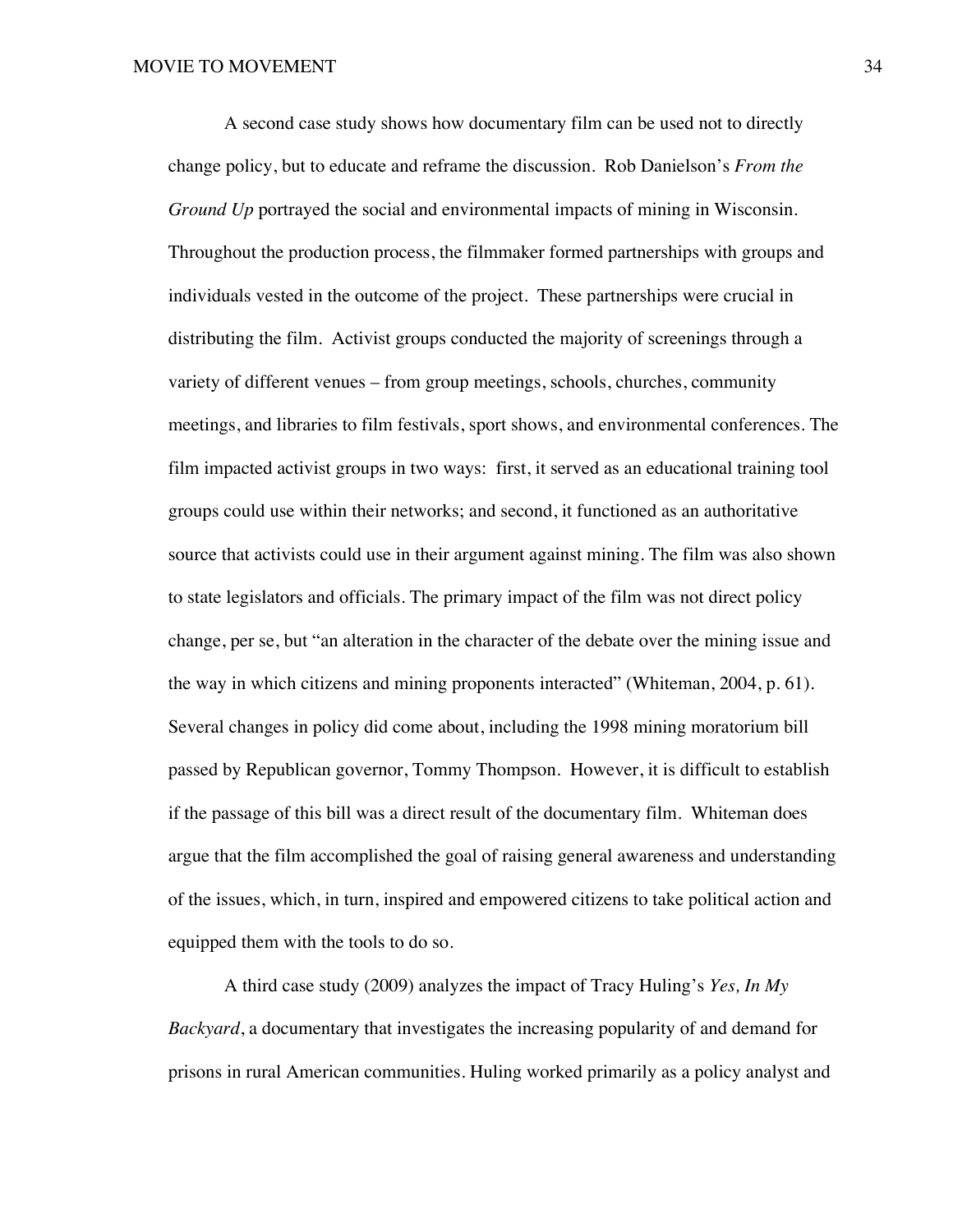A second case study shows how documentary film can be used not to directly change policy, but to educate and reframe the discussion. Rob Danielson's *From the Ground Up* portrayed the social and environmental impacts of mining in Wisconsin. Throughout the production process, the filmmaker formed partnerships with groups and individuals vested in the outcome of the project. These partnerships were crucial in distributing the film. Activist groups conducted the majority of screenings through a variety of different venues – from group meetings, schools, churches, community meetings, and libraries to film festivals, sport shows, and environmental conferences. The film impacted activist groups in two ways: first, it served as an educational training tool groups could use within their networks; and second, it functioned as an authoritative source that activists could use in their argument against mining. The film was also shown to state legislators and officials. The primary impact of the film was not direct policy change, per se, but "an alteration in the character of the debate over the mining issue and the way in which citizens and mining proponents interacted" (Whiteman, 2004, p. 61). Several changes in policy did come about, including the 1998 mining moratorium bill passed by Republican governor, Tommy Thompson. However, it is difficult to establish if the passage of this bill was a direct result of the documentary film. Whiteman does argue that the film accomplished the goal of raising general awareness and understanding of the issues, which, in turn, inspired and empowered citizens to take political action and equipped them with the tools to do so.

A third case study (2009) analyzes the impact of Tracy Huling's *Yes, In My Backyard*, a documentary that investigates the increasing popularity of and demand for prisons in rural American communities. Huling worked primarily as a policy analyst and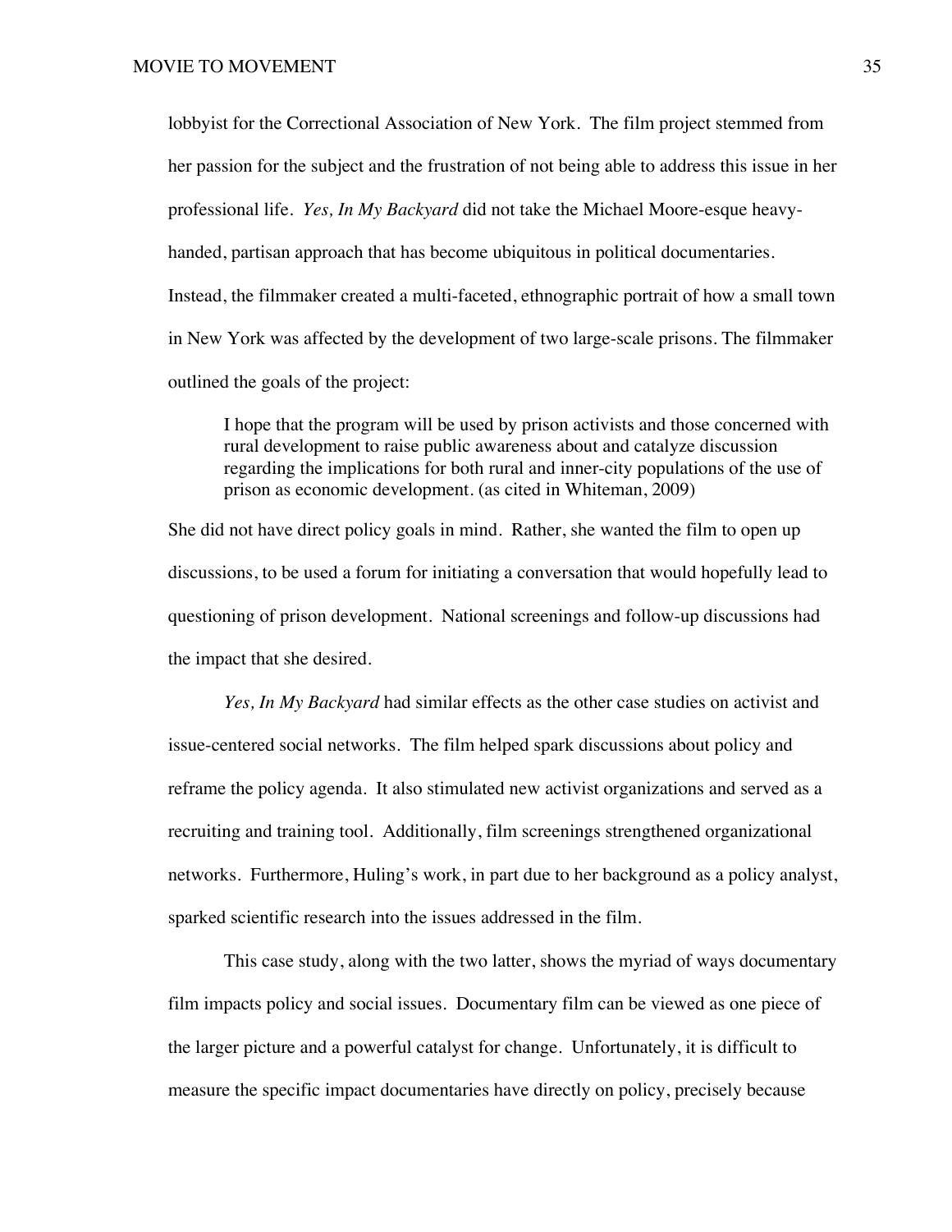lobbyist for the Correctional Association of New York. The film project stemmed from her passion for the subject and the frustration of not being able to address this issue in her professional life. *Yes, In My Backyard* did not take the Michael Moore-esque heavy-handed, partisan approach that has become ubiquitous in political documentaries. Instead, the filmmaker created a multi-faceted, ethnographic portrait of how a small town in New York was affected by the development of two large-scale prisons. The filmmaker outlined the goals of the project:

> I hope that the program will be used by prison activists and those concerned with rural development to raise public awareness about and catalyze discussion regarding the implications for both rural and inner-city populations of the use of prison as economic development. (as cited in Whiteman, 2009)

She did not have direct policy goals in mind. Rather, she wanted the film to open up discussions, to be used a forum for initiating a conversation that would hopefully lead to questioning of prison development. National screenings and follow-up discussions had the impact that she desired.

*Yes, In My Backyard* had similar effects as the other case studies on activist and issue-centered social networks. The film helped spark discussions about policy and reframe the policy agenda. It also stimulated new activist organizations and served as a recruiting and training tool. Additionally, film screenings strengthened organizational networks. Furthermore, Huling's work, in part due to her background as a policy analyst, sparked scientific research into the issues addressed in the film.

This case study, along with the two latter, shows the myriad of ways documentary film impacts policy and social issues. Documentary film can be viewed as one piece of the larger picture and a powerful catalyst for change. Unfortunately, it is difficult to measure the specific impact documentaries have directly on policy, precisely because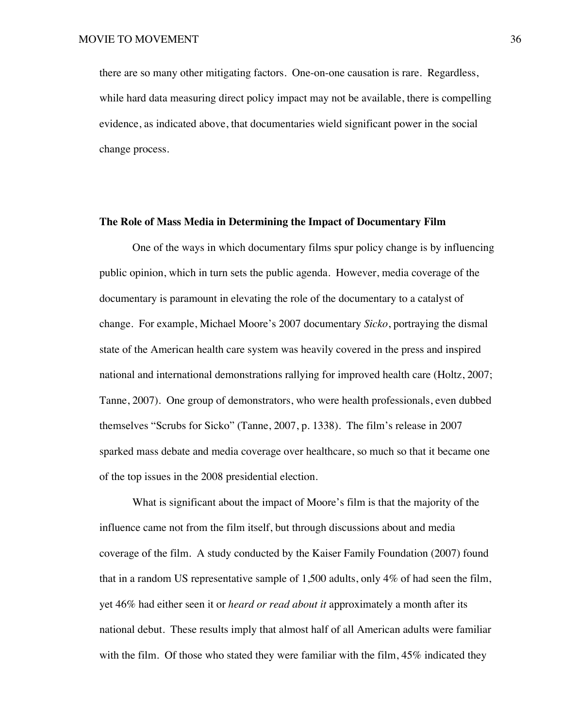there are so many other mitigating factors. One-on-one causation is rare. Regardless, while hard data measuring direct policy impact may not be available, there is compelling evidence, as indicated above, that documentaries wield significant power in the social change process.

### The Role of Mass Media in Determining the Impact of Documentary Film

One of the ways in which documentary films spur policy change is by influencing public opinion, which in turn sets the public agenda. However, media coverage of the documentary is paramount in elevating the role of the documentary to a catalyst of change. For example, Michael Moore's 2007 documentary *Sicko*, portraying the dismal state of the American health care system was heavily covered in the press and inspired national and international demonstrations rallying for improved health care (Holtz, 2007; Tanne, 2007). One group of demonstrators, who were health professionals, even dubbed themselves "Scrubs for Sicko" (Tanne, 2007, p. 1338). The film's release in 2007 sparked mass debate and media coverage over healthcare, so much so that it became one of the top issues in the 2008 presidential election.

What is significant about the impact of Moore's film is that the majority of the influence came not from the film itself, but through discussions about and media coverage of the film. A study conducted by the Kaiser Family Foundation (2007) found that in a random US representative sample of 1,500 adults, only 4% of had seen the film, yet 46% had either seen it or *heard or read about it* approximately a month after its national debut. These results imply that almost half of all American adults were familiar with the film. Of those who stated they were familiar with the film, 45% indicated they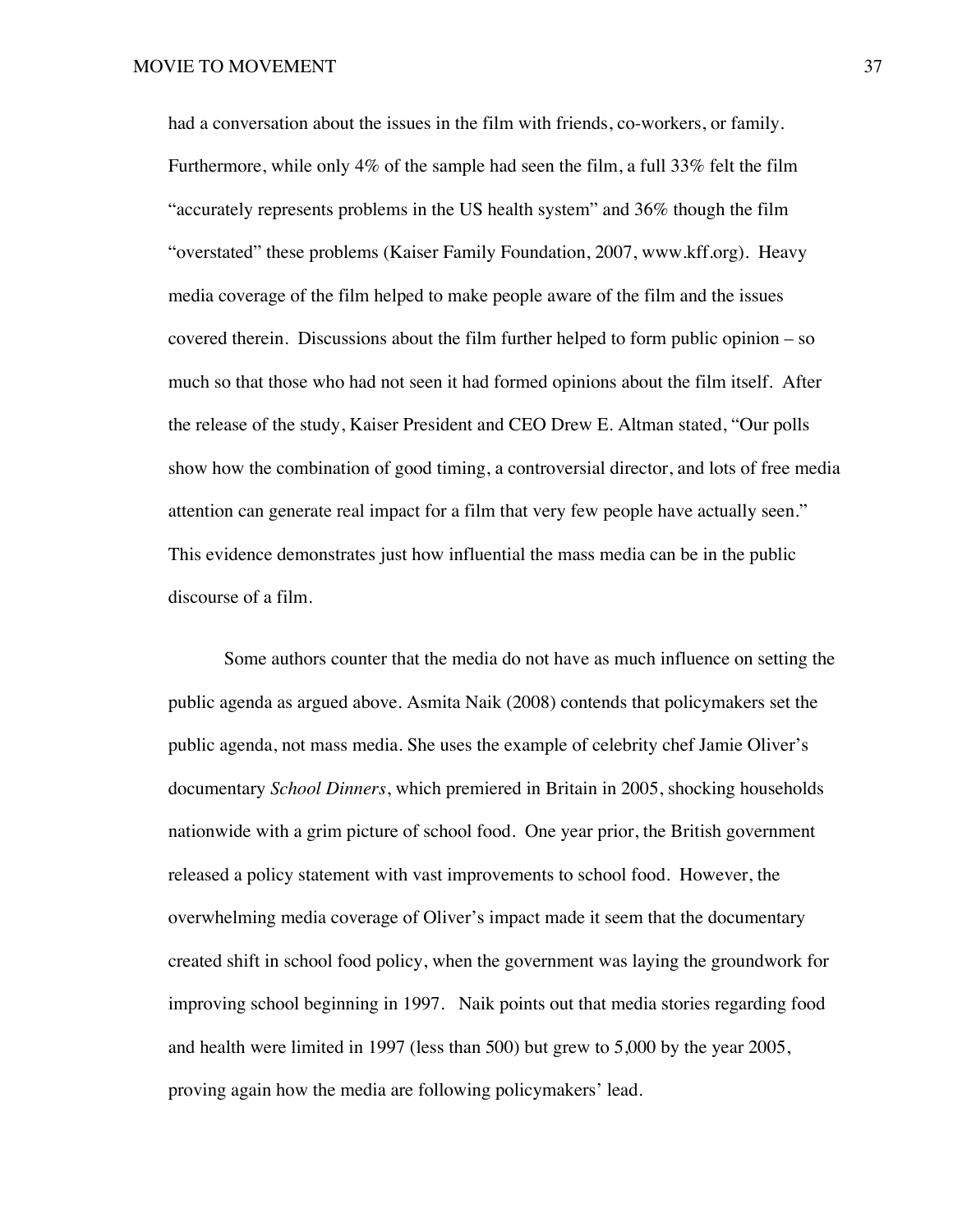had a conversation about the issues in the film with friends, co-workers, or family. Furthermore, while only 4% of the sample had seen the film, a full 33% felt the film "accurately represents problems in the US health system" and 36% though the film "overstated" these problems (Kaiser Family Foundation, 2007, www.kff.org). Heavy media coverage of the film helped to make people aware of the film and the issues covered therein. Discussions about the film further helped to form public opinion – so much so that those who had not seen it had formed opinions about the film itself. After the release of the study, Kaiser President and CEO Drew E. Altman stated, "Our polls show how the combination of good timing, a controversial director, and lots of free media attention can generate real impact for a film that very few people have actually seen." This evidence demonstrates just how influential the mass media can be in the public discourse of a film.

Some authors counter that the media do not have as much influence on setting the public agenda as argued above. Asmita Naik (2008) contends that policymakers set the public agenda, not mass media. She uses the example of celebrity chef Jamie Oliver's documentary *School Dinners*, which premiered in Britain in 2005, shocking households nationwide with a grim picture of school food. One year prior, the British government released a policy statement with vast improvements to school food. However, the overwhelming media coverage of Oliver's impact made it seem that the documentary created shift in school food policy, when the government was laying the groundwork for improving school beginning in 1997. Naik points out that media stories regarding food and health were limited in 1997 (less than 500) but grew to 5,000 by the year 2005, proving again how the media are following policymakers' lead.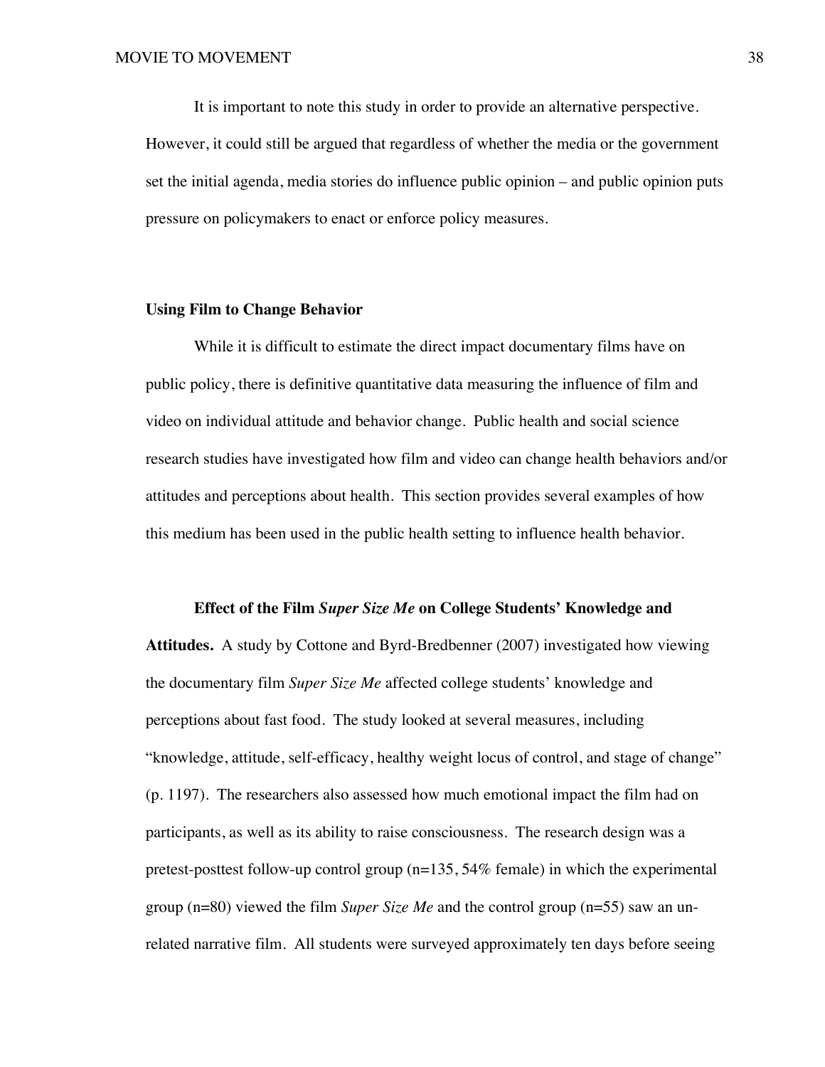It is important to note this study in order to provide an alternative perspective. However, it could still be argued that regardless of whether the media or the government set the initial agenda, media stories do influence public opinion – and public opinion puts pressure on policymakers to enact or enforce policy measures.

## Using Film to Change Behavior

While it is difficult to estimate the direct impact documentary films have on public policy, there is definitive quantitative data measuring the influence of film and video on individual attitude and behavior change. Public health and social science research studies have investigated how film and video can change health behaviors and/or attitudes and perceptions about health. This section provides several examples of how this medium has been used in the public health setting to influence health behavior.

**Effect of the Film *Super Size Me* on College Students' Knowledge and Attitudes.** A study by Cottone and Byrd-Bredbenner (2007) investigated how viewing the documentary film *Super Size Me* affected college students' knowledge and perceptions about fast food. The study looked at several measures, including "knowledge, attitude, self-efficacy, healthy weight locus of control, and stage of change" (p. 1197). The researchers also assessed how much emotional impact the film had on participants, as well as its ability to raise consciousness. The research design was a pretest-posttest follow-up control group (n=135, 54% female) in which the experimental group (n=80) viewed the film *Super Size Me* and the control group (n=55) saw an un-related narrative film. All students were surveyed approximately ten days before seeing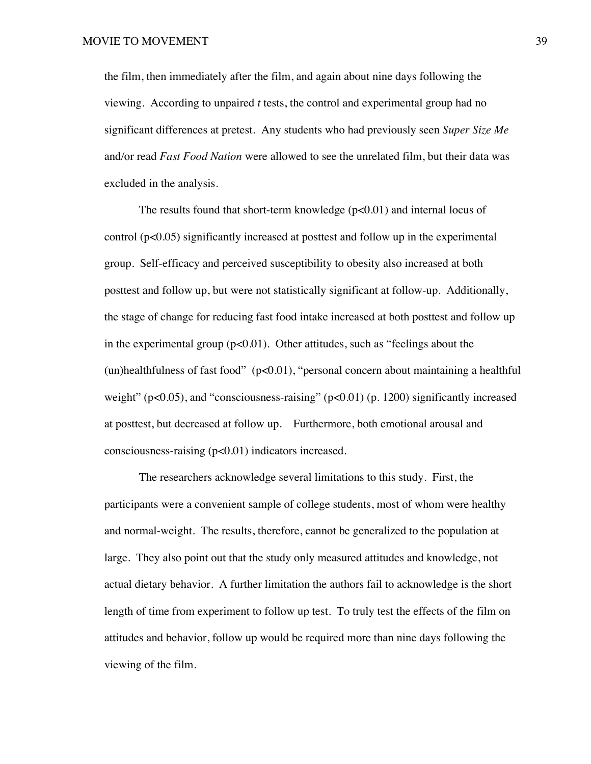the film, then immediately after the film, and again about nine days following the viewing. According to unpaired *t* tests, the control and experimental group had no significant differences at pretest. Any students who had previously seen *Super Size Me* and/or read *Fast Food Nation* were allowed to see the unrelated film, but their data was excluded in the analysis.

The results found that short-term knowledge ($p<0.01$) and internal locus of control ($p<0.05$) significantly increased at posttest and follow up in the experimental group. Self-efficacy and perceived susceptibility to obesity also increased at both posttest and follow up, but were not statistically significant at follow-up. Additionally, the stage of change for reducing fast food intake increased at both posttest and follow up in the experimental group ($p<0.01$). Other attitudes, such as "feelings about the (un)healthfulness of fast food" ($p<0.01$), "personal concern about maintaining a healthful weight" ($p<0.05$), and "consciousness-raising" ($p<0.01$) (p. 1200) significantly increased at posttest, but decreased at follow up. Furthermore, both emotional arousal and consciousness-raising ($p<0.01$) indicators increased.

The researchers acknowledge several limitations to this study. First, the participants were a convenient sample of college students, most of whom were healthy and normal-weight. The results, therefore, cannot be generalized to the population at large. They also point out that the study only measured attitudes and knowledge, not actual dietary behavior. A further limitation the authors fail to acknowledge is the short length of time from experiment to follow up test. To truly test the effects of the film on attitudes and behavior, follow up would be required more than nine days following the viewing of the film.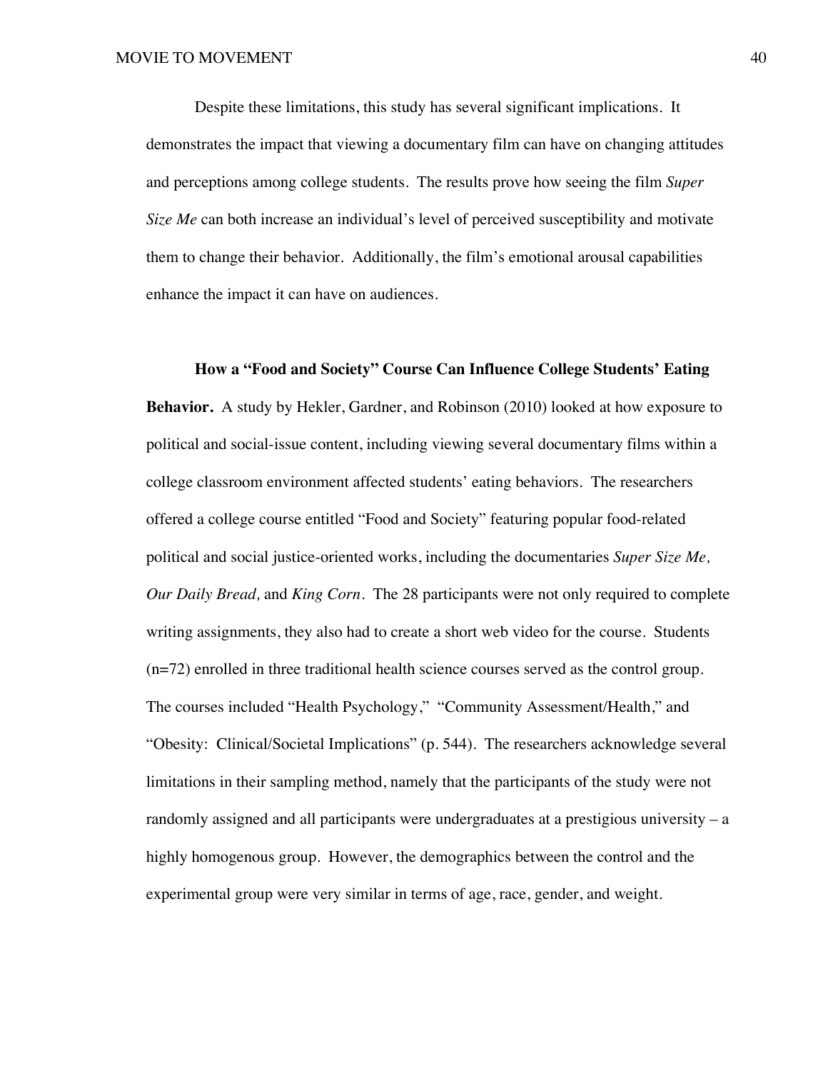Despite these limitations, this study has several significant implications. It demonstrates the impact that viewing a documentary film can have on changing attitudes and perceptions among college students. The results prove how seeing the film *Super Size Me* can both increase an individual's level of perceived susceptibility and motivate them to change their behavior. Additionally, the film's emotional arousal capabilities enhance the impact it can have on audiences.

**How a "Food and Society" Course Can Influence College Students' Eating Behavior.** A study by Hekler, Gardner, and Robinson (2010) looked at how exposure to political and social-issue content, including viewing several documentary films within a college classroom environment affected students' eating behaviors. The researchers offered a college course entitled "Food and Society" featuring popular food-related political and social justice-oriented works, including the documentaries *Super Size Me, Our Daily Bread,* and *King Corn*. The 28 participants were not only required to complete writing assignments, they also had to create a short web video for the course. Students (n=72) enrolled in three traditional health science courses served as the control group. The courses included "Health Psychology," "Community Assessment/Health," and "Obesity: Clinical/Societal Implications" (p. 544). The researchers acknowledge several limitations in their sampling method, namely that the participants of the study were not randomly assigned and all participants were undergraduates at a prestigious university – a highly homogenous group. However, the demographics between the control and the experimental group were very similar in terms of age, race, gender, and weight.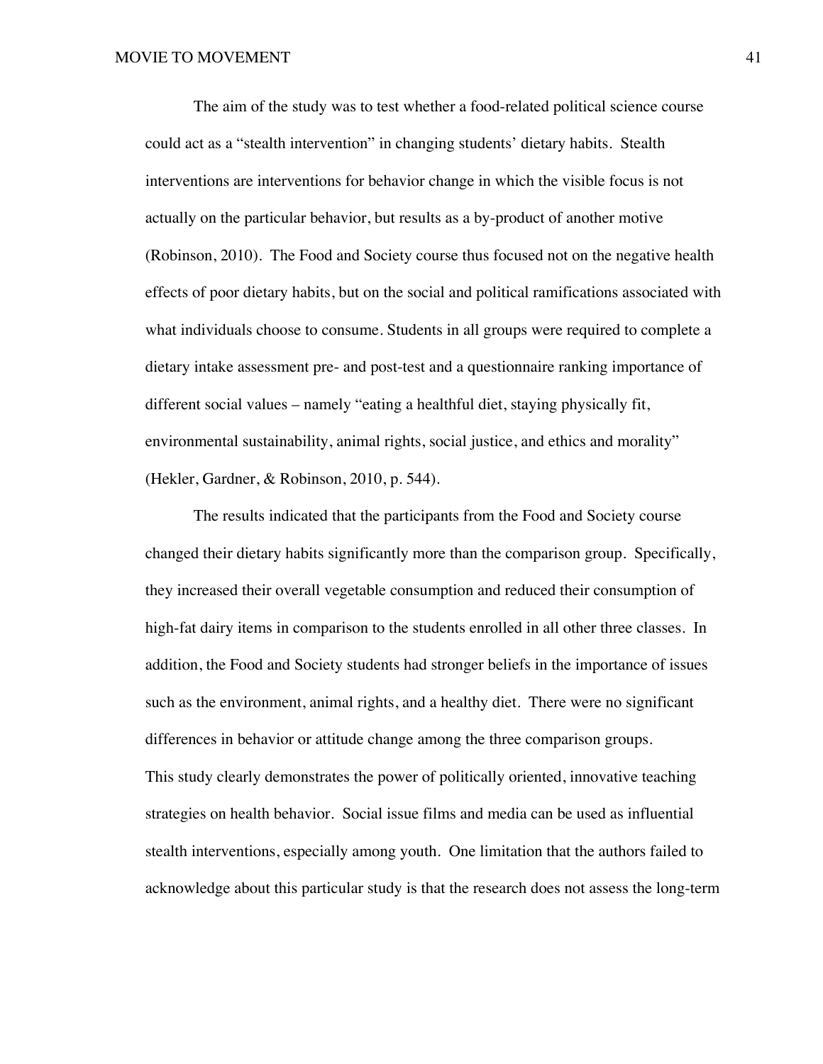The aim of the study was to test whether a food-related political science course could act as a "stealth intervention" in changing students' dietary habits. Stealth interventions are interventions for behavior change in which the visible focus is not actually on the particular behavior, but results as a by-product of another motive (Robinson, 2010). The Food and Society course thus focused not on the negative health effects of poor dietary habits, but on the social and political ramifications associated with what individuals choose to consume. Students in all groups were required to complete a dietary intake assessment pre- and post-test and a questionnaire ranking importance of different social values – namely "eating a healthful diet, staying physically fit, environmental sustainability, animal rights, social justice, and ethics and morality" (Hekler, Gardner, & Robinson, 2010, p. 544).

The results indicated that the participants from the Food and Society course changed their dietary habits significantly more than the comparison group. Specifically, they increased their overall vegetable consumption and reduced their consumption of high-fat dairy items in comparison to the students enrolled in all other three classes. In addition, the Food and Society students had stronger beliefs in the importance of issues such as the environment, animal rights, and a healthy diet. There were no significant differences in behavior or attitude change among the three comparison groups.

This study clearly demonstrates the power of politically oriented, innovative teaching strategies on health behavior. Social issue films and media can be used as influential stealth interventions, especially among youth. One limitation that the authors failed to acknowledge about this particular study is that the research does not assess the long-term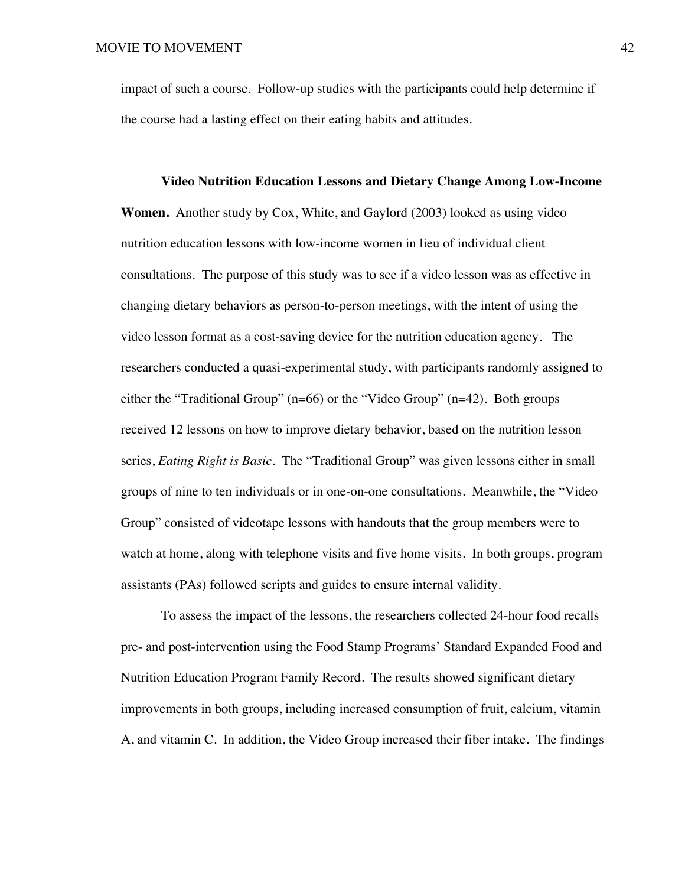impact of such a course. Follow-up studies with the participants could help determine if the course had a lasting effect on their eating habits and attitudes.

**Video Nutrition Education Lessons and Dietary Change Among Low-Income Women.** Another study by Cox, White, and Gaylord (2003) looked as using video nutrition education lessons with low-income women in lieu of individual client consultations. The purpose of this study was to see if a video lesson was as effective in changing dietary behaviors as person-to-person meetings, with the intent of using the video lesson format as a cost-saving device for the nutrition education agency. The researchers conducted a quasi-experimental study, with participants randomly assigned to either the "Traditional Group" (n=66) or the "Video Group" (n=42). Both groups received 12 lessons on how to improve dietary behavior, based on the nutrition lesson series, *Eating Right is Basic*. The "Traditional Group" was given lessons either in small groups of nine to ten individuals or in one-on-one consultations. Meanwhile, the "Video Group" consisted of videotape lessons with handouts that the group members were to watch at home, along with telephone visits and five home visits. In both groups, program assistants (PAs) followed scripts and guides to ensure internal validity.

To assess the impact of the lessons, the researchers collected 24-hour food recalls pre- and post-intervention using the Food Stamp Programs' Standard Expanded Food and Nutrition Education Program Family Record. The results showed significant dietary improvements in both groups, including increased consumption of fruit, calcium, vitamin A, and vitamin C. In addition, the Video Group increased their fiber intake. The findings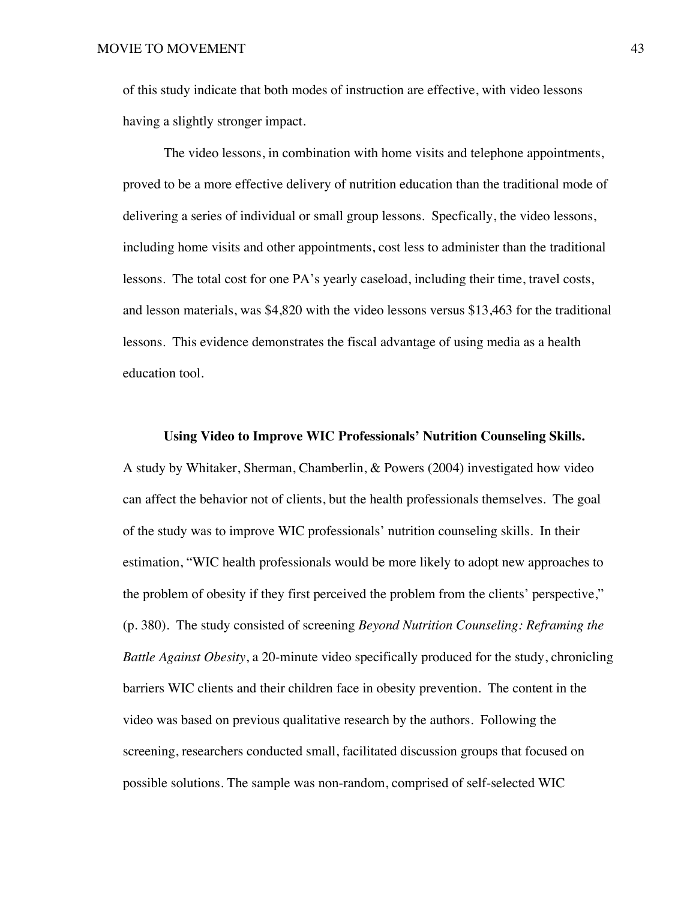of this study indicate that both modes of instruction are effective, with video lessons having a slightly stronger impact.

The video lessons, in combination with home visits and telephone appointments, proved to be a more effective delivery of nutrition education than the traditional mode of delivering a series of individual or small group lessons. Specfically, the video lessons, including home visits and other appointments, cost less to administer than the traditional lessons. The total cost for one PA's yearly caseload, including their time, travel costs, and lesson materials, was $4,820 with the video lessons versus $13,463 for the traditional lessons. This evidence demonstrates the fiscal advantage of using media as a health education tool.

**Using Video to Improve WIC Professionals' Nutrition Counseling Skills.**

A study by Whitaker, Sherman, Chamberlin, & Powers (2004) investigated how video can affect the behavior not of clients, but the health professionals themselves. The goal of the study was to improve WIC professionals' nutrition counseling skills. In their estimation, "WIC health professionals would be more likely to adopt new approaches to the problem of obesity if they first perceived the problem from the clients' perspective," (p. 380). The study consisted of screening *Beyond Nutrition Counseling: Reframing the Battle Against Obesity*, a 20-minute video specifically produced for the study, chronicling barriers WIC clients and their children face in obesity prevention. The content in the video was based on previous qualitative research by the authors. Following the screening, researchers conducted small, facilitated discussion groups that focused on possible solutions. The sample was non-random, comprised of self-selected WIC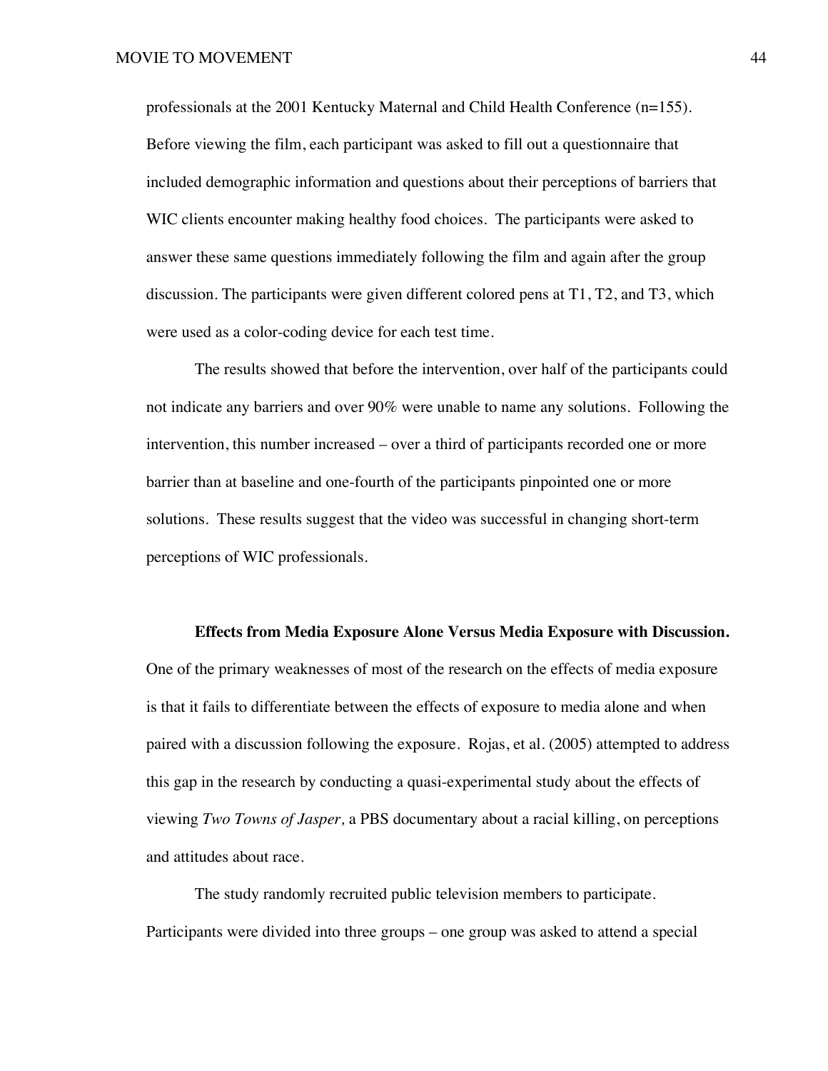professionals at the 2001 Kentucky Maternal and Child Health Conference (n=155). Before viewing the film, each participant was asked to fill out a questionnaire that included demographic information and questions about their perceptions of barriers that WIC clients encounter making healthy food choices. The participants were asked to answer these same questions immediately following the film and again after the group discussion. The participants were given different colored pens at T1, T2, and T3, which were used as a color-coding device for each test time.

The results showed that before the intervention, over half of the participants could not indicate any barriers and over 90% were unable to name any solutions. Following the intervention, this number increased – over a third of participants recorded one or more barrier than at baseline and one-fourth of the participants pinpointed one or more solutions. These results suggest that the video was successful in changing short-term perceptions of WIC professionals.

**Effects from Media Exposure Alone Versus Media Exposure with Discussion.** One of the primary weaknesses of most of the research on the effects of media exposure is that it fails to differentiate between the effects of exposure to media alone and when paired with a discussion following the exposure. Rojas, et al. (2005) attempted to address this gap in the research by conducting a quasi-experimental study about the effects of viewing *Two Towns of Jasper,* a PBS documentary about a racial killing, on perceptions and attitudes about race.

The study randomly recruited public television members to participate. Participants were divided into three groups – one group was asked to attend a special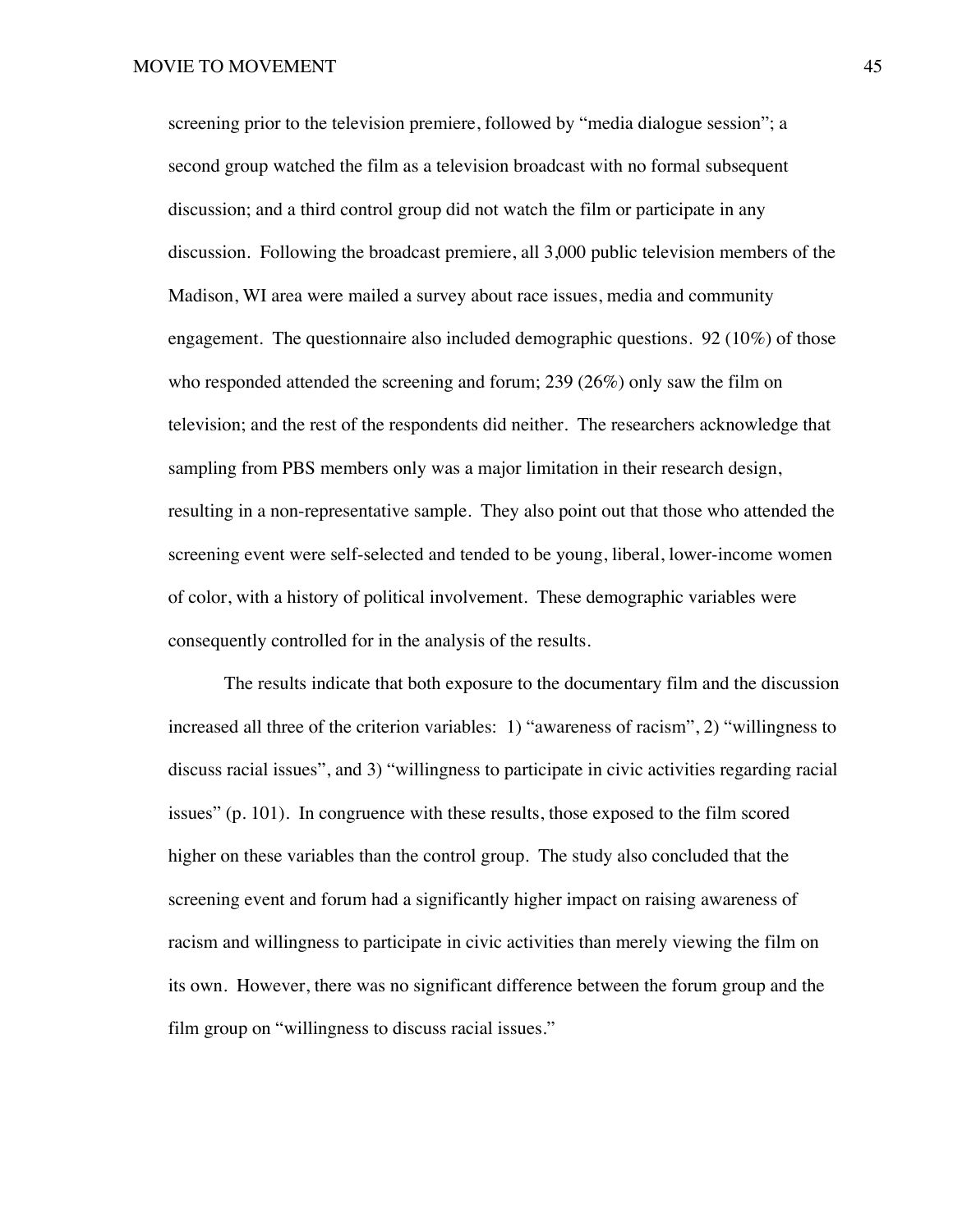screening prior to the television premiere, followed by "media dialogue session"; a second group watched the film as a television broadcast with no formal subsequent discussion; and a third control group did not watch the film or participate in any discussion. Following the broadcast premiere, all 3,000 public television members of the Madison, WI area were mailed a survey about race issues, media and community engagement. The questionnaire also included demographic questions. 92 (10%) of those who responded attended the screening and forum; 239 (26%) only saw the film on television; and the rest of the respondents did neither. The researchers acknowledge that sampling from PBS members only was a major limitation in their research design, resulting in a non-representative sample. They also point out that those who attended the screening event were self-selected and tended to be young, liberal, lower-income women of color, with a history of political involvement. These demographic variables were consequently controlled for in the analysis of the results.

The results indicate that both exposure to the documentary film and the discussion increased all three of the criterion variables: 1) "awareness of racism", 2) "willingness to discuss racial issues", and 3) "willingness to participate in civic activities regarding racial issues" (p. 101). In congruence with these results, those exposed to the film scored higher on these variables than the control group. The study also concluded that the screening event and forum had a significantly higher impact on raising awareness of racism and willingness to participate in civic activities than merely viewing the film on its own. However, there was no significant difference between the forum group and the film group on "willingness to discuss racial issues."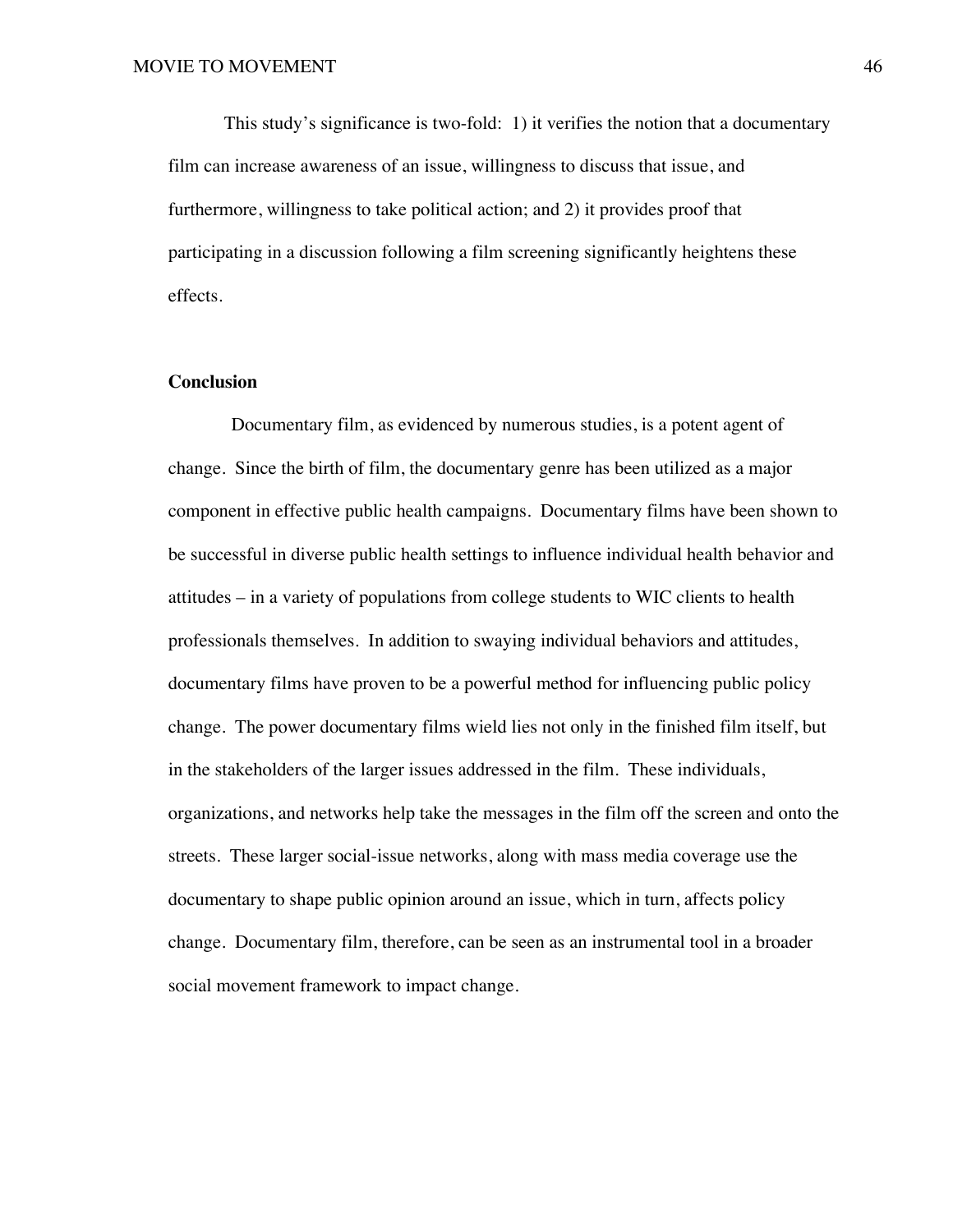This study's significance is two-fold: 1) it verifies the notion that a documentary film can increase awareness of an issue, willingness to discuss that issue, and furthermore, willingness to take political action; and 2) it provides proof that participating in a discussion following a film screening significantly heightens these effects.

## Conclusion

Documentary film, as evidenced by numerous studies, is a potent agent of change. Since the birth of film, the documentary genre has been utilized as a major component in effective public health campaigns. Documentary films have been shown to be successful in diverse public health settings to influence individual health behavior and attitudes – in a variety of populations from college students to WIC clients to health professionals themselves. In addition to swaying individual behaviors and attitudes, documentary films have proven to be a powerful method for influencing public policy change. The power documentary films wield lies not only in the finished film itself, but in the stakeholders of the larger issues addressed in the film. These individuals, organizations, and networks help take the messages in the film off the screen and onto the streets. These larger social-issue networks, along with mass media coverage use the documentary to shape public opinion around an issue, which in turn, affects policy change. Documentary film, therefore, can be seen as an instrumental tool in a broader social movement framework to impact change.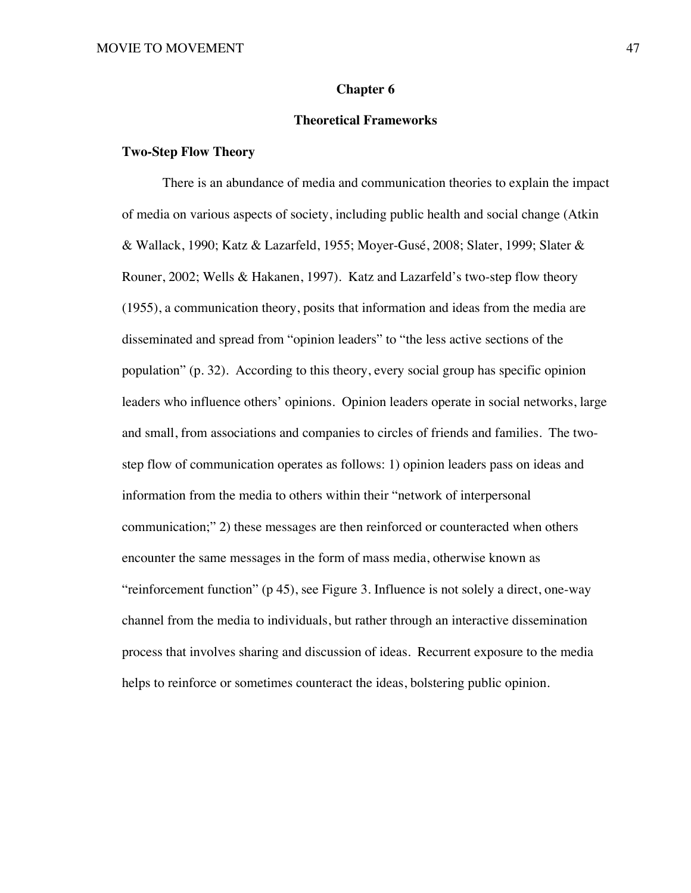# Chapter 6

## Theoretical Frameworks

### Two-Step Flow Theory

There is an abundance of media and communication theories to explain the impact of media on various aspects of society, including public health and social change (Atkin & Wallack, 1990; Katz & Lazarfeld, 1955; Moyer-Gusé, 2008; Slater, 1999; Slater & Rouner, 2002; Wells & Hakanen, 1997). Katz and Lazarfeld's two-step flow theory (1955), a communication theory, posits that information and ideas from the media are disseminated and spread from "opinion leaders" to "the less active sections of the population" (p. 32). According to this theory, every social group has specific opinion leaders who influence others' opinions. Opinion leaders operate in social networks, large and small, from associations and companies to circles of friends and families. The two-step flow of communication operates as follows: 1) opinion leaders pass on ideas and information from the media to others within their "network of interpersonal communication;" 2) these messages are then reinforced or counteracted when others encounter the same messages in the form of mass media, otherwise known as "reinforcement function" (p 45), see Figure 3. Influence is not solely a direct, one-way channel from the media to individuals, but rather through an interactive dissemination process that involves sharing and discussion of ideas. Recurrent exposure to the media helps to reinforce or sometimes counteract the ideas, bolstering public opinion.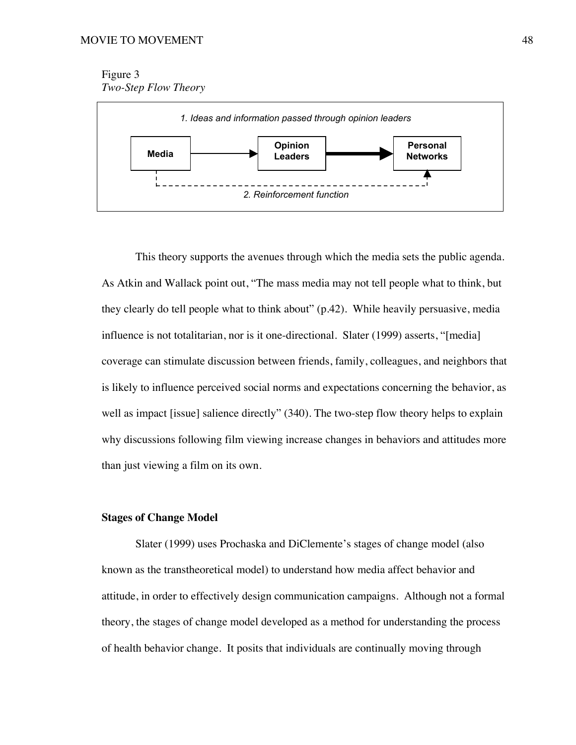Figure 3
*Two-Step Flow Theory*

*1. Ideas and information passed through opinion leaders*

**Media** → **Opinion Leaders** → **Personal Networks**

*2. Reinforcement function*

This theory supports the avenues through which the media sets the public agenda. As Atkin and Wallack point out, "The mass media may not tell people what to think, but they clearly do tell people what to think about" (p.42). While heavily persuasive, media influence is not totalitarian, nor is it one-directional. Slater (1999) asserts, "[media] coverage can stimulate discussion between friends, family, colleagues, and neighbors that is likely to influence perceived social norms and expectations concerning the behavior, as well as impact [issue] salience directly" (340). The two-step flow theory helps to explain why discussions following film viewing increase changes in behaviors and attitudes more than just viewing a film on its own.

**Stages of Change Model**

Slater (1999) uses Prochaska and DiClemente's stages of change model (also known as the transtheoretical model) to understand how media affect behavior and attitude, in order to effectively design communication campaigns. Although not a formal theory, the stages of change model developed as a method for understanding the process of health behavior change. It posits that individuals are continually moving through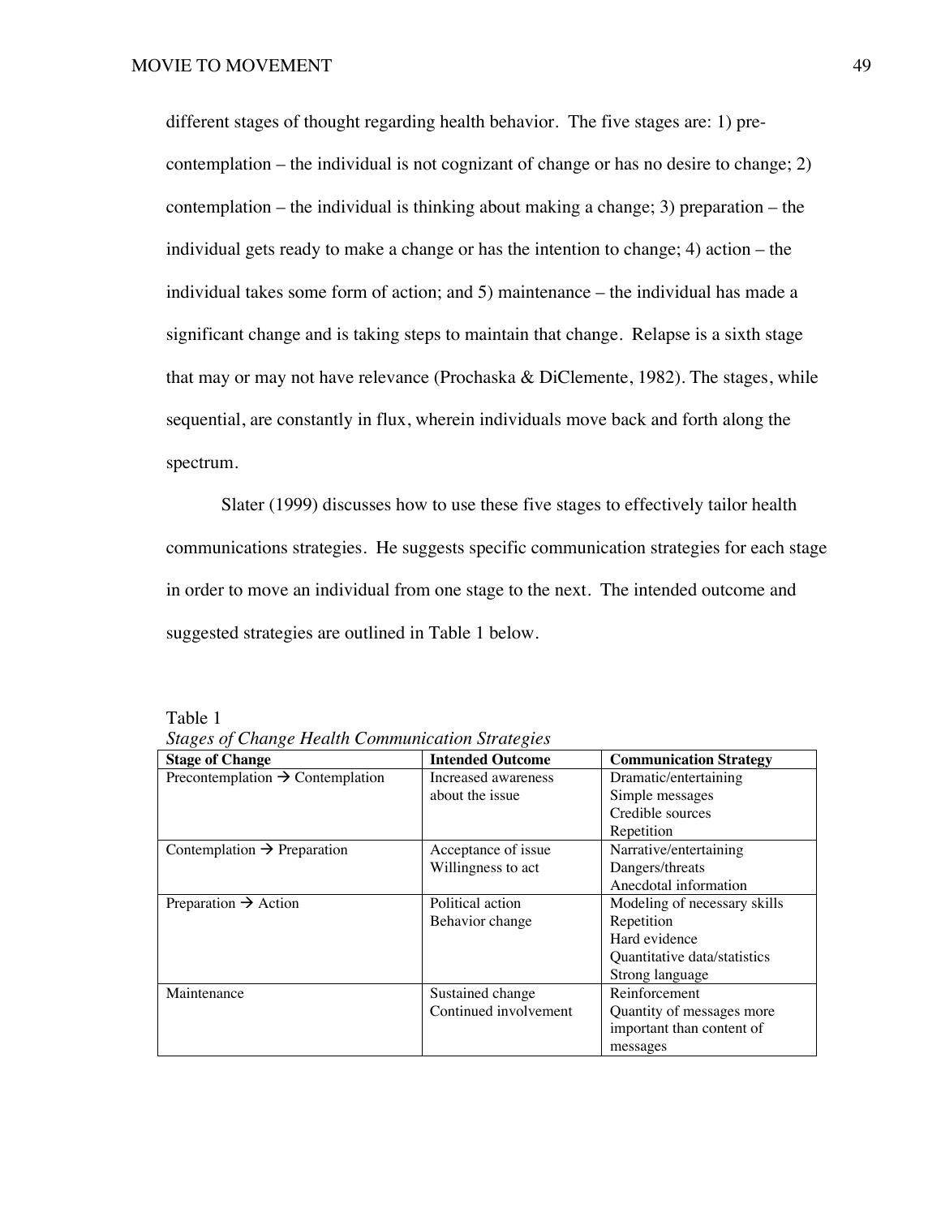different stages of thought regarding health behavior. The five stages are: 1) pre-contemplation – the individual is not cognizant of change or has no desire to change; 2) contemplation – the individual is thinking about making a change; 3) preparation – the individual gets ready to make a change or has the intention to change; 4) action – the individual takes some form of action; and 5) maintenance – the individual has made a significant change and is taking steps to maintain that change. Relapse is a sixth stage that may or may not have relevance (Prochaska & DiClemente, 1982). The stages, while sequential, are constantly in flux, wherein individuals move back and forth along the spectrum.

Slater (1999) discusses how to use these five stages to effectively tailor health communications strategies. He suggests specific communication strategies for each stage in order to move an individual from one stage to the next. The intended outcome and suggested strategies are outlined in Table 1 below.

Table 1
*Stages of Change Health Communication Strategies*

| **Stage of Change** | **Intended Outcome** | **Communication Strategy** |
|---|---|---|
| Precontemplation → Contemplation | Increased awareness about the issue | Dramatic/entertaining<br>Simple messages<br>Credible sources<br>Repetition |
| Contemplation → Preparation | Acceptance of issue<br>Willingness to act | Narrative/entertaining<br>Dangers/threats<br>Anecdotal information |
| Preparation → Action | Political action<br>Behavior change | Modeling of necessary skills<br>Repetition<br>Hard evidence<br>Quantitative data/statistics<br>Strong language |
| Maintenance | Sustained change<br>Continued involvement | Reinforcement<br>Quantity of messages more important than content of messages |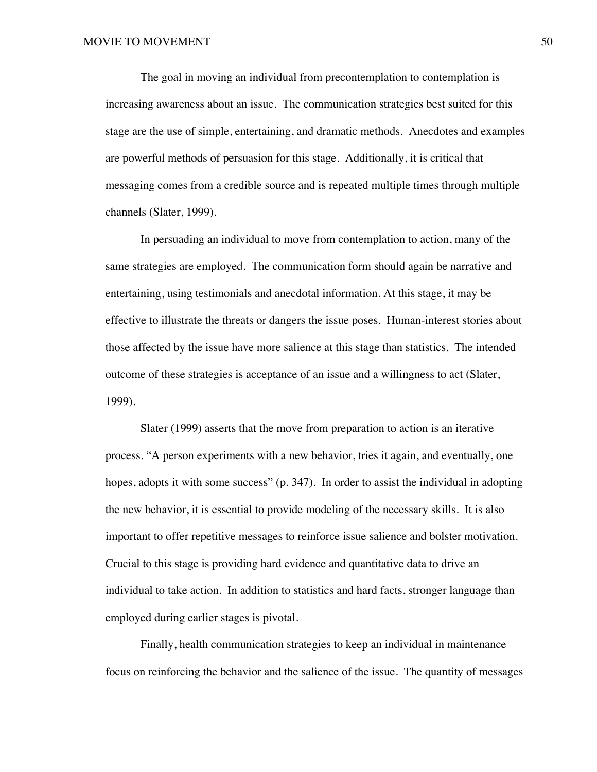The goal in moving an individual from precontemplation to contemplation is increasing awareness about an issue. The communication strategies best suited for this stage are the use of simple, entertaining, and dramatic methods. Anecdotes and examples are powerful methods of persuasion for this stage. Additionally, it is critical that messaging comes from a credible source and is repeated multiple times through multiple channels (Slater, 1999).

In persuading an individual to move from contemplation to action, many of the same strategies are employed. The communication form should again be narrative and entertaining, using testimonials and anecdotal information. At this stage, it may be effective to illustrate the threats or dangers the issue poses. Human-interest stories about those affected by the issue have more salience at this stage than statistics. The intended outcome of these strategies is acceptance of an issue and a willingness to act (Slater, 1999).

Slater (1999) asserts that the move from preparation to action is an iterative process. "A person experiments with a new behavior, tries it again, and eventually, one hopes, adopts it with some success" (p. 347). In order to assist the individual in adopting the new behavior, it is essential to provide modeling of the necessary skills. It is also important to offer repetitive messages to reinforce issue salience and bolster motivation. Crucial to this stage is providing hard evidence and quantitative data to drive an individual to take action. In addition to statistics and hard facts, stronger language than employed during earlier stages is pivotal.

Finally, health communication strategies to keep an individual in maintenance focus on reinforcing the behavior and the salience of the issue. The quantity of messages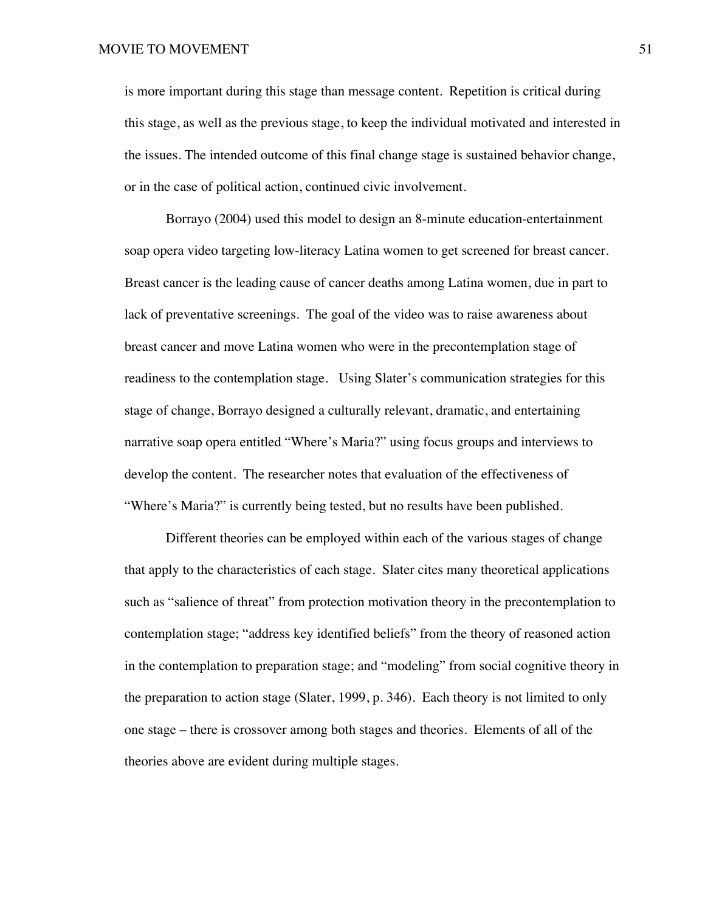is more important during this stage than message content. Repetition is critical during this stage, as well as the previous stage, to keep the individual motivated and interested in the issues. The intended outcome of this final change stage is sustained behavior change, or in the case of political action, continued civic involvement.

Borrayo (2004) used this model to design an 8-minute education-entertainment soap opera video targeting low-literacy Latina women to get screened for breast cancer. Breast cancer is the leading cause of cancer deaths among Latina women, due in part to lack of preventative screenings. The goal of the video was to raise awareness about breast cancer and move Latina women who were in the precontemplation stage of readiness to the contemplation stage. Using Slater's communication strategies for this stage of change, Borrayo designed a culturally relevant, dramatic, and entertaining narrative soap opera entitled "Where's Maria?" using focus groups and interviews to develop the content. The researcher notes that evaluation of the effectiveness of "Where's Maria?" is currently being tested, but no results have been published.

Different theories can be employed within each of the various stages of change that apply to the characteristics of each stage. Slater cites many theoretical applications such as "salience of threat" from protection motivation theory in the precontemplation to contemplation stage; "address key identified beliefs" from the theory of reasoned action in the contemplation to preparation stage; and "modeling" from social cognitive theory in the preparation to action stage (Slater, 1999, p. 346). Each theory is not limited to only one stage – there is crossover among both stages and theories. Elements of all of the theories above are evident during multiple stages.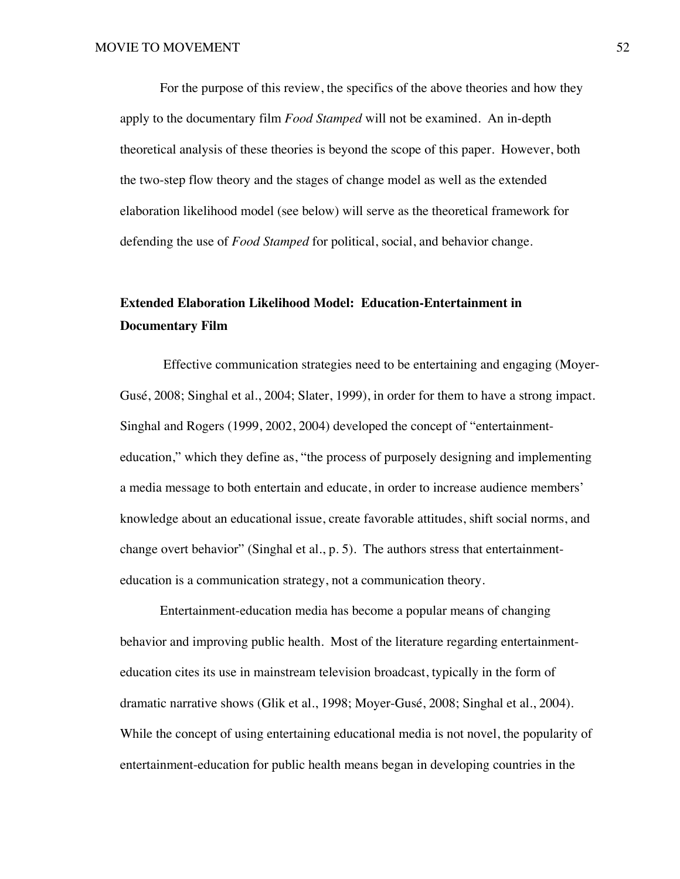For the purpose of this review, the specifics of the above theories and how they apply to the documentary film *Food Stamped* will not be examined. An in-depth theoretical analysis of these theories is beyond the scope of this paper. However, both the two-step flow theory and the stages of change model as well as the extended elaboration likelihood model (see below) will serve as the theoretical framework for defending the use of *Food Stamped* for political, social, and behavior change.

**Extended Elaboration Likelihood Model: Education-Entertainment in Documentary Film**

Effective communication strategies need to be entertaining and engaging (Moyer-Gusé, 2008; Singhal et al., 2004; Slater, 1999), in order for them to have a strong impact. Singhal and Rogers (1999, 2002, 2004) developed the concept of "entertainment-education," which they define as, "the process of purposely designing and implementing a media message to both entertain and educate, in order to increase audience members' knowledge about an educational issue, create favorable attitudes, shift social norms, and change overt behavior" (Singhal et al., p. 5). The authors stress that entertainment-education is a communication strategy, not a communication theory.

Entertainment-education media has become a popular means of changing behavior and improving public health. Most of the literature regarding entertainment-education cites its use in mainstream television broadcast, typically in the form of dramatic narrative shows (Glik et al., 1998; Moyer-Gusé, 2008; Singhal et al., 2004). While the concept of using entertaining educational media is not novel, the popularity of entertainment-education for public health means began in developing countries in the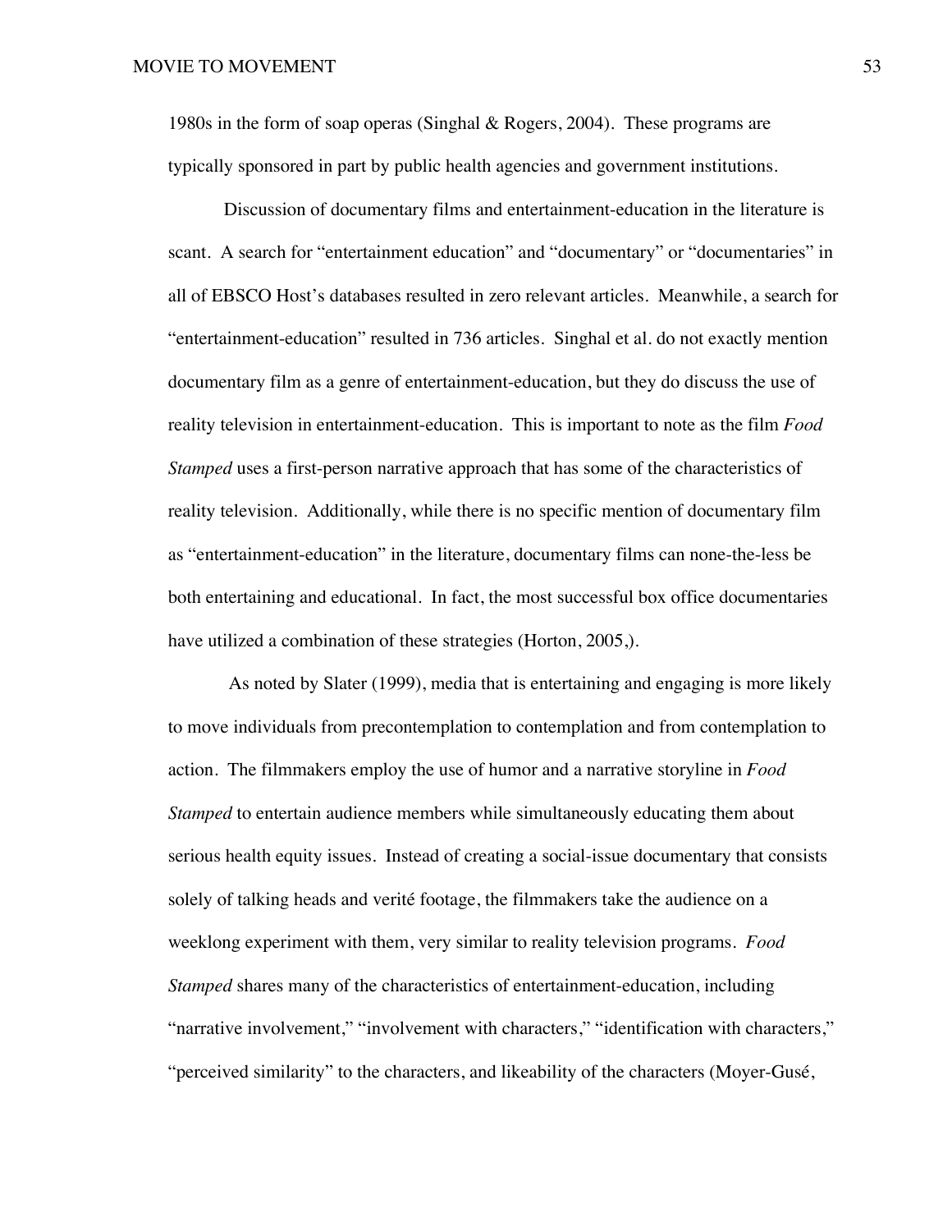1980s in the form of soap operas (Singhal & Rogers, 2004). These programs are typically sponsored in part by public health agencies and government institutions.

Discussion of documentary films and entertainment-education in the literature is scant. A search for "entertainment education" and "documentary" or "documentaries" in all of EBSCO Host's databases resulted in zero relevant articles. Meanwhile, a search for "entertainment-education" resulted in 736 articles. Singhal et al. do not exactly mention documentary film as a genre of entertainment-education, but they do discuss the use of reality television in entertainment-education. This is important to note as the film *Food Stamped* uses a first-person narrative approach that has some of the characteristics of reality television. Additionally, while there is no specific mention of documentary film as "entertainment-education" in the literature, documentary films can none-the-less be both entertaining and educational. In fact, the most successful box office documentaries have utilized a combination of these strategies (Horton, 2005,).

As noted by Slater (1999), media that is entertaining and engaging is more likely to move individuals from precontemplation to contemplation and from contemplation to action. The filmmakers employ the use of humor and a narrative storyline in *Food Stamped* to entertain audience members while simultaneously educating them about serious health equity issues. Instead of creating a social-issue documentary that consists solely of talking heads and verité footage, the filmmakers take the audience on a weeklong experiment with them, very similar to reality television programs. *Food Stamped* shares many of the characteristics of entertainment-education, including "narrative involvement," "involvement with characters," "identification with characters," "perceived similarity" to the characters, and likeability of the characters (Moyer-Gusé,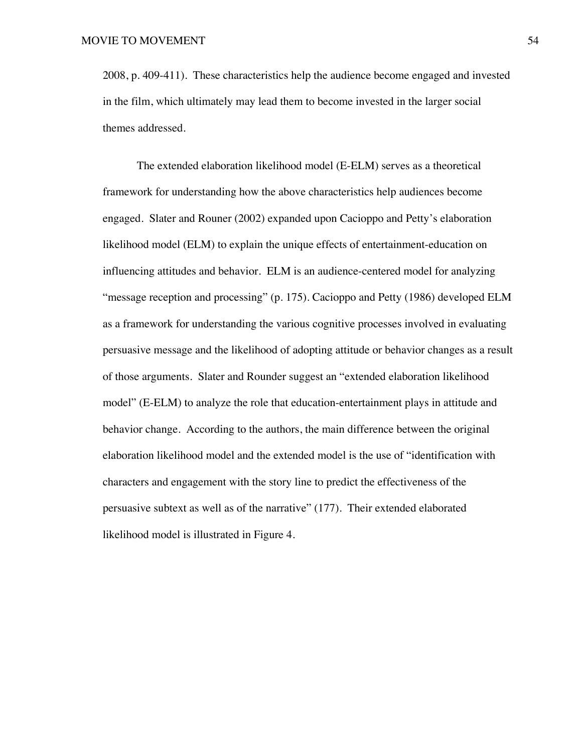2008, p. 409-411). These characteristics help the audience become engaged and invested in the film, which ultimately may lead them to become invested in the larger social themes addressed.

The extended elaboration likelihood model (E-ELM) serves as a theoretical framework for understanding how the above characteristics help audiences become engaged. Slater and Rouner (2002) expanded upon Cacioppo and Petty's elaboration likelihood model (ELM) to explain the unique effects of entertainment-education on influencing attitudes and behavior. ELM is an audience-centered model for analyzing "message reception and processing" (p. 175). Cacioppo and Petty (1986) developed ELM as a framework for understanding the various cognitive processes involved in evaluating persuasive message and the likelihood of adopting attitude or behavior changes as a result of those arguments. Slater and Rounder suggest an "extended elaboration likelihood model" (E-ELM) to analyze the role that education-entertainment plays in attitude and behavior change. According to the authors, the main difference between the original elaboration likelihood model and the extended model is the use of "identification with characters and engagement with the story line to predict the effectiveness of the persuasive subtext as well as of the narrative" (177). Their extended elaborated likelihood model is illustrated in Figure 4.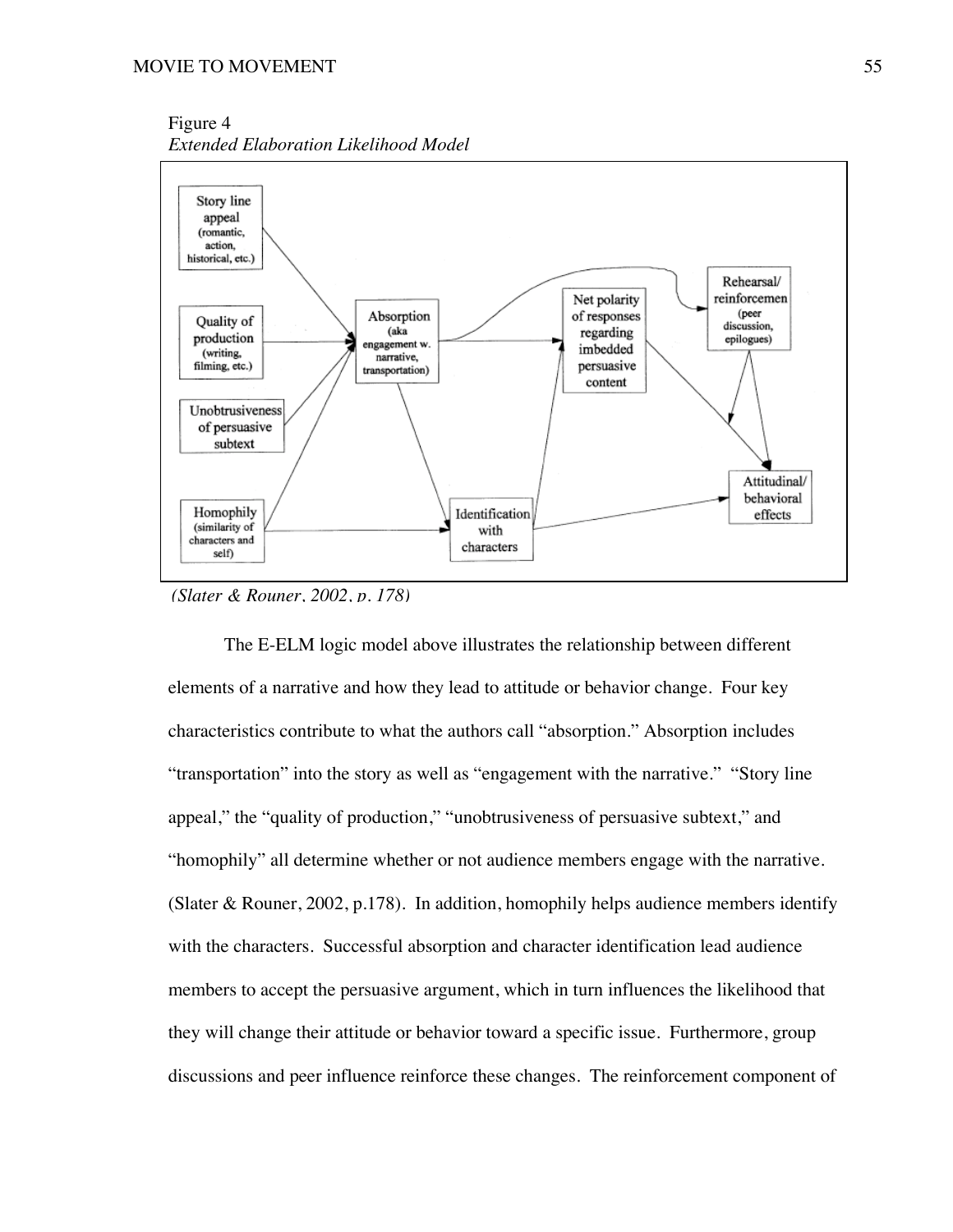Figure 4

*Extended Elaboration Likelihood Model*

*(Slater & Rouner, 2002, p. 178)*

The E-ELM logic model above illustrates the relationship between different elements of a narrative and how they lead to attitude or behavior change. Four key characteristics contribute to what the authors call "absorption." Absorption includes "transportation" into the story as well as "engagement with the narrative." "Story line appeal," the "quality of production," "unobtrusiveness of persuasive subtext," and "homophily" all determine whether or not audience members engage with the narrative. (Slater & Rouner, 2002, p.178). In addition, homophily helps audience members identify with the characters. Successful absorption and character identification lead audience members to accept the persuasive argument, which in turn influences the likelihood that they will change their attitude or behavior toward a specific issue. Furthermore, group discussions and peer influence reinforce these changes. The reinforcement component of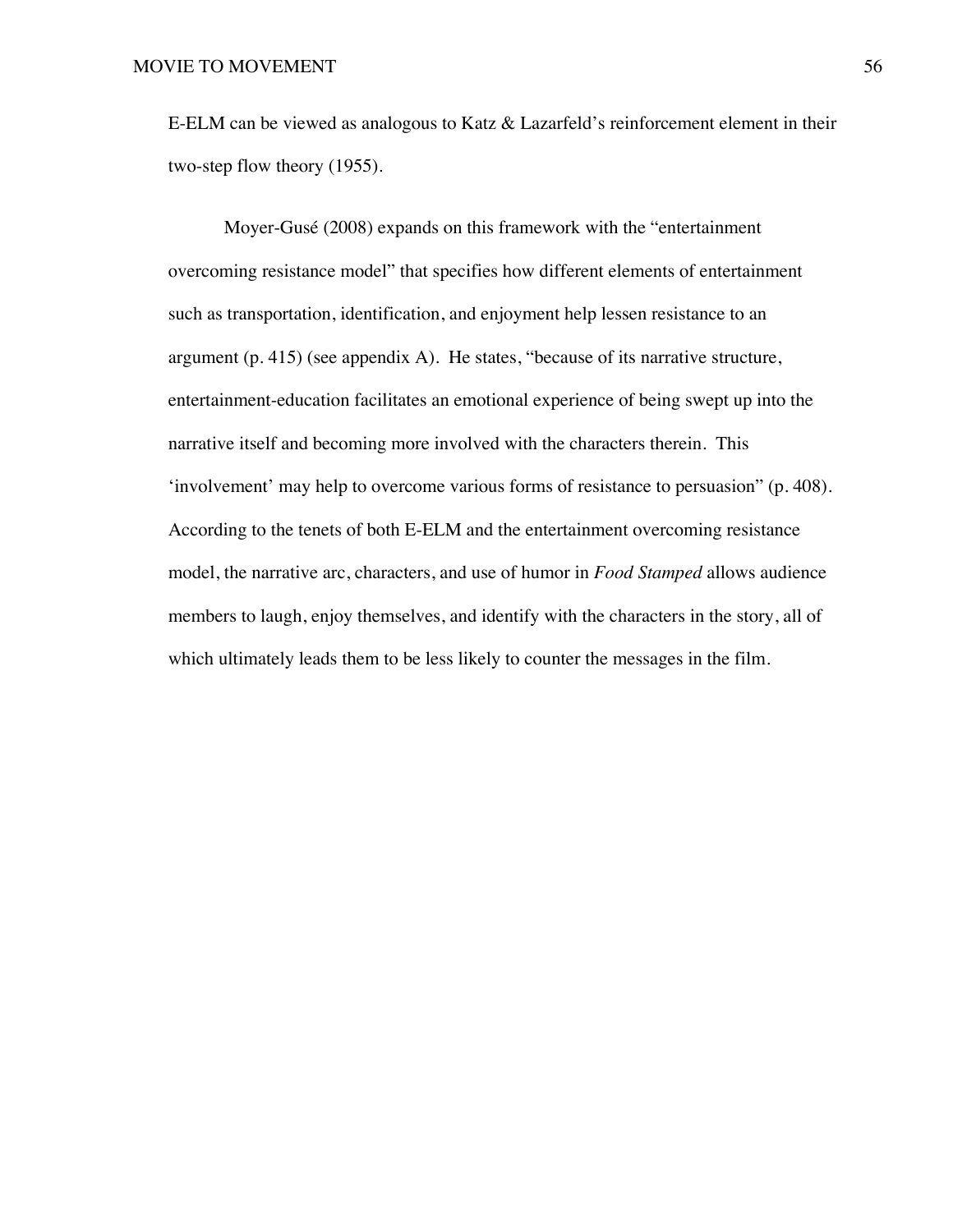E-ELM can be viewed as analogous to Katz & Lazarfeld's reinforcement element in their two-step flow theory (1955).

Moyer-Gusé (2008) expands on this framework with the "entertainment overcoming resistance model" that specifies how different elements of entertainment such as transportation, identification, and enjoyment help lessen resistance to an argument (p. 415) (see appendix A). He states, "because of its narrative structure, entertainment-education facilitates an emotional experience of being swept up into the narrative itself and becoming more involved with the characters therein. This 'involvement' may help to overcome various forms of resistance to persuasion" (p. 408). According to the tenets of both E-ELM and the entertainment overcoming resistance model, the narrative arc, characters, and use of humor in *Food Stamped* allows audience members to laugh, enjoy themselves, and identify with the characters in the story, all of which ultimately leads them to be less likely to counter the messages in the film.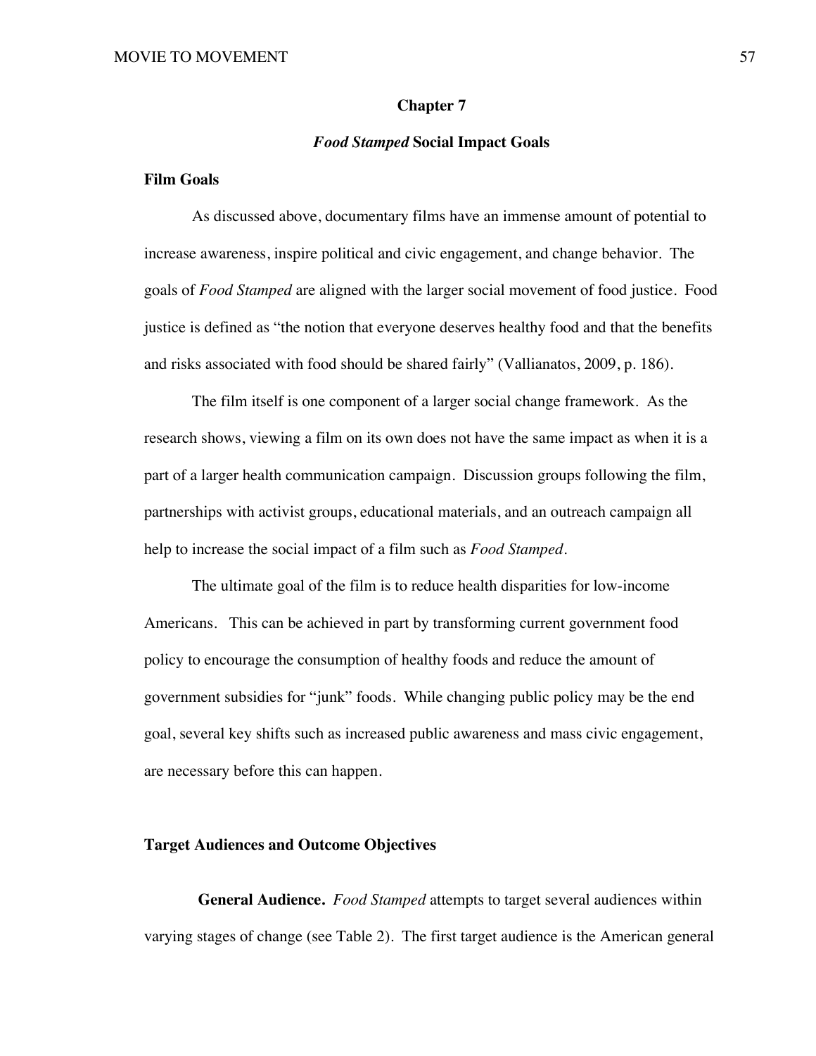# Chapter 7

## *Food Stamped* Social Impact Goals

### Film Goals

As discussed above, documentary films have an immense amount of potential to increase awareness, inspire political and civic engagement, and change behavior. The goals of *Food Stamped* are aligned with the larger social movement of food justice. Food justice is defined as "the notion that everyone deserves healthy food and that the benefits and risks associated with food should be shared fairly" (Vallianatos, 2009, p. 186).

The film itself is one component of a larger social change framework. As the research shows, viewing a film on its own does not have the same impact as when it is a part of a larger health communication campaign. Discussion groups following the film, partnerships with activist groups, educational materials, and an outreach campaign all help to increase the social impact of a film such as *Food Stamped*.

The ultimate goal of the film is to reduce health disparities for low-income Americans. This can be achieved in part by transforming current government food policy to encourage the consumption of healthy foods and reduce the amount of government subsidies for "junk" foods. While changing public policy may be the end goal, several key shifts such as increased public awareness and mass civic engagement, are necessary before this can happen.

### Target Audiences and Outcome Objectives

**General Audience.** *Food Stamped* attempts to target several audiences within varying stages of change (see Table 2). The first target audience is the American general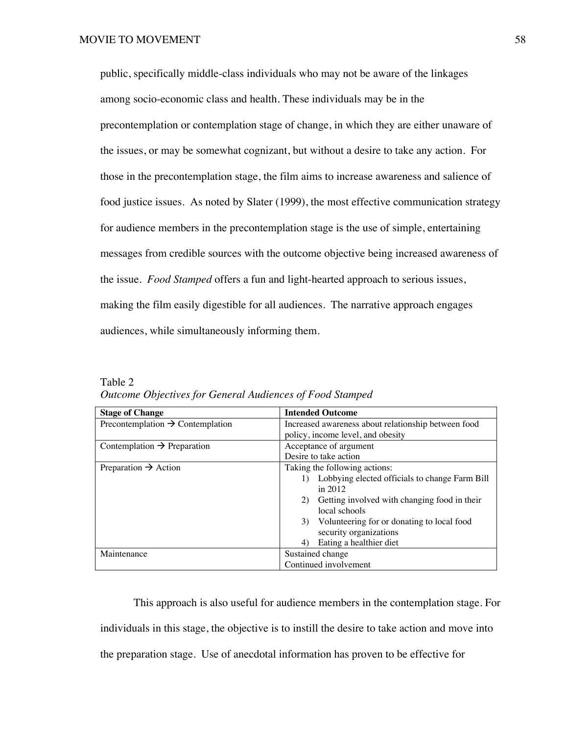public, specifically middle-class individuals who may not be aware of the linkages among socio-economic class and health. These individuals may be in the precontemplation or contemplation stage of change, in which they are either unaware of the issues, or may be somewhat cognizant, but without a desire to take any action. For those in the precontemplation stage, the film aims to increase awareness and salience of food justice issues. As noted by Slater (1999), the most effective communication strategy for audience members in the precontemplation stage is the use of simple, entertaining messages from credible sources with the outcome objective being increased awareness of the issue. *Food Stamped* offers a fun and light-hearted approach to serious issues, making the film easily digestible for all audiences. The narrative approach engages audiences, while simultaneously informing them.

Table 2
*Outcome Objectives for General Audiences of Food Stamped*

| **Stage of Change** | **Intended Outcome** |
| --- | --- |
| Precontemplation → Contemplation | Increased awareness about relationship between food policy, income level, and obesity |
| Contemplation → Preparation | Acceptance of argument<br>Desire to take action |
| Preparation → Action | Taking the following actions:<br>1) Lobbying elected officials to change Farm Bill in 2012<br>2) Getting involved with changing food in their local schools<br>3) Volunteering for or donating to local food security organizations<br>4) Eating a healthier diet |
| Maintenance | Sustained change<br>Continued involvement |

This approach is also useful for audience members in the contemplation stage. For individuals in this stage, the objective is to instill the desire to take action and move into the preparation stage. Use of anecdotal information has proven to be effective for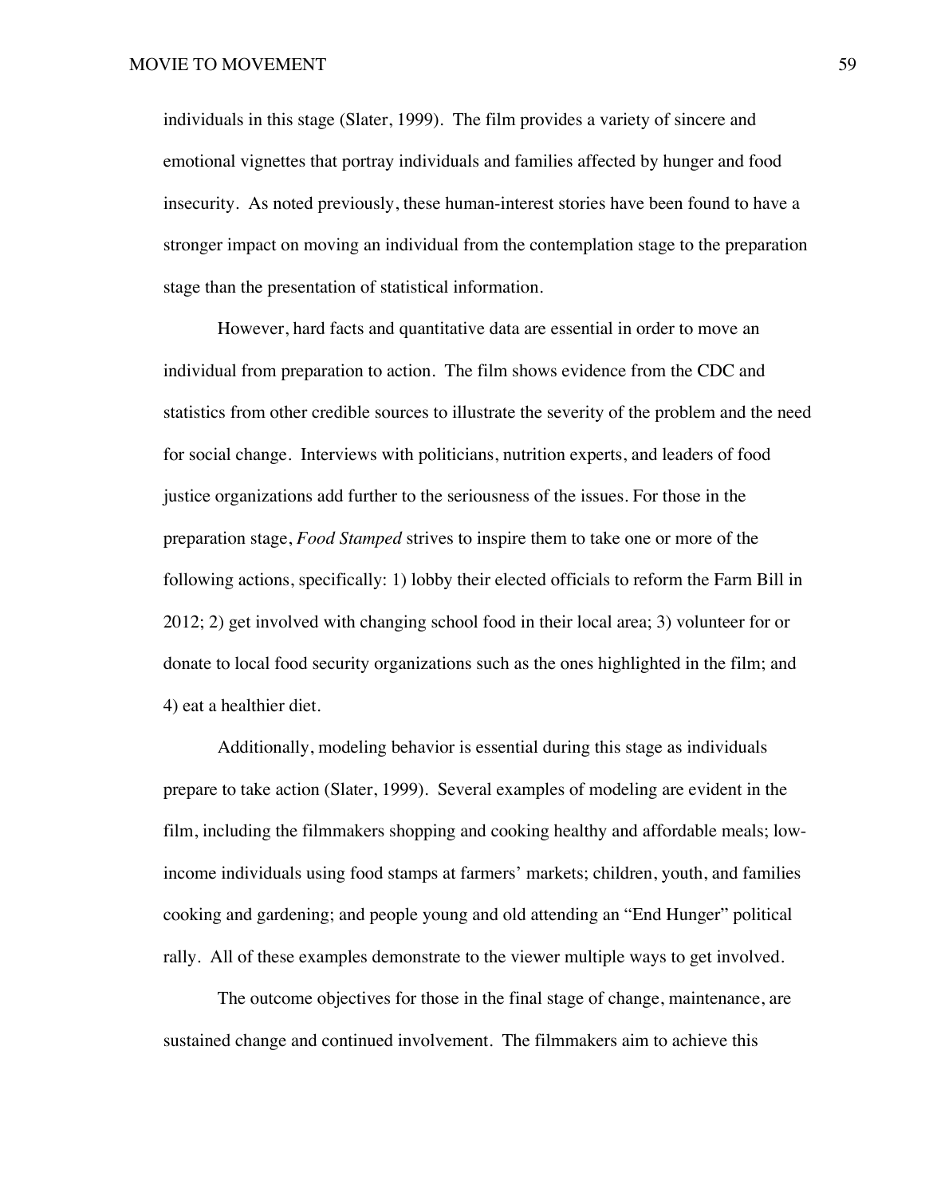individuals in this stage (Slater, 1999). The film provides a variety of sincere and emotional vignettes that portray individuals and families affected by hunger and food insecurity. As noted previously, these human-interest stories have been found to have a stronger impact on moving an individual from the contemplation stage to the preparation stage than the presentation of statistical information.

However, hard facts and quantitative data are essential in order to move an individual from preparation to action. The film shows evidence from the CDC and statistics from other credible sources to illustrate the severity of the problem and the need for social change. Interviews with politicians, nutrition experts, and leaders of food justice organizations add further to the seriousness of the issues. For those in the preparation stage, *Food Stamped* strives to inspire them to take one or more of the following actions, specifically: 1) lobby their elected officials to reform the Farm Bill in 2012; 2) get involved with changing school food in their local area; 3) volunteer for or donate to local food security organizations such as the ones highlighted in the film; and 4) eat a healthier diet.

Additionally, modeling behavior is essential during this stage as individuals prepare to take action (Slater, 1999). Several examples of modeling are evident in the film, including the filmmakers shopping and cooking healthy and affordable meals; low-income individuals using food stamps at farmers' markets; children, youth, and families cooking and gardening; and people young and old attending an "End Hunger" political rally. All of these examples demonstrate to the viewer multiple ways to get involved.

The outcome objectives for those in the final stage of change, maintenance, are sustained change and continued involvement. The filmmakers aim to achieve this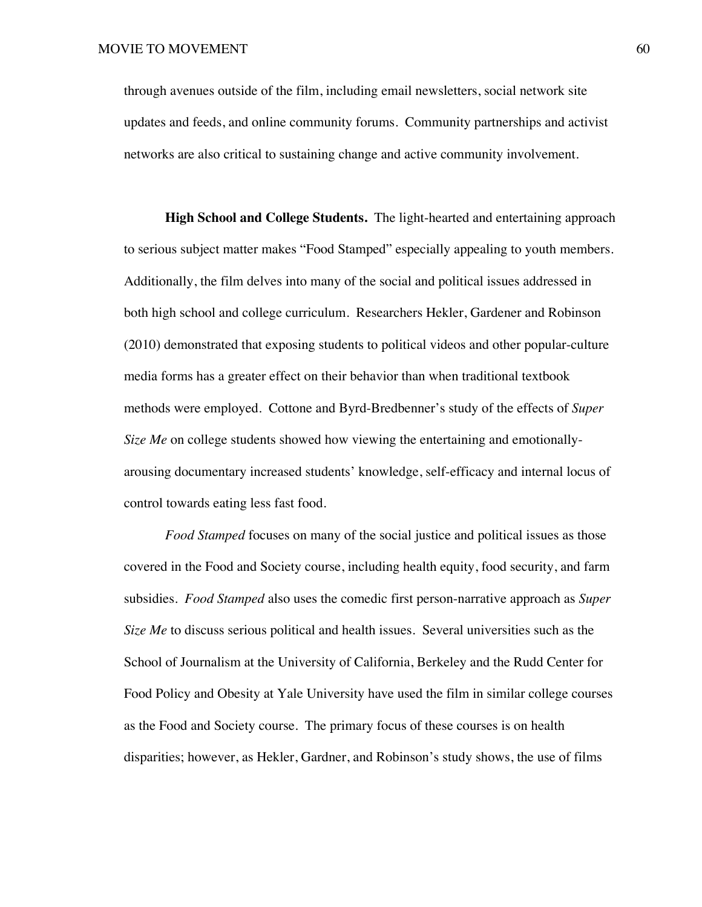through avenues outside of the film, including email newsletters, social network site updates and feeds, and online community forums. Community partnerships and activist networks are also critical to sustaining change and active community involvement.

**High School and College Students.** The light-hearted and entertaining approach to serious subject matter makes "Food Stamped" especially appealing to youth members. Additionally, the film delves into many of the social and political issues addressed in both high school and college curriculum. Researchers Hekler, Gardener and Robinson (2010) demonstrated that exposing students to political videos and other popular-culture media forms has a greater effect on their behavior than when traditional textbook methods were employed. Cottone and Byrd-Bredbenner's study of the effects of *Super Size Me* on college students showed how viewing the entertaining and emotionally-arousing documentary increased students' knowledge, self-efficacy and internal locus of control towards eating less fast food.

*Food Stamped* focuses on many of the social justice and political issues as those covered in the Food and Society course, including health equity, food security, and farm subsidies. *Food Stamped* also uses the comedic first person-narrative approach as *Super Size Me* to discuss serious political and health issues. Several universities such as the School of Journalism at the University of California, Berkeley and the Rudd Center for Food Policy and Obesity at Yale University have used the film in similar college courses as the Food and Society course. The primary focus of these courses is on health disparities; however, as Hekler, Gardner, and Robinson's study shows, the use of films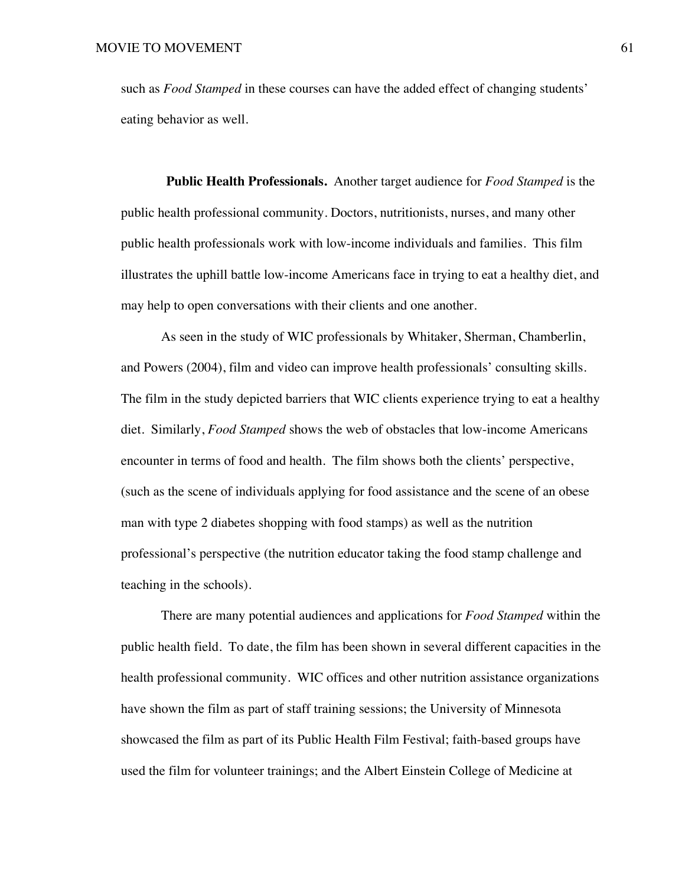such as *Food Stamped* in these courses can have the added effect of changing students' eating behavior as well.

**Public Health Professionals.** Another target audience for *Food Stamped* is the public health professional community. Doctors, nutritionists, nurses, and many other public health professionals work with low-income individuals and families. This film illustrates the uphill battle low-income Americans face in trying to eat a healthy diet, and may help to open conversations with their clients and one another.

As seen in the study of WIC professionals by Whitaker, Sherman, Chamberlin, and Powers (2004), film and video can improve health professionals' consulting skills. The film in the study depicted barriers that WIC clients experience trying to eat a healthy diet. Similarly, *Food Stamped* shows the web of obstacles that low-income Americans encounter in terms of food and health. The film shows both the clients' perspective, (such as the scene of individuals applying for food assistance and the scene of an obese man with type 2 diabetes shopping with food stamps) as well as the nutrition professional's perspective (the nutrition educator taking the food stamp challenge and teaching in the schools).

There are many potential audiences and applications for *Food Stamped* within the public health field. To date, the film has been shown in several different capacities in the health professional community. WIC offices and other nutrition assistance organizations have shown the film as part of staff training sessions; the University of Minnesota showcased the film as part of its Public Health Film Festival; faith-based groups have used the film for volunteer trainings; and the Albert Einstein College of Medicine at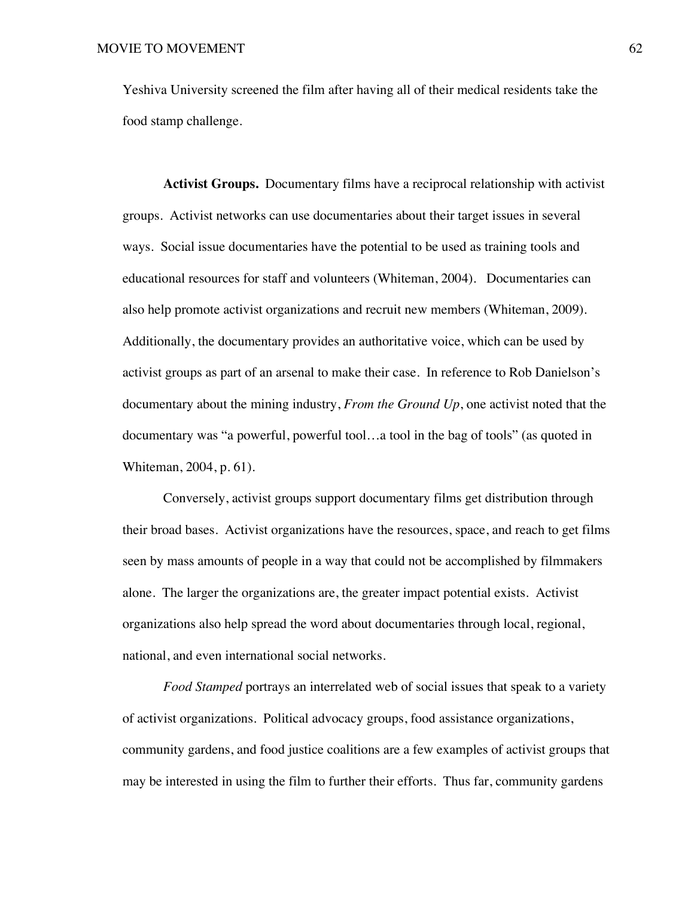Yeshiva University screened the film after having all of their medical residents take the food stamp challenge.

**Activist Groups.** Documentary films have a reciprocal relationship with activist groups. Activist networks can use documentaries about their target issues in several ways. Social issue documentaries have the potential to be used as training tools and educational resources for staff and volunteers (Whiteman, 2004). Documentaries can also help promote activist organizations and recruit new members (Whiteman, 2009). Additionally, the documentary provides an authoritative voice, which can be used by activist groups as part of an arsenal to make their case. In reference to Rob Danielson's documentary about the mining industry, *From the Ground Up*, one activist noted that the documentary was "a powerful, powerful tool…a tool in the bag of tools" (as quoted in Whiteman, 2004, p. 61).

Conversely, activist groups support documentary films get distribution through their broad bases. Activist organizations have the resources, space, and reach to get films seen by mass amounts of people in a way that could not be accomplished by filmmakers alone. The larger the organizations are, the greater impact potential exists. Activist organizations also help spread the word about documentaries through local, regional, national, and even international social networks.

*Food Stamped* portrays an interrelated web of social issues that speak to a variety of activist organizations. Political advocacy groups, food assistance organizations, community gardens, and food justice coalitions are a few examples of activist groups that may be interested in using the film to further their efforts. Thus far, community gardens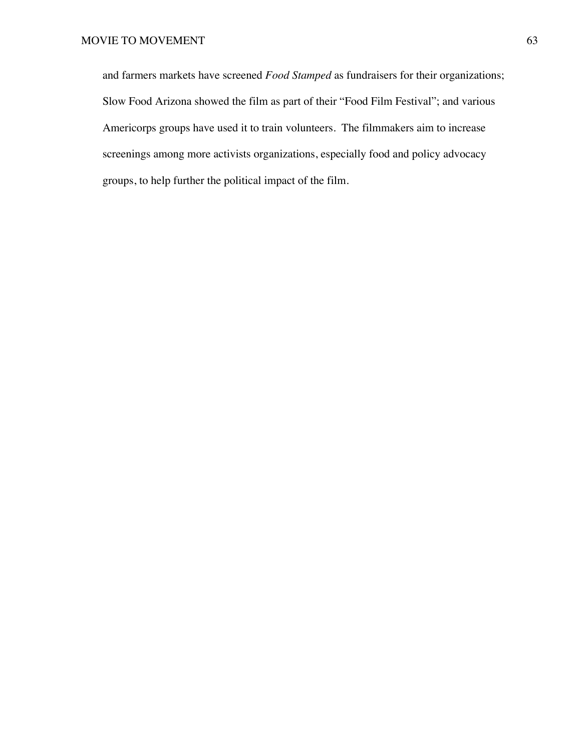and farmers markets have screened *Food Stamped* as fundraisers for their organizations; Slow Food Arizona showed the film as part of their "Food Film Festival"; and various Americorps groups have used it to train volunteers. The filmmakers aim to increase screenings among more activists organizations, especially food and policy advocacy groups, to help further the political impact of the film.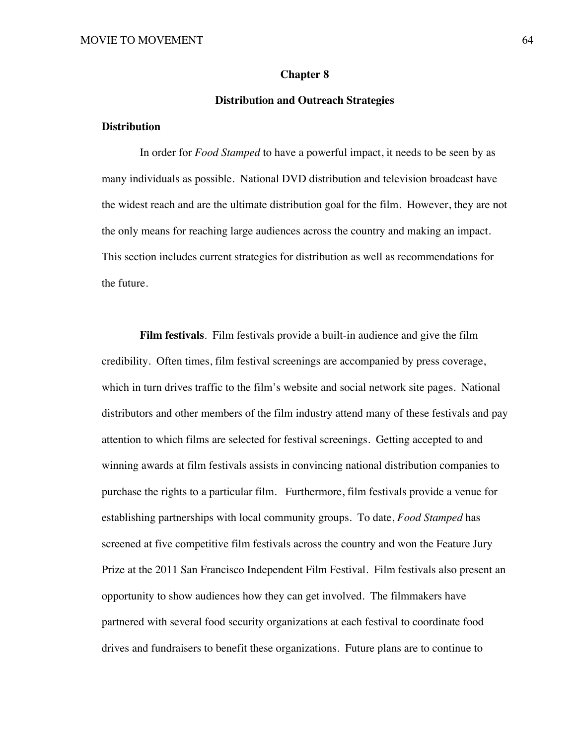# Chapter 8

## Distribution and Outreach Strategies

### Distribution

In order for *Food Stamped* to have a powerful impact, it needs to be seen by as many individuals as possible. National DVD distribution and television broadcast have the widest reach and are the ultimate distribution goal for the film. However, they are not the only means for reaching large audiences across the country and making an impact. This section includes current strategies for distribution as well as recommendations for the future.

**Film festivals**. Film festivals provide a built-in audience and give the film credibility. Often times, film festival screenings are accompanied by press coverage, which in turn drives traffic to the film's website and social network site pages. National distributors and other members of the film industry attend many of these festivals and pay attention to which films are selected for festival screenings. Getting accepted to and winning awards at film festivals assists in convincing national distribution companies to purchase the rights to a particular film. Furthermore, film festivals provide a venue for establishing partnerships with local community groups. To date, *Food Stamped* has screened at five competitive film festivals across the country and won the Feature Jury Prize at the 2011 San Francisco Independent Film Festival. Film festivals also present an opportunity to show audiences how they can get involved. The filmmakers have partnered with several food security organizations at each festival to coordinate food drives and fundraisers to benefit these organizations. Future plans are to continue to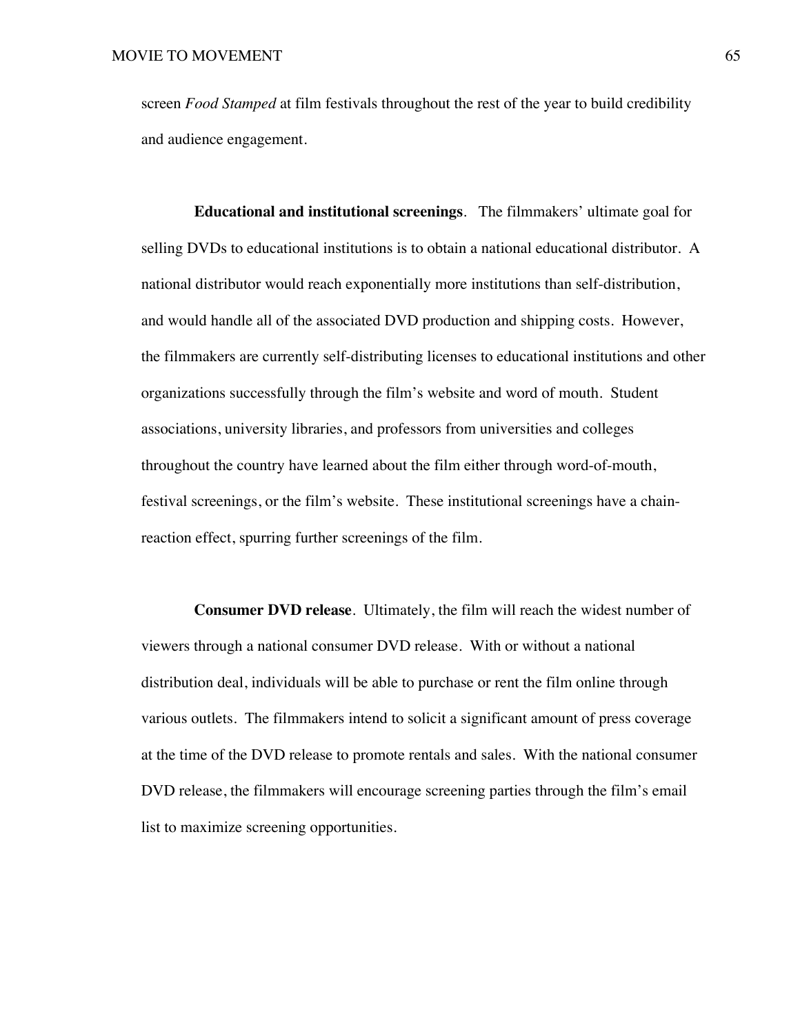screen *Food Stamped* at film festivals throughout the rest of the year to build credibility and audience engagement.

**Educational and institutional screenings**. The filmmakers' ultimate goal for selling DVDs to educational institutions is to obtain a national educational distributor. A national distributor would reach exponentially more institutions than self-distribution, and would handle all of the associated DVD production and shipping costs. However, the filmmakers are currently self-distributing licenses to educational institutions and other organizations successfully through the film's website and word of mouth. Student associations, university libraries, and professors from universities and colleges throughout the country have learned about the film either through word-of-mouth, festival screenings, or the film's website. These institutional screenings have a chain-reaction effect, spurring further screenings of the film.

**Consumer DVD release**. Ultimately, the film will reach the widest number of viewers through a national consumer DVD release. With or without a national distribution deal, individuals will be able to purchase or rent the film online through various outlets. The filmmakers intend to solicit a significant amount of press coverage at the time of the DVD release to promote rentals and sales. With the national consumer DVD release, the filmmakers will encourage screening parties through the film's email list to maximize screening opportunities.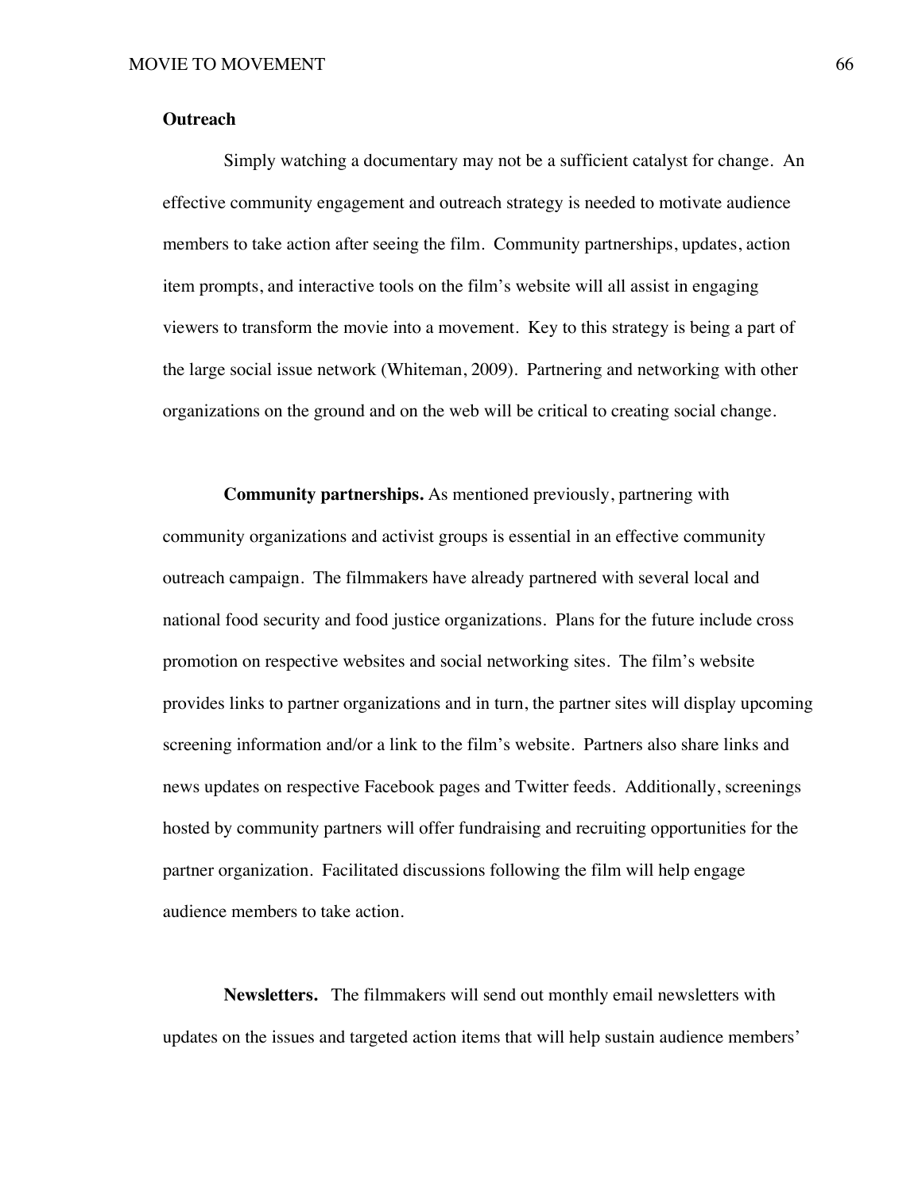**Outreach**

Simply watching a documentary may not be a sufficient catalyst for change. An effective community engagement and outreach strategy is needed to motivate audience members to take action after seeing the film. Community partnerships, updates, action item prompts, and interactive tools on the film's website will all assist in engaging viewers to transform the movie into a movement. Key to this strategy is being a part of the large social issue network (Whiteman, 2009). Partnering and networking with other organizations on the ground and on the web will be critical to creating social change.

**Community partnerships.** As mentioned previously, partnering with community organizations and activist groups is essential in an effective community outreach campaign. The filmmakers have already partnered with several local and national food security and food justice organizations. Plans for the future include cross promotion on respective websites and social networking sites. The film's website provides links to partner organizations and in turn, the partner sites will display upcoming screening information and/or a link to the film's website. Partners also share links and news updates on respective Facebook pages and Twitter feeds. Additionally, screenings hosted by community partners will offer fundraising and recruiting opportunities for the partner organization. Facilitated discussions following the film will help engage audience members to take action.

**Newsletters.** The filmmakers will send out monthly email newsletters with updates on the issues and targeted action items that will help sustain audience members'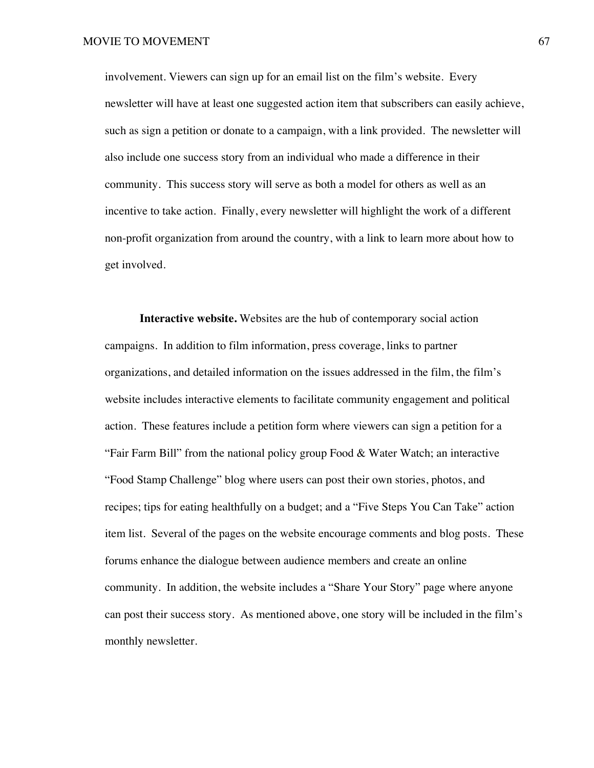involvement. Viewers can sign up for an email list on the film's website. Every newsletter will have at least one suggested action item that subscribers can easily achieve, such as sign a petition or donate to a campaign, with a link provided. The newsletter will also include one success story from an individual who made a difference in their community. This success story will serve as both a model for others as well as an incentive to take action. Finally, every newsletter will highlight the work of a different non-profit organization from around the country, with a link to learn more about how to get involved.

**Interactive website.** Websites are the hub of contemporary social action campaigns. In addition to film information, press coverage, links to partner organizations, and detailed information on the issues addressed in the film, the film's website includes interactive elements to facilitate community engagement and political action. These features include a petition form where viewers can sign a petition for a "Fair Farm Bill" from the national policy group Food & Water Watch; an interactive "Food Stamp Challenge" blog where users can post their own stories, photos, and recipes; tips for eating healthfully on a budget; and a "Five Steps You Can Take" action item list. Several of the pages on the website encourage comments and blog posts. These forums enhance the dialogue between audience members and create an online community. In addition, the website includes a "Share Your Story" page where anyone can post their success story. As mentioned above, one story will be included in the film's monthly newsletter.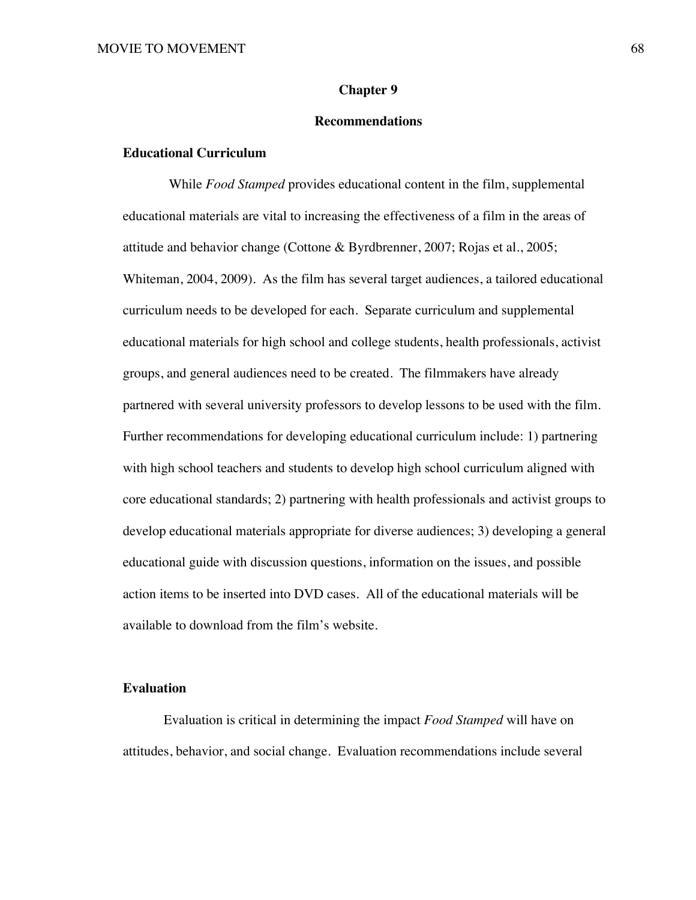# Chapter 9

## Recommendations

### Educational Curriculum

While *Food Stamped* provides educational content in the film, supplemental educational materials are vital to increasing the effectiveness of a film in the areas of attitude and behavior change (Cottone & Byrdbrenner, 2007; Rojas et al., 2005; Whiteman, 2004, 2009). As the film has several target audiences, a tailored educational curriculum needs to be developed for each. Separate curriculum and supplemental educational materials for high school and college students, health professionals, activist groups, and general audiences need to be created. The filmmakers have already partnered with several university professors to develop lessons to be used with the film. Further recommendations for developing educational curriculum include: 1) partnering with high school teachers and students to develop high school curriculum aligned with core educational standards; 2) partnering with health professionals and activist groups to develop educational materials appropriate for diverse audiences; 3) developing a general educational guide with discussion questions, information on the issues, and possible action items to be inserted into DVD cases. All of the educational materials will be available to download from the film's website.

### Evaluation

Evaluation is critical in determining the impact *Food Stamped* will have on attitudes, behavior, and social change. Evaluation recommendations include several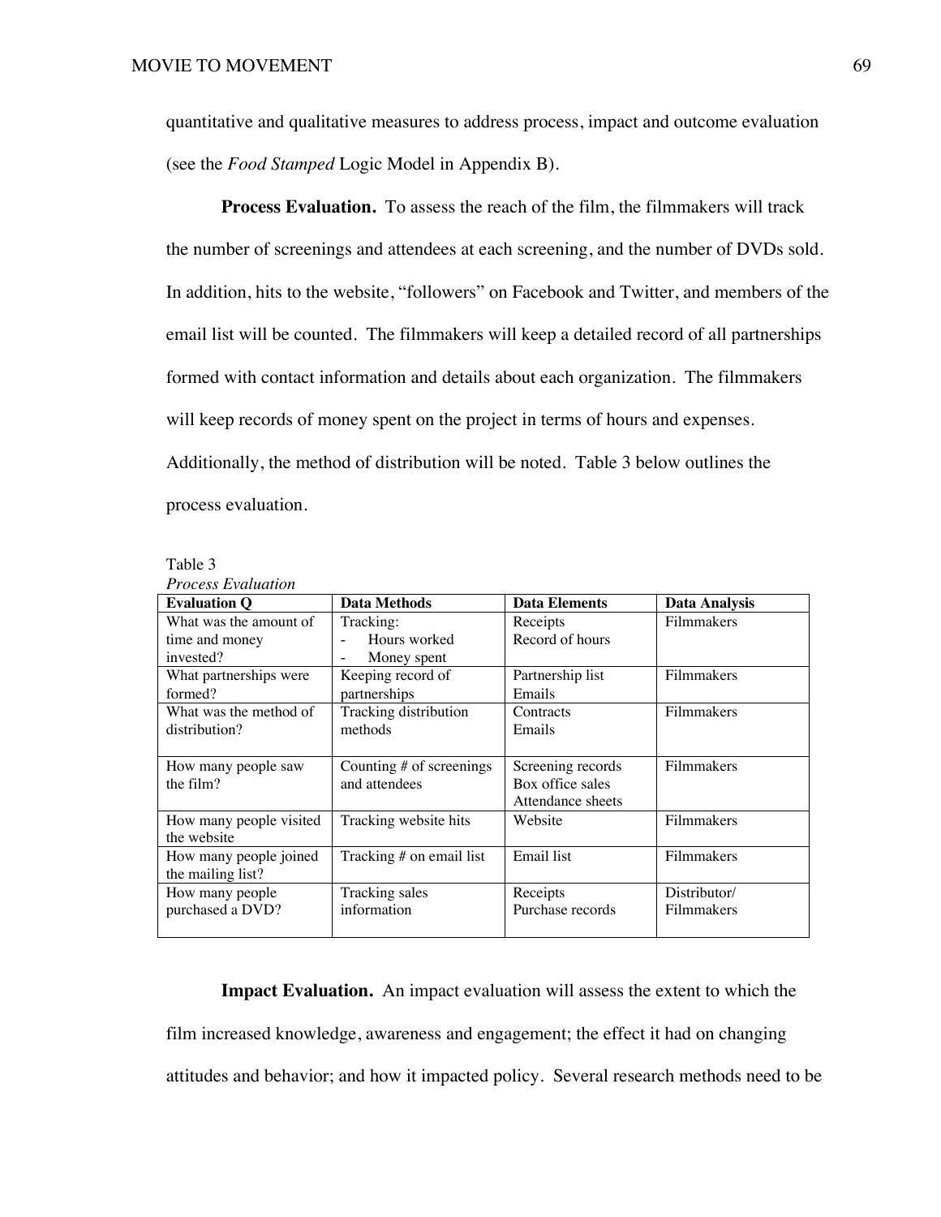quantitative and qualitative measures to address process, impact and outcome evaluation (see the *Food Stamped* Logic Model in Appendix B).

**Process Evaluation.** To assess the reach of the film, the filmmakers will track the number of screenings and attendees at each screening, and the number of DVDs sold. In addition, hits to the website, "followers" on Facebook and Twitter, and members of the email list will be counted. The filmmakers will keep a detailed record of all partnerships formed with contact information and details about each organization. The filmmakers will keep records of money spent on the project in terms of hours and expenses. Additionally, the method of distribution will be noted. Table 3 below outlines the process evaluation.

Table 3

*Process Evaluation*

| Evaluation Q | Data Methods | Data Elements | Data Analysis |
|---|---|---|---|
| What was the amount of time and money invested? | Tracking:<br>- Hours worked<br>- Money spent | Receipts<br>Record of hours | Filmmakers |
| What partnerships were formed? | Keeping record of partnerships | Partnership list<br>Emails | Filmmakers |
| What was the method of distribution? | Tracking distribution methods | Contracts<br>Emails | Filmmakers |
| How many people saw the film? | Counting # of screenings and attendees | Screening records<br>Box office sales<br>Attendance sheets | Filmmakers |
| How many people visited the website | Tracking website hits | Website | Filmmakers |
| How many people joined the mailing list? | Tracking # on email list | Email list | Filmmakers |
| How many people purchased a DVD? | Tracking sales information | Receipts<br>Purchase records | Distributor/<br>Filmmakers |

**Impact Evaluation.** An impact evaluation will assess the extent to which the film increased knowledge, awareness and engagement; the effect it had on changing attitudes and behavior; and how it impacted policy. Several research methods need to be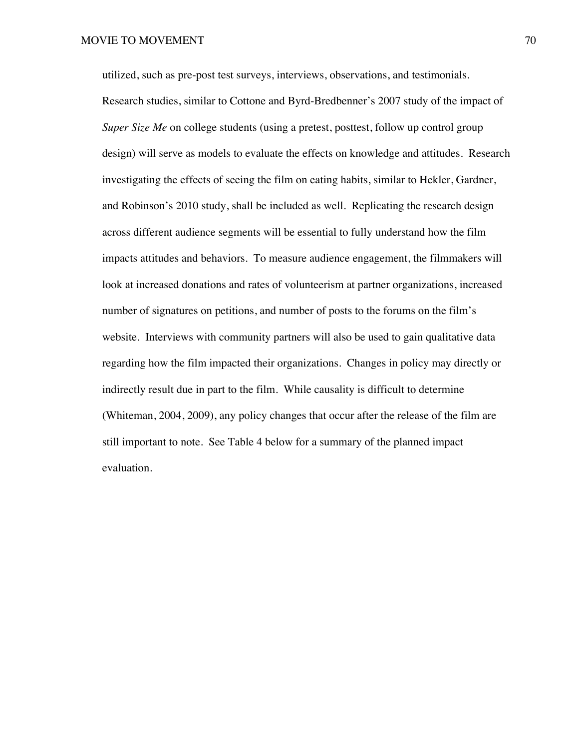utilized, such as pre-post test surveys, interviews, observations, and testimonials. Research studies, similar to Cottone and Byrd-Bredbenner's 2007 study of the impact of *Super Size Me* on college students (using a pretest, posttest, follow up control group design) will serve as models to evaluate the effects on knowledge and attitudes. Research investigating the effects of seeing the film on eating habits, similar to Hekler, Gardner, and Robinson's 2010 study, shall be included as well. Replicating the research design across different audience segments will be essential to fully understand how the film impacts attitudes and behaviors. To measure audience engagement, the filmmakers will look at increased donations and rates of volunteerism at partner organizations, increased number of signatures on petitions, and number of posts to the forums on the film's website. Interviews with community partners will also be used to gain qualitative data regarding how the film impacted their organizations. Changes in policy may directly or indirectly result due in part to the film. While causality is difficult to determine (Whiteman, 2004, 2009), any policy changes that occur after the release of the film are still important to note. See Table 4 below for a summary of the planned impact evaluation.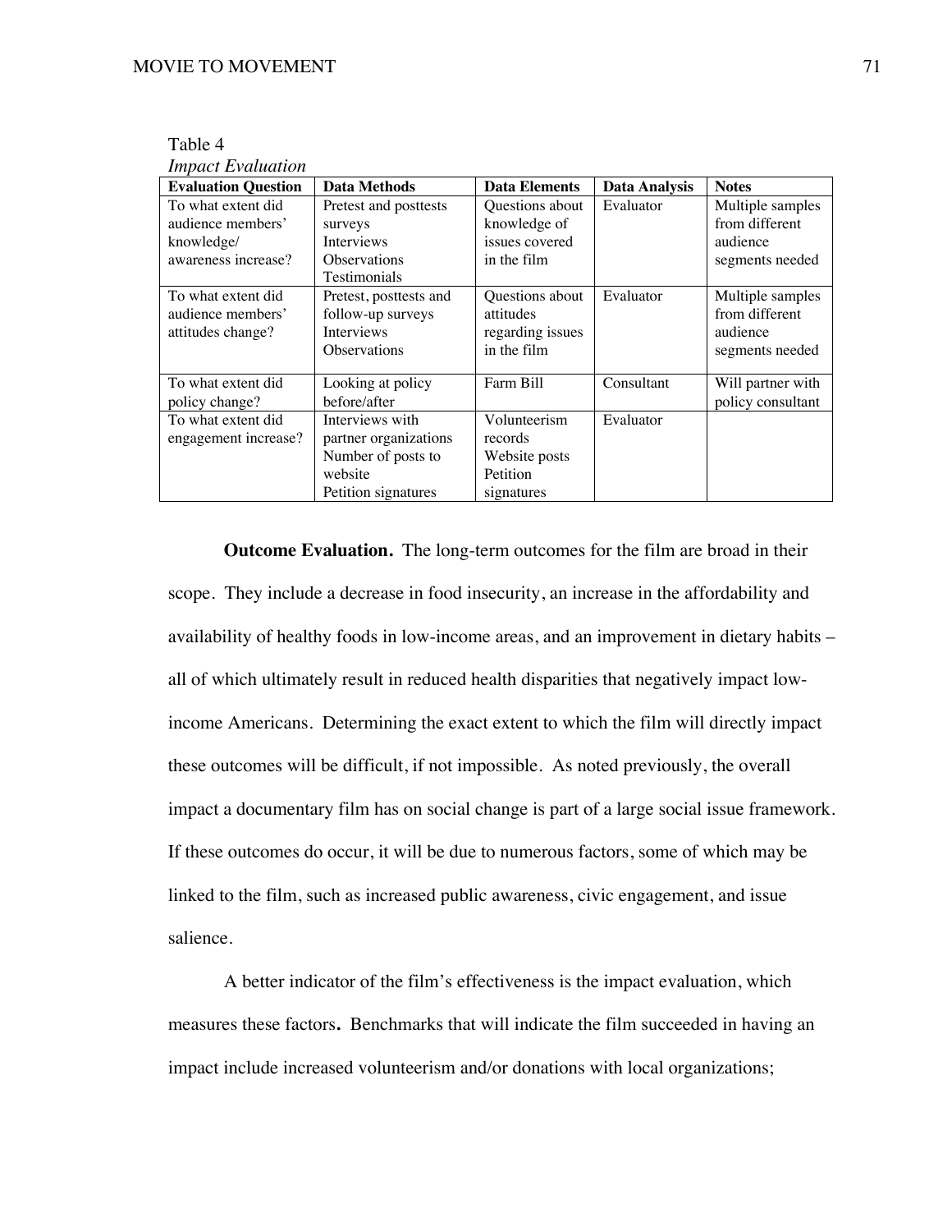Table 4

*Impact Evaluation*

| Evaluation Question | Data Methods | Data Elements | Data Analysis | Notes |
|---|---|---|---|---|
| To what extent did audience members' knowledge/ awareness increase? | Pretest and posttests surveys<br>Interviews<br>Observations<br>Testimonials | Questions about knowledge of issues covered in the film | Evaluator | Multiple samples from different audience segments needed |
| To what extent did audience members' attitudes change? | Pretest, posttests and follow-up surveys<br>Interviews<br>Observations | Questions about attitudes regarding issues in the film | Evaluator | Multiple samples from different audience segments needed |
| To what extent did policy change? | Looking at policy before/after | Farm Bill | Consultant | Will partner with policy consultant |
| To what extent did engagement increase? | Interviews with partner organizations<br>Number of posts to website<br>Petition signatures | Volunteerism records<br>Website posts<br>Petition signatures | Evaluator | |

**Outcome Evaluation.** The long-term outcomes for the film are broad in their scope. They include a decrease in food insecurity, an increase in the affordability and availability of healthy foods in low-income areas, and an improvement in dietary habits – all of which ultimately result in reduced health disparities that negatively impact low-income Americans. Determining the exact extent to which the film will directly impact these outcomes will be difficult, if not impossible. As noted previously, the overall impact a documentary film has on social change is part of a large social issue framework. If these outcomes do occur, it will be due to numerous factors, some of which may be linked to the film, such as increased public awareness, civic engagement, and issue salience.

A better indicator of the film's effectiveness is the impact evaluation, which measures these factors**.** Benchmarks that will indicate the film succeeded in having an impact include increased volunteerism and/or donations with local organizations;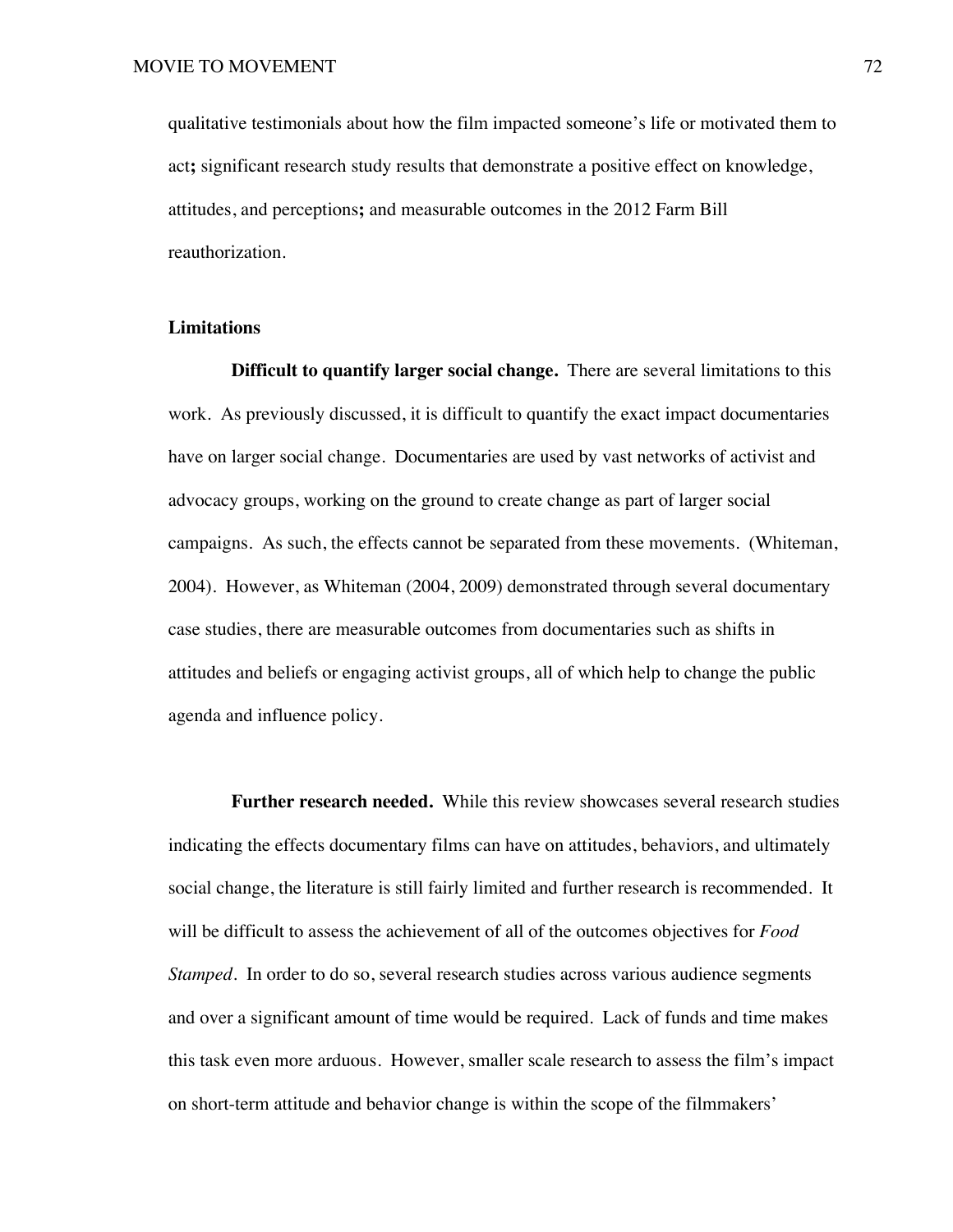qualitative testimonials about how the film impacted someone's life or motivated them to act**;** significant research study results that demonstrate a positive effect on knowledge, attitudes, and perceptions**;** and measurable outcomes in the 2012 Farm Bill reauthorization.

## Limitations

**Difficult to quantify larger social change.** There are several limitations to this work. As previously discussed, it is difficult to quantify the exact impact documentaries have on larger social change. Documentaries are used by vast networks of activist and advocacy groups, working on the ground to create change as part of larger social campaigns. As such, the effects cannot be separated from these movements. (Whiteman, 2004). However, as Whiteman (2004, 2009) demonstrated through several documentary case studies, there are measurable outcomes from documentaries such as shifts in attitudes and beliefs or engaging activist groups, all of which help to change the public agenda and influence policy.

**Further research needed.** While this review showcases several research studies indicating the effects documentary films can have on attitudes, behaviors, and ultimately social change, the literature is still fairly limited and further research is recommended. It will be difficult to assess the achievement of all of the outcomes objectives for *Food Stamped*. In order to do so, several research studies across various audience segments and over a significant amount of time would be required. Lack of funds and time makes this task even more arduous. However, smaller scale research to assess the film's impact on short-term attitude and behavior change is within the scope of the filmmakers'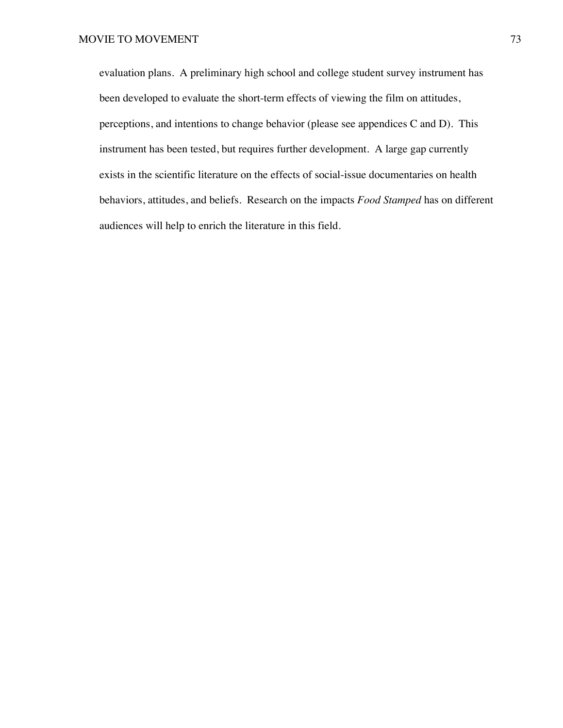evaluation plans. A preliminary high school and college student survey instrument has been developed to evaluate the short-term effects of viewing the film on attitudes, perceptions, and intentions to change behavior (please see appendices C and D). This instrument has been tested, but requires further development. A large gap currently exists in the scientific literature on the effects of social-issue documentaries on health behaviors, attitudes, and beliefs. Research on the impacts *Food Stamped* has on different audiences will help to enrich the literature in this field.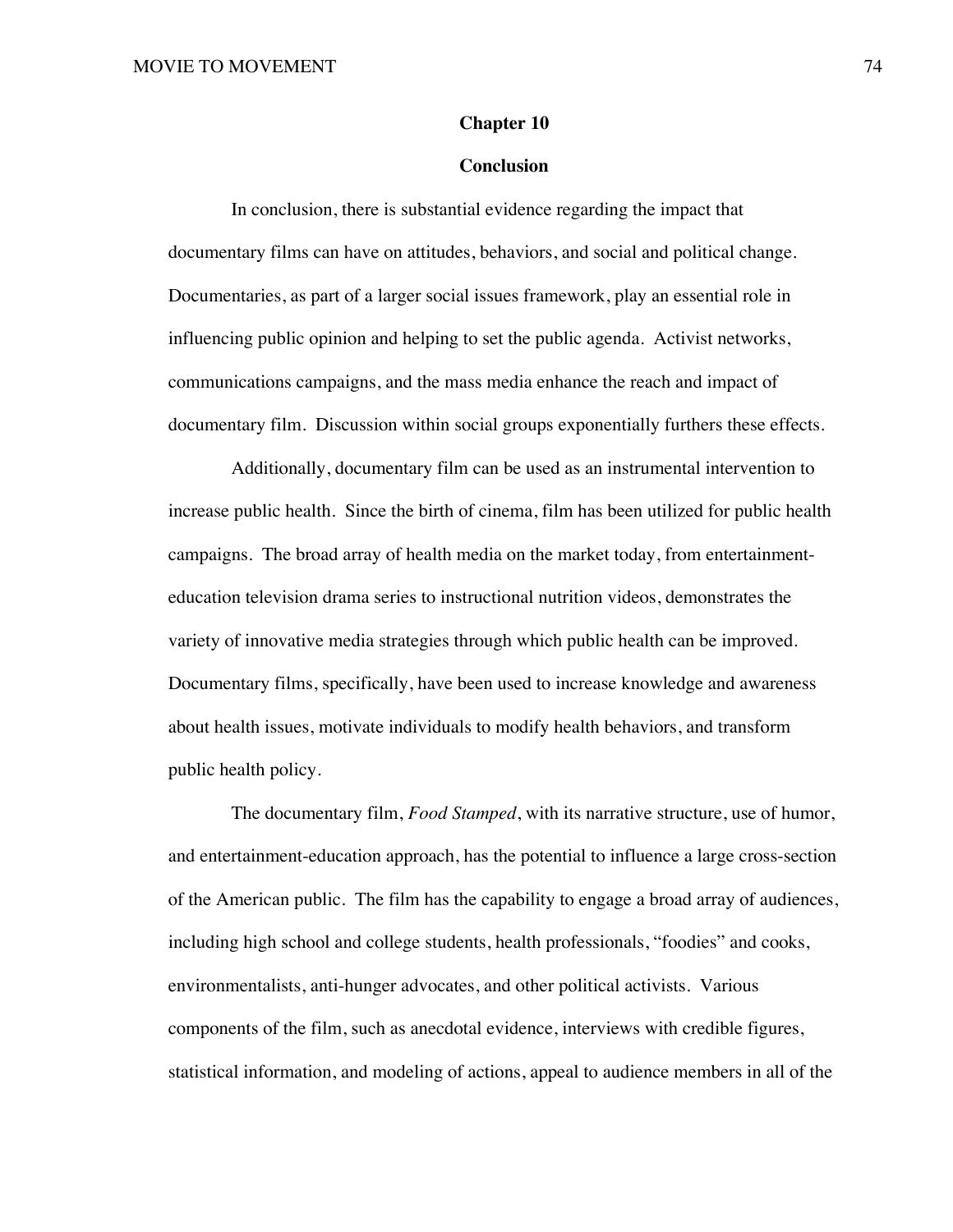# Chapter 10

## Conclusion

In conclusion, there is substantial evidence regarding the impact that documentary films can have on attitudes, behaviors, and social and political change. Documentaries, as part of a larger social issues framework, play an essential role in influencing public opinion and helping to set the public agenda. Activist networks, communications campaigns, and the mass media enhance the reach and impact of documentary film. Discussion within social groups exponentially furthers these effects.

Additionally, documentary film can be used as an instrumental intervention to increase public health. Since the birth of cinema, film has been utilized for public health campaigns. The broad array of health media on the market today, from entertainment-education television drama series to instructional nutrition videos, demonstrates the variety of innovative media strategies through which public health can be improved. Documentary films, specifically, have been used to increase knowledge and awareness about health issues, motivate individuals to modify health behaviors, and transform public health policy.

The documentary film, *Food Stamped*, with its narrative structure, use of humor, and entertainment-education approach, has the potential to influence a large cross-section of the American public. The film has the capability to engage a broad array of audiences, including high school and college students, health professionals, "foodies" and cooks, environmentalists, anti-hunger advocates, and other political activists. Various components of the film, such as anecdotal evidence, interviews with credible figures, statistical information, and modeling of actions, appeal to audience members in all of the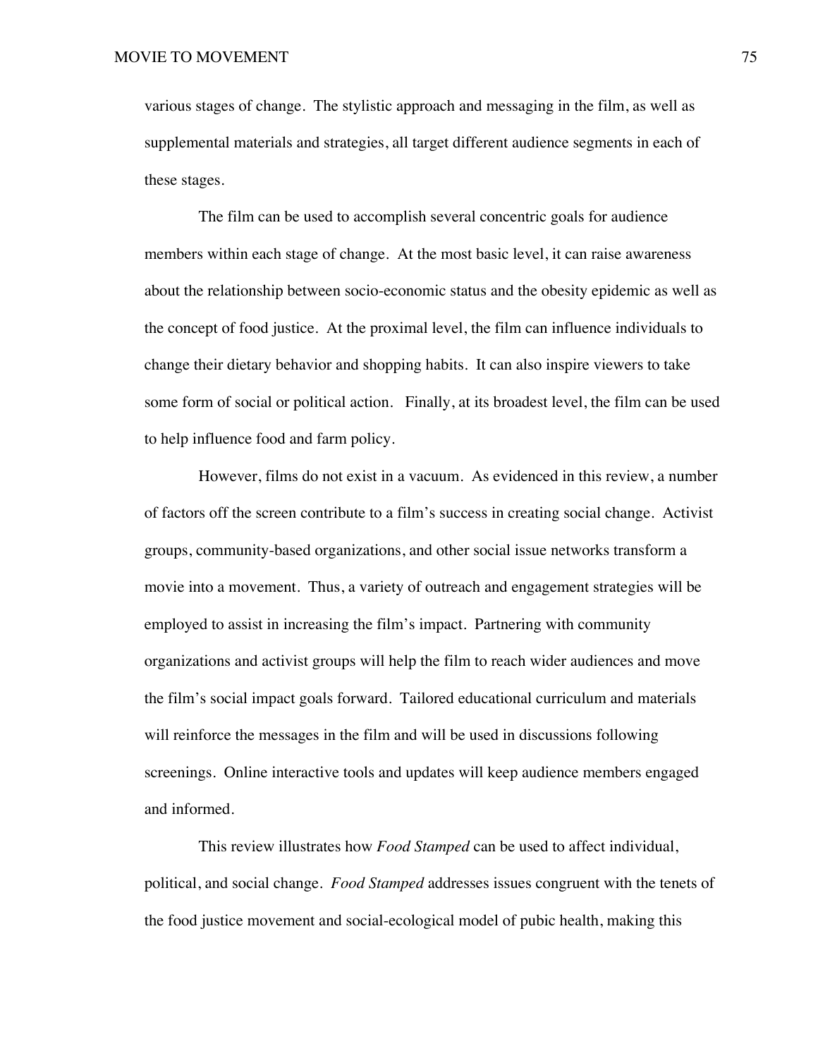various stages of change. The stylistic approach and messaging in the film, as well as supplemental materials and strategies, all target different audience segments in each of these stages.

The film can be used to accomplish several concentric goals for audience members within each stage of change. At the most basic level, it can raise awareness about the relationship between socio-economic status and the obesity epidemic as well as the concept of food justice. At the proximal level, the film can influence individuals to change their dietary behavior and shopping habits. It can also inspire viewers to take some form of social or political action. Finally, at its broadest level, the film can be used to help influence food and farm policy.

However, films do not exist in a vacuum. As evidenced in this review, a number of factors off the screen contribute to a film's success in creating social change. Activist groups, community-based organizations, and other social issue networks transform a movie into a movement. Thus, a variety of outreach and engagement strategies will be employed to assist in increasing the film's impact. Partnering with community organizations and activist groups will help the film to reach wider audiences and move the film's social impact goals forward. Tailored educational curriculum and materials will reinforce the messages in the film and will be used in discussions following screenings. Online interactive tools and updates will keep audience members engaged and informed.

This review illustrates how *Food Stamped* can be used to affect individual, political, and social change. *Food Stamped* addresses issues congruent with the tenets of the food justice movement and social-ecological model of pubic health, making this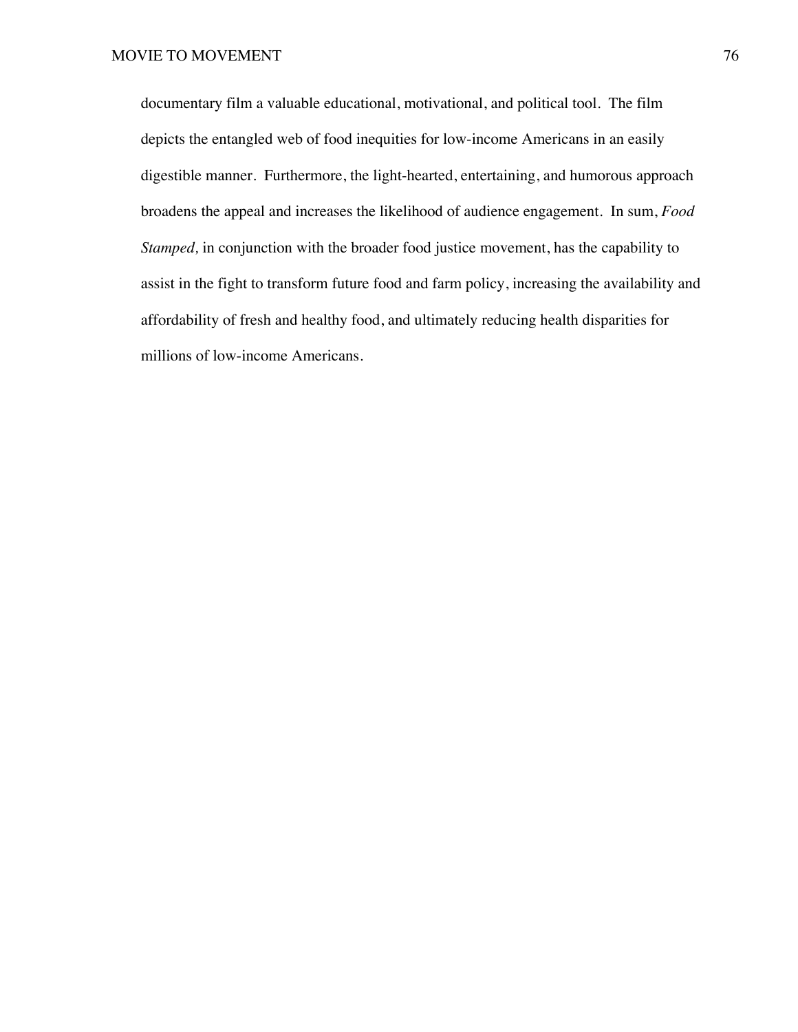documentary film a valuable educational, motivational, and political tool. The film depicts the entangled web of food inequities for low-income Americans in an easily digestible manner. Furthermore, the light-hearted, entertaining, and humorous approach broadens the appeal and increases the likelihood of audience engagement. In sum, *Food Stamped,* in conjunction with the broader food justice movement, has the capability to assist in the fight to transform future food and farm policy, increasing the availability and affordability of fresh and healthy food, and ultimately reducing health disparities for millions of low-income Americans.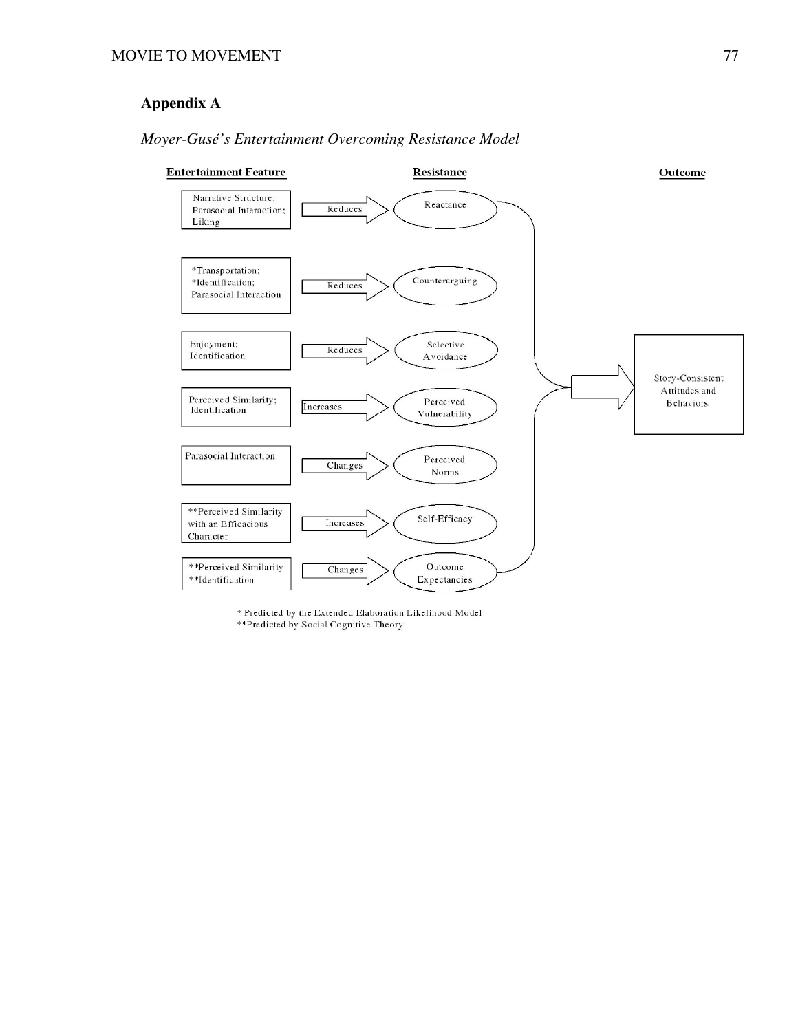# Appendix A

*Moyer-Gusé's Entertainment Overcoming Resistance Model*

| Entertainment Feature | | Resistance | | Outcome |
|---|---|---|---|---|
| Narrative Structure; Parasocial Interaction; Liking | Reduces | Reactance | → | Story-Consistent Attitudes and Behaviors |
| *Transportation; *Identification; Parasocial Interaction | Reduces | Counterarguing | → | Story-Consistent Attitudes and Behaviors |
| Enjoyment; Identification | Reduces | Selective Avoidance | → | Story-Consistent Attitudes and Behaviors |
| Perceived Similarity; Identification | Increases | Perceived Vulnerability | → | Story-Consistent Attitudes and Behaviors |
| Parasocial Interaction | Changes | Perceived Norms | → | Story-Consistent Attitudes and Behaviors |
| **Perceived Similarity with an Efficacious Character | Increases | Self-Efficacy | → | Story-Consistent Attitudes and Behaviors |
| **Perceived Similarity **Identification | Changes | Outcome Expectancies | → | Story-Consistent Attitudes and Behaviors |

\* Predicted by the Extended Elaboration Likelihood Model
\*\*Predicted by Social Cognitive Theory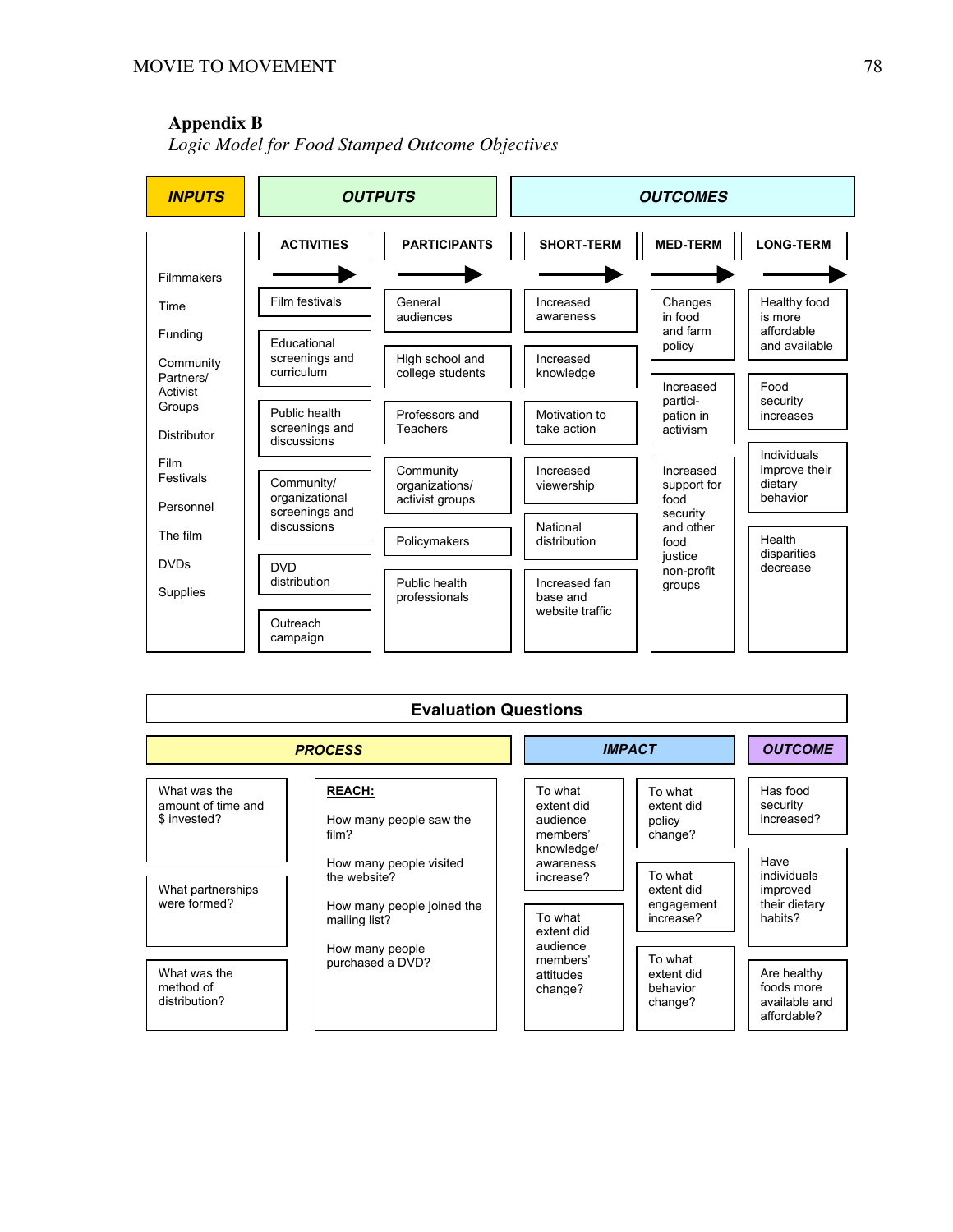## Appendix B

*Logic Model for Food Stamped Outcome Objectives*

| INPUTS | OUTPUTS | | OUTCOMES | | |
|---|---|---|---|---|---|
| | ACTIVITIES | PARTICIPANTS | SHORT-TERM | MED-TERM | LONG-TERM |
| Filmmakers | Film festivals | General audiences | Increased awareness | Changes in food and farm policy | Healthy food is more affordable and available |
| Time | Educational screenings and curriculum | High school and college students | Increased knowledge | Increased participation in activism | Food security increases |
| Funding | Public health screenings and discussions | Professors and Teachers | Motivation to take action | Increased support for food security and other food justice non-profit groups | Individuals improve their dietary behavior |
| Community Partners/ Activist Groups | Community/ organizational screenings and discussions | Community organizations/ activist groups | Increased viewership | | Health disparities decrease |
| Distributor | DVD distribution | Policymakers | National distribution | | |
| Film Festivals | Outreach campaign | Public health professionals | Increased fan base and website traffic | | |
| Personnel | | | | | |
| The film | | | | | |
| DVDs | | | | | |
| Supplies | | | | | |

### Evaluation Questions

| PROCESS | | IMPACT | | OUTCOME |
|---|---|---|---|---|
| What was the amount of time and $ invested? | **REACH:** How many people saw the film? | To what extent did audience members' knowledge/ awareness increase? | To what extent did policy change? | Has food security increased? |
| What partnerships were formed? | How many people visited the website? | To what extent did audience members' attitudes change? | To what extent did engagement increase? | Have individuals improved their dietary habits? |
| What was the method of distribution? | How many people joined the mailing list? | | To what extent did behavior change? | Are healthy foods more available and affordable? |
| | How many people purchased a DVD? | | | |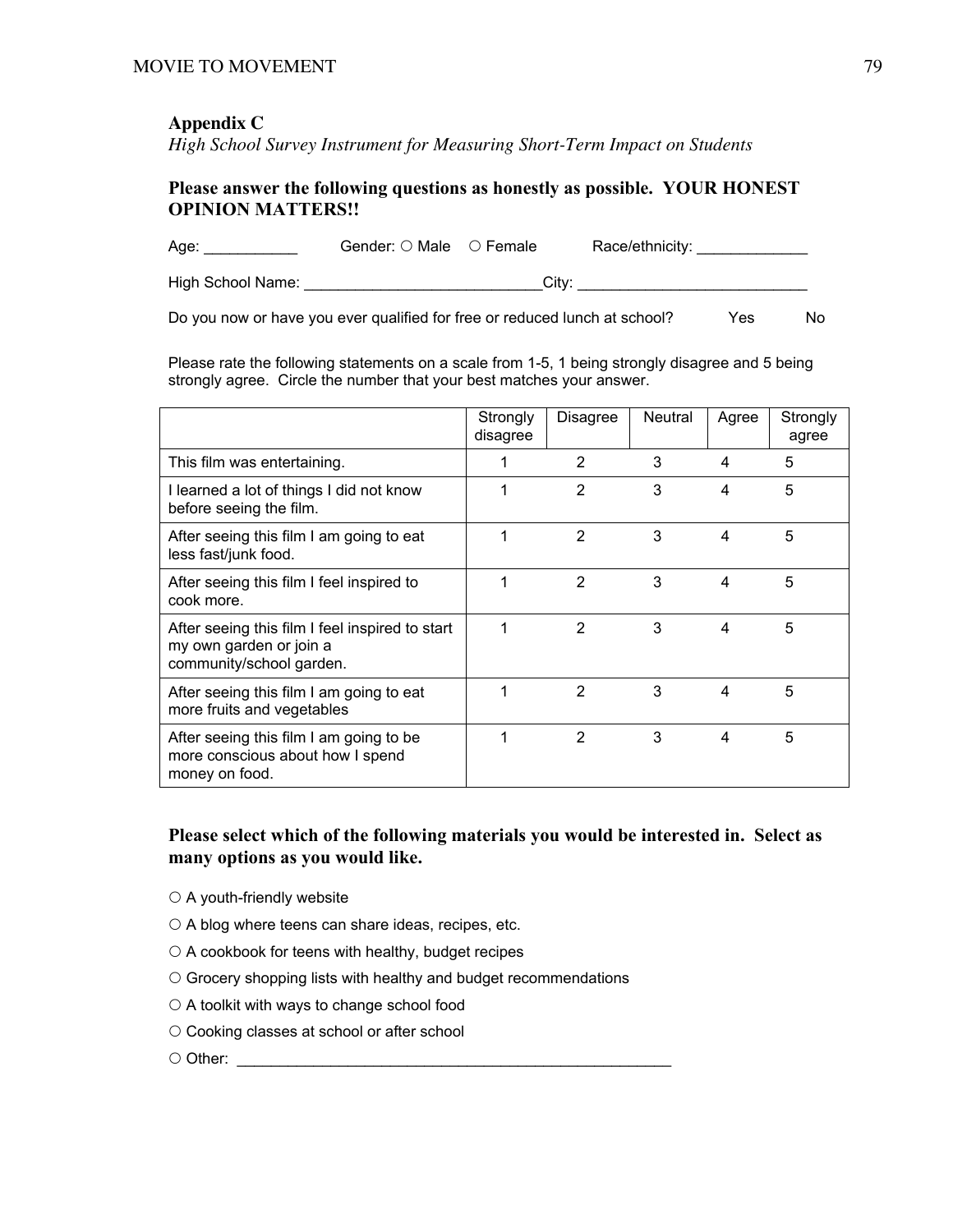## Appendix C

*High School Survey Instrument for Measuring Short-Term Impact on Students*

**Please answer the following questions as honestly as possible. YOUR HONEST OPINION MATTERS!!**

Age: ___________ Gender: ○ Male ○ Female Race/ethnicity: _____________

High School Name: ____________________________City: ___________________________

Do you now or have you ever qualified for free or reduced lunch at school? Yes No

Please rate the following statements on a scale from 1-5, 1 being strongly disagree and 5 being strongly agree. Circle the number that your best matches your answer.

| | Strongly disagree | Disagree | Neutral | Agree | Strongly agree |
|---|---|---|---|---|---|
| This film was entertaining. | 1 | 2 | 3 | 4 | 5 |
| I learned a lot of things I did not know before seeing the film. | 1 | 2 | 3 | 4 | 5 |
| After seeing this film I am going to eat less fast/junk food. | 1 | 2 | 3 | 4 | 5 |
| After seeing this film I feel inspired to cook more. | 1 | 2 | 3 | 4 | 5 |
| After seeing this film I feel inspired to start my own garden or join a community/school garden. | 1 | 2 | 3 | 4 | 5 |
| After seeing this film I am going to eat more fruits and vegetables | 1 | 2 | 3 | 4 | 5 |
| After seeing this film I am going to be more conscious about how I spend money on food. | 1 | 2 | 3 | 4 | 5 |

**Please select which of the following materials you would be interested in. Select as many options as you would like.**

○ A youth-friendly website

○ A blog where teens can share ideas, recipes, etc.

○ A cookbook for teens with healthy, budget recipes

○ Grocery shopping lists with healthy and budget recommendations

○ A toolkit with ways to change school food

○ Cooking classes at school or after school

○ Other: ____________________________________________________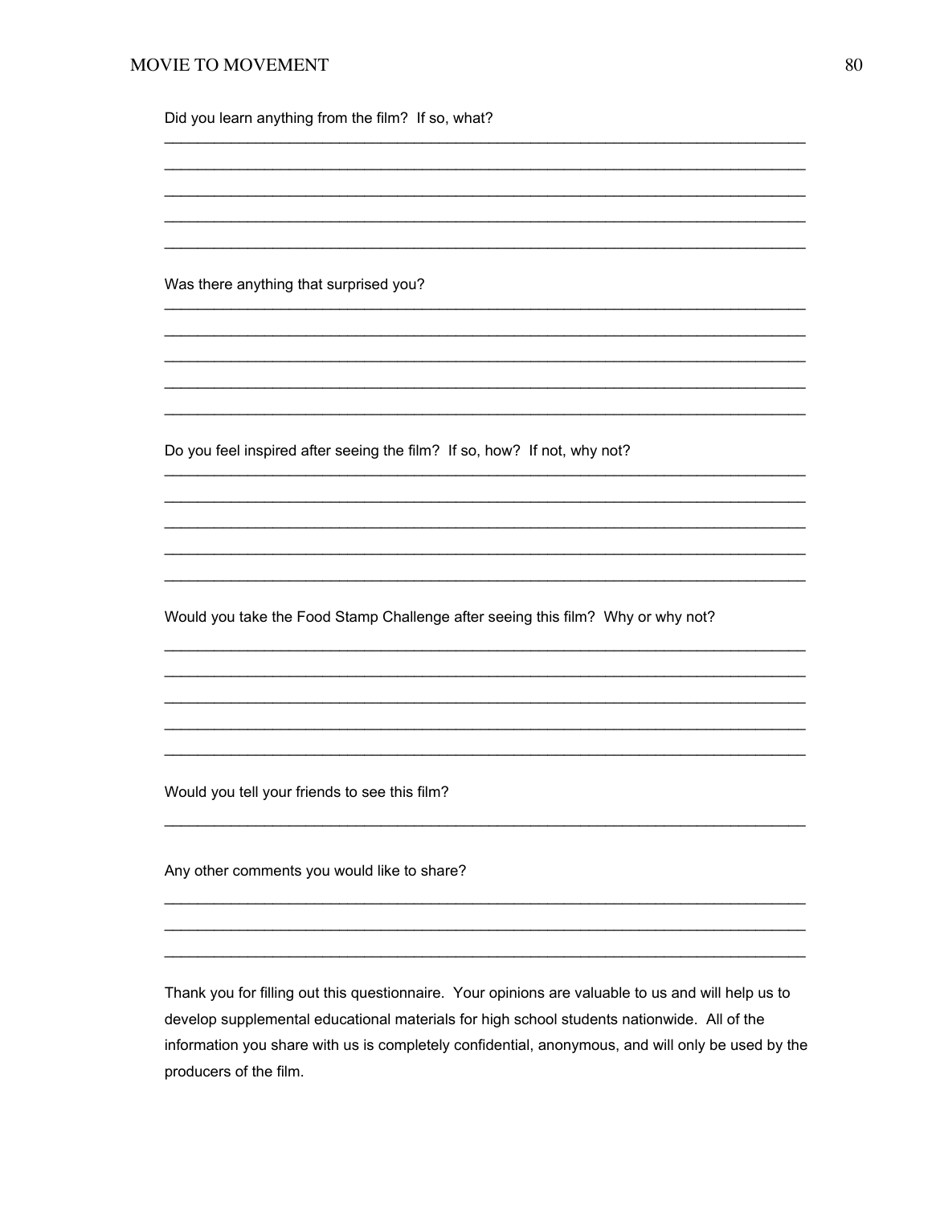Did you learn anything from the film? If so, what?

________________________________________________________________________________
________________________________________________________________________________
________________________________________________________________________________
________________________________________________________________________________
________________________________________________________________________________

Was there anything that surprised you?

________________________________________________________________________________
________________________________________________________________________________
________________________________________________________________________________
________________________________________________________________________________
________________________________________________________________________________

Do you feel inspired after seeing the film? If so, how? If not, why not?

________________________________________________________________________________
________________________________________________________________________________
________________________________________________________________________________
________________________________________________________________________________
________________________________________________________________________________

Would you take the Food Stamp Challenge after seeing this film? Why or why not?

________________________________________________________________________________
________________________________________________________________________________
________________________________________________________________________________
________________________________________________________________________________
________________________________________________________________________________

Would you tell your friends to see this film?

________________________________________________________________________________

Any other comments you would like to share?

________________________________________________________________________________
________________________________________________________________________________
________________________________________________________________________________

Thank you for filling out this questionnaire. Your opinions are valuable to us and will help us to develop supplemental educational materials for high school students nationwide. All of the information you share with us is completely confidential, anonymous, and will only be used by the producers of the film.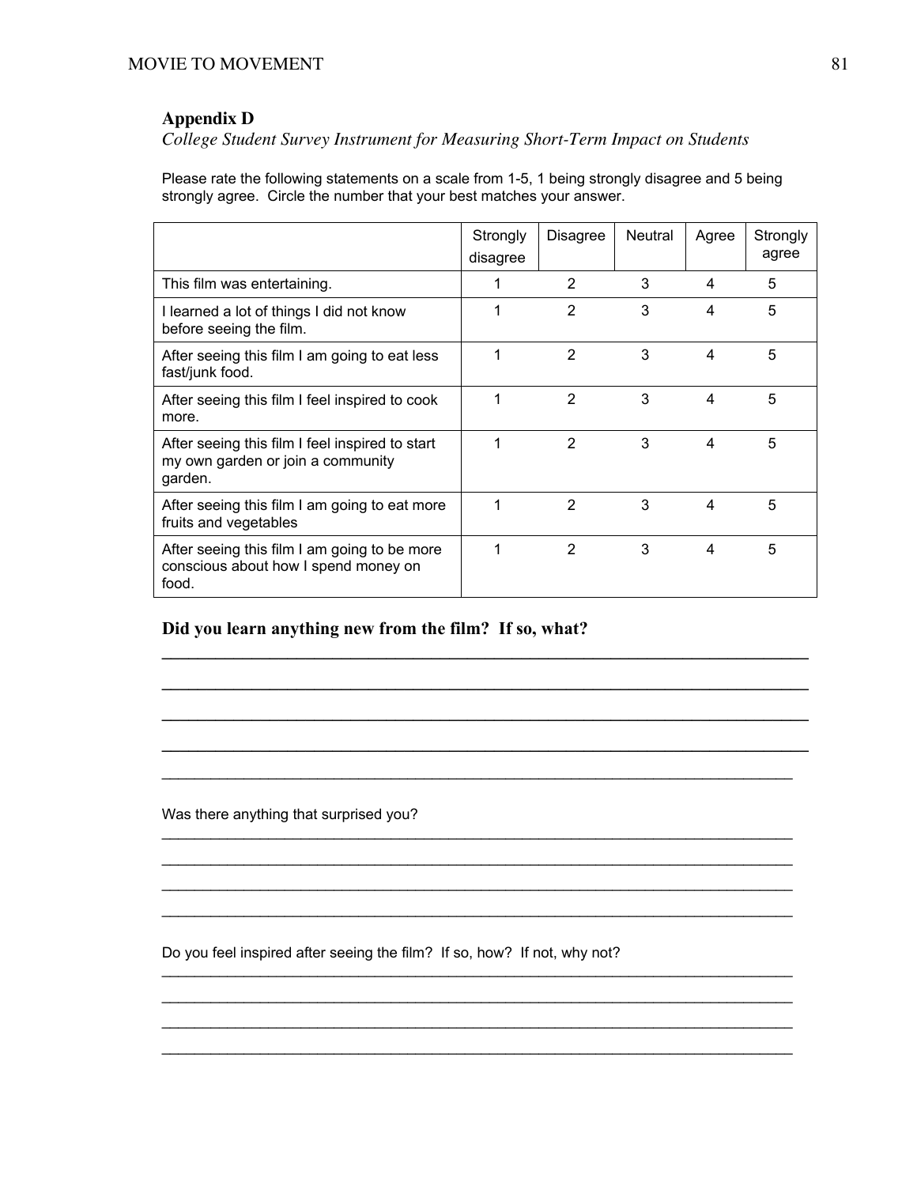## Appendix D

*College Student Survey Instrument for Measuring Short-Term Impact on Students*

Please rate the following statements on a scale from 1-5, 1 being strongly disagree and 5 being strongly agree. Circle the number that your best matches your answer.

| | Strongly disagree | Disagree | Neutral | Agree | Strongly agree |
|---|---|---|---|---|---|
| This film was entertaining. | 1 | 2 | 3 | 4 | 5 |
| I learned a lot of things I did not know before seeing the film. | 1 | 2 | 3 | 4 | 5 |
| After seeing this film I am going to eat less fast/junk food. | 1 | 2 | 3 | 4 | 5 |
| After seeing this film I feel inspired to cook more. | 1 | 2 | 3 | 4 | 5 |
| After seeing this film I feel inspired to start my own garden or join a community garden. | 1 | 2 | 3 | 4 | 5 |
| After seeing this film I am going to eat more fruits and vegetables | 1 | 2 | 3 | 4 | 5 |
| After seeing this film I am going to be more conscious about how I spend money on food. | 1 | 2 | 3 | 4 | 5 |

**Did you learn anything new from the film? If so, what?**

______________________________________________________________________________

______________________________________________________________________________

______________________________________________________________________________

______________________________________________________________________________

______________________________________________________________________________

Was there anything that surprised you?

______________________________________________________________________________

______________________________________________________________________________

______________________________________________________________________________

______________________________________________________________________________

Do you feel inspired after seeing the film? If so, how? If not, why not?

______________________________________________________________________________

______________________________________________________________________________

______________________________________________________________________________

______________________________________________________________________________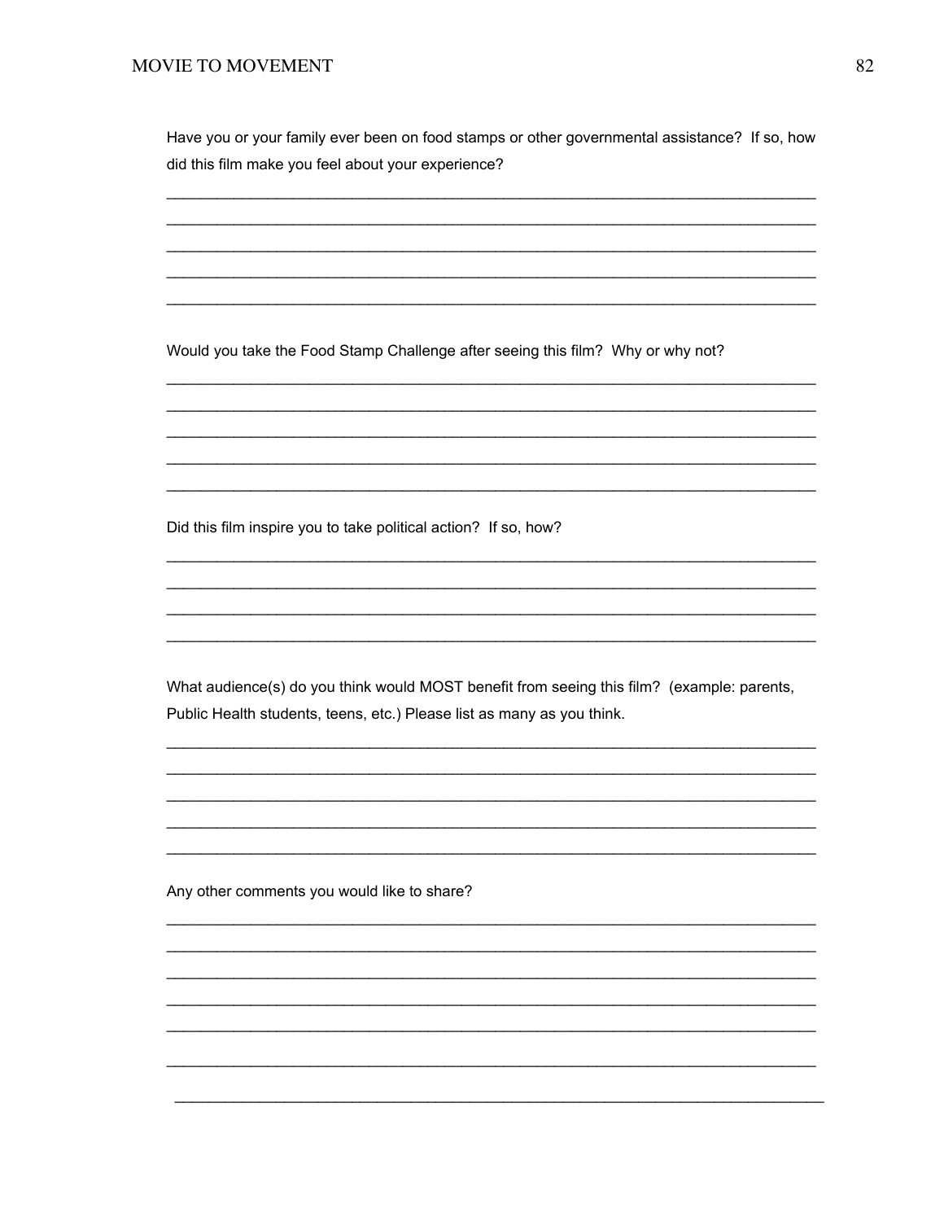Have you or your family ever been on food stamps or other governmental assistance? If so, how did this film make you feel about your experience?

_______________________________________________________________________________

_______________________________________________________________________________

_______________________________________________________________________________

_______________________________________________________________________________

_______________________________________________________________________________

Would you take the Food Stamp Challenge after seeing this film? Why or why not?

_______________________________________________________________________________

_______________________________________________________________________________

_______________________________________________________________________________

_______________________________________________________________________________

_______________________________________________________________________________

Did this film inspire you to take political action? If so, how?

_______________________________________________________________________________

_______________________________________________________________________________

_______________________________________________________________________________

_______________________________________________________________________________

What audience(s) do you think would MOST benefit from seeing this film? (example: parents, Public Health students, teens, etc.) Please list as many as you think.

_______________________________________________________________________________

_______________________________________________________________________________

_______________________________________________________________________________

_______________________________________________________________________________

_______________________________________________________________________________

Any other comments you would like to share?

_______________________________________________________________________________

_______________________________________________________________________________

_______________________________________________________________________________

_______________________________________________________________________________

_______________________________________________________________________________

_______________________________________________________________________________

_______________________________________________________________________________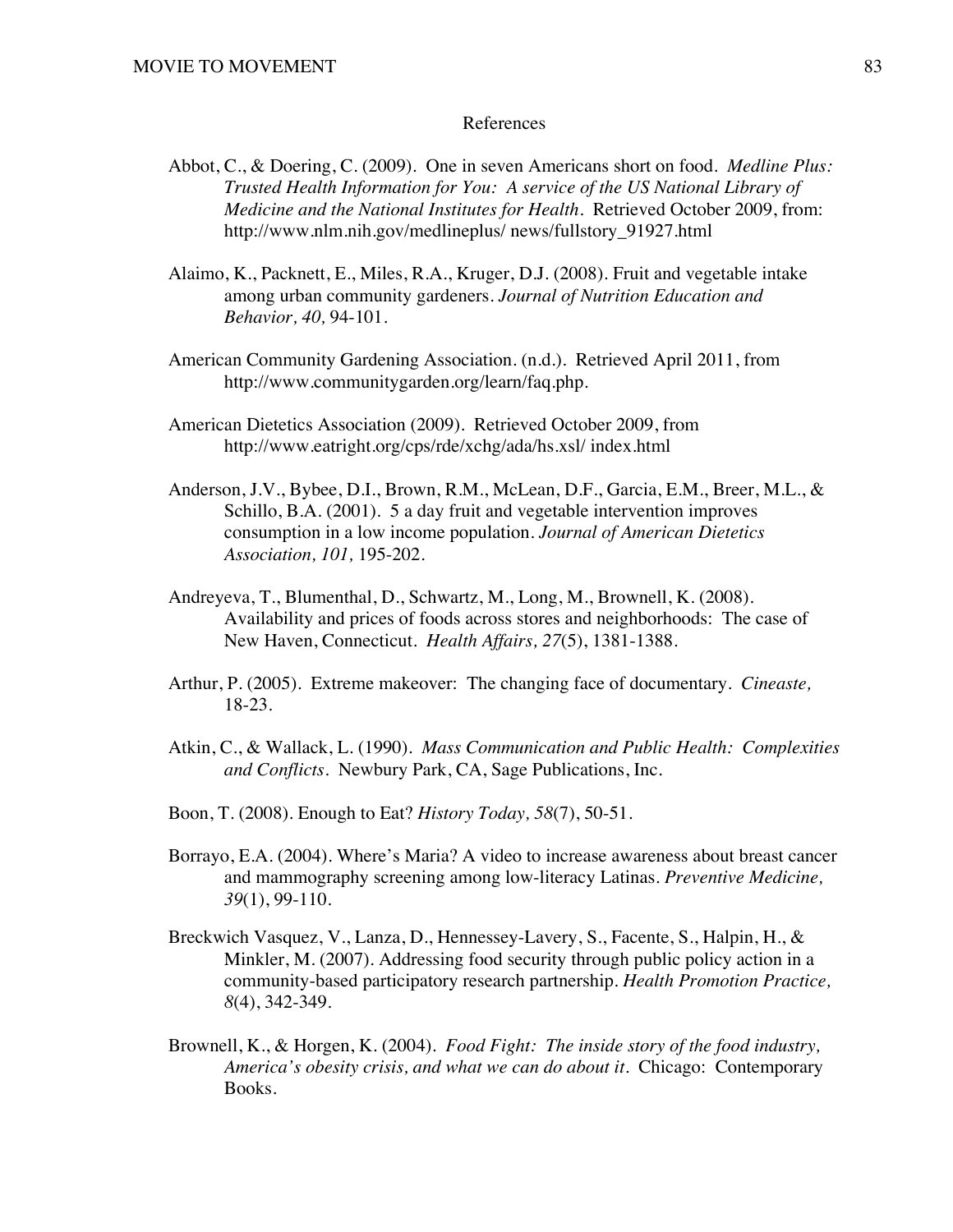# References

Abbot, C., & Doering, C. (2009). One in seven Americans short on food. *Medline Plus: Trusted Health Information for You: A service of the US National Library of Medicine and the National Institutes for Health*. Retrieved October 2009, from: http://www.nlm.nih.gov/medlineplus/ news/fullstory_91927.html

Alaimo, K., Packnett, E., Miles, R.A., Kruger, D.J. (2008). Fruit and vegetable intake among urban community gardeners. *Journal of Nutrition Education and Behavior, 40,* 94-101.

American Community Gardening Association. (n.d.). Retrieved April 2011, from http://www.communitygarden.org/learn/faq.php.

American Dietetics Association (2009). Retrieved October 2009, from http://www.eatright.org/cps/rde/xchg/ada/hs.xsl/ index.html

Anderson, J.V., Bybee, D.I., Brown, R.M., McLean, D.F., Garcia, E.M., Breer, M.L., & Schillo, B.A. (2001). 5 a day fruit and vegetable intervention improves consumption in a low income population. *Journal of American Dietetics Association, 101,* 195-202.

Andreyeva, T., Blumenthal, D., Schwartz, M., Long, M., Brownell, K. (2008). Availability and prices of foods across stores and neighborhoods: The case of New Haven, Connecticut. *Health Affairs, 27*(5), 1381-1388.

Arthur, P. (2005). Extreme makeover: The changing face of documentary. *Cineaste,* 18-23.

Atkin, C., & Wallack, L. (1990). *Mass Communication and Public Health: Complexities and Conflicts*. Newbury Park, CA, Sage Publications, Inc.

Boon, T. (2008). Enough to Eat? *History Today, 58*(7), 50-51.

Borrayo, E.A. (2004). Where's Maria? A video to increase awareness about breast cancer and mammography screening among low-literacy Latinas. *Preventive Medicine, 39*(1), 99-110.

Breckwich Vasquez, V., Lanza, D., Hennessey-Lavery, S., Facente, S., Halpin, H., & Minkler, M. (2007). Addressing food security through public policy action in a community-based participatory research partnership. *Health Promotion Practice, 8*(4), 342-349.

Brownell, K., & Horgen, K. (2004). *Food Fight: The inside story of the food industry, America's obesity crisis, and what we can do about it*. Chicago: Contemporary Books.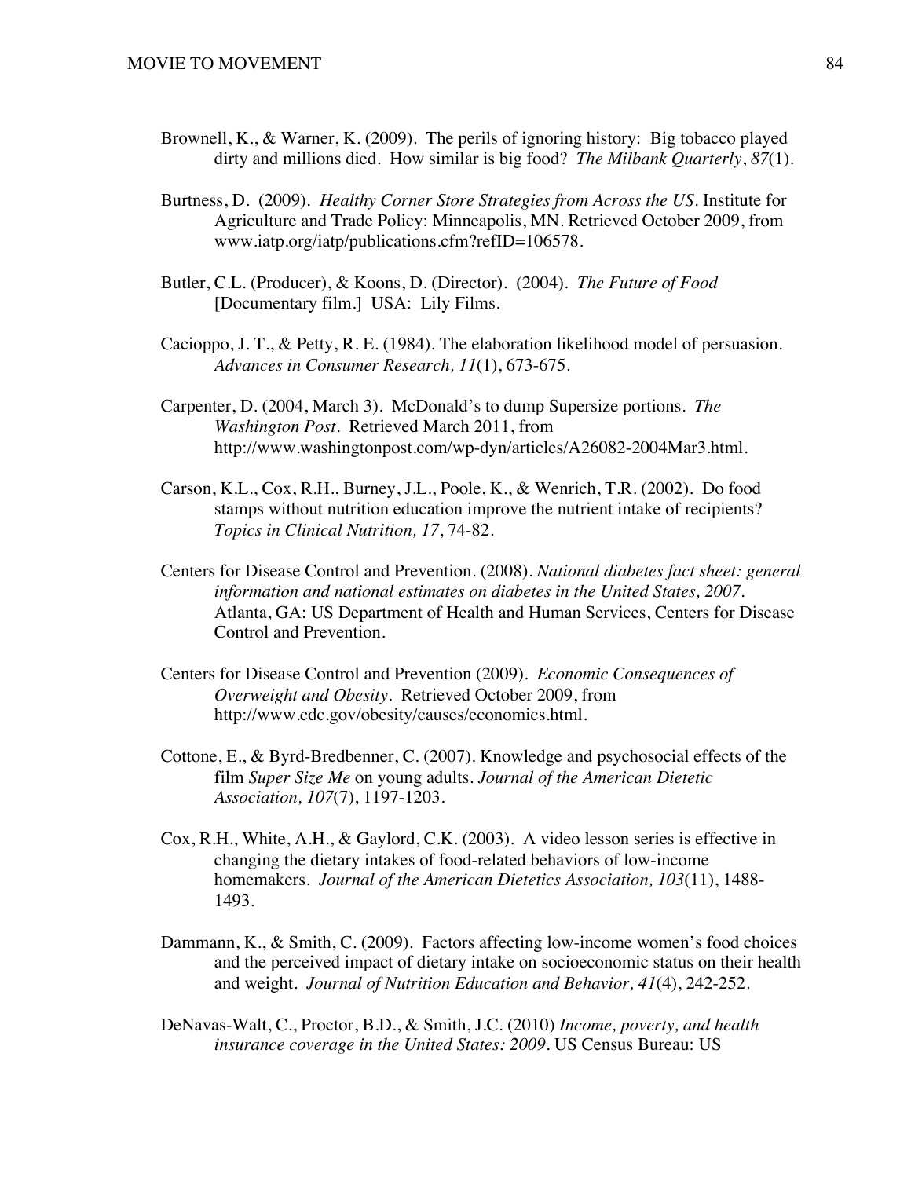Brownell, K., & Warner, K. (2009). The perils of ignoring history: Big tobacco played dirty and millions died. How similar is big food? *The Milbank Quarterly*, *87*(1).

Burtness, D. (2009). *Healthy Corner Store Strategies from Across the US*. Institute for Agriculture and Trade Policy: Minneapolis, MN. Retrieved October 2009, from www.iatp.org/iatp/publications.cfm?refID=106578.

Butler, C.L. (Producer), & Koons, D. (Director). (2004). *The Future of Food* [Documentary film.] USA: Lily Films.

Cacioppo, J. T., & Petty, R. E. (1984). The elaboration likelihood model of persuasion. *Advances in Consumer Research, 11*(1), 673-675.

Carpenter, D. (2004, March 3). McDonald's to dump Supersize portions. *The Washington Post*. Retrieved March 2011, from http://www.washingtonpost.com/wp-dyn/articles/A26082-2004Mar3.html.

Carson, K.L., Cox, R.H., Burney, J.L., Poole, K., & Wenrich, T.R. (2002). Do food stamps without nutrition education improve the nutrient intake of recipients? *Topics in Clinical Nutrition, 17*, 74-82.

Centers for Disease Control and Prevention. (2008). *National diabetes fact sheet: general information and national estimates on diabetes in the United States, 2007*. Atlanta, GA: US Department of Health and Human Services, Centers for Disease Control and Prevention.

Centers for Disease Control and Prevention (2009). *Economic Consequences of Overweight and Obesity*. Retrieved October 2009, from http://www.cdc.gov/obesity/causes/economics.html.

Cottone, E., & Byrd-Bredbenner, C. (2007). Knowledge and psychosocial effects of the film *Super Size Me* on young adults. *Journal of the American Dietetic Association, 107*(7), 1197-1203.

Cox, R.H., White, A.H., & Gaylord, C.K. (2003). A video lesson series is effective in changing the dietary intakes of food-related behaviors of low-income homemakers. *Journal of the American Dietetics Association, 103*(11), 1488-1493.

Dammann, K., & Smith, C. (2009). Factors affecting low-income women's food choices and the perceived impact of dietary intake on socioeconomic status on their health and weight. *Journal of Nutrition Education and Behavior, 41*(4), 242-252.

DeNavas-Walt, C., Proctor, B.D., & Smith, J.C. (2010) *Income, poverty, and health insurance coverage in the United States: 2009*. US Census Bureau: US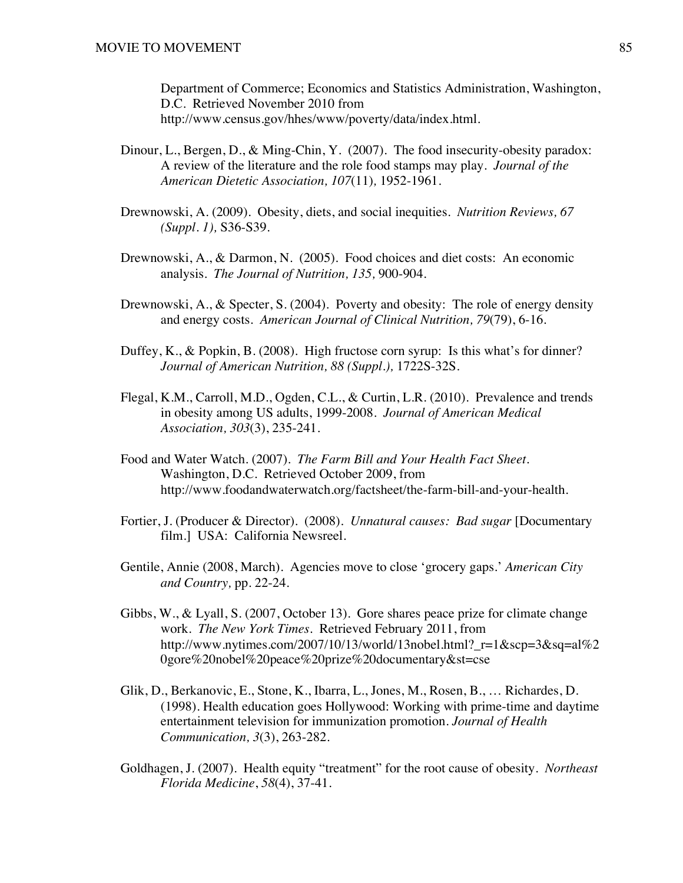Department of Commerce; Economics and Statistics Administration, Washington, D.C. Retrieved November 2010 from http://www.census.gov/hhes/www/poverty/data/index.html.

Dinour, L., Bergen, D., & Ming-Chin, Y. (2007). The food insecurity-obesity paradox: A review of the literature and the role food stamps may play. *Journal of the American Dietetic Association, 107*(11), 1952-1961.

Drewnowski, A. (2009). Obesity, diets, and social inequities. *Nutrition Reviews, 67 (Suppl. 1),* S36-S39.

Drewnowski, A., & Darmon, N. (2005). Food choices and diet costs: An economic analysis. *The Journal of Nutrition, 135,* 900-904.

Drewnowski, A., & Specter, S. (2004). Poverty and obesity: The role of energy density and energy costs. *American Journal of Clinical Nutrition, 79*(79), 6-16.

Duffey, K., & Popkin, B. (2008). High fructose corn syrup: Is this what's for dinner? *Journal of American Nutrition, 88 (Suppl.),* 1722S-32S.

Flegal, K.M., Carroll, M.D., Ogden, C.L., & Curtin, L.R. (2010). Prevalence and trends in obesity among US adults, 1999-2008. *Journal of American Medical Association, 303*(3), 235-241.

Food and Water Watch. (2007). *The Farm Bill and Your Health Fact Sheet.* Washington, D.C. Retrieved October 2009, from http://www.foodandwaterwatch.org/factsheet/the-farm-bill-and-your-health.

Fortier, J. (Producer & Director). (2008). *Unnatural causes: Bad sugar* [Documentary film.] USA: California Newsreel.

Gentile, Annie (2008, March). Agencies move to close 'grocery gaps.' *American City and Country,* pp. 22-24.

Gibbs, W., & Lyall, S. (2007, October 13). Gore shares peace prize for climate change work. *The New York Times.* Retrieved February 2011, from http://www.nytimes.com/2007/10/13/world/13nobel.html?_r=1&scp=3&sq=al%20gore%20nobel%20peace%20prize%20documentary&st=cse

Glik, D., Berkanovic, E., Stone, K., Ibarra, L., Jones, M., Rosen, B., … Richardes, D. (1998). Health education goes Hollywood: Working with prime-time and daytime entertainment television for immunization promotion. *Journal of Health Communication, 3*(3), 263-282.

Goldhagen, J. (2007). Health equity "treatment" for the root cause of obesity. *Northeast Florida Medicine*, *58*(4), 37-41.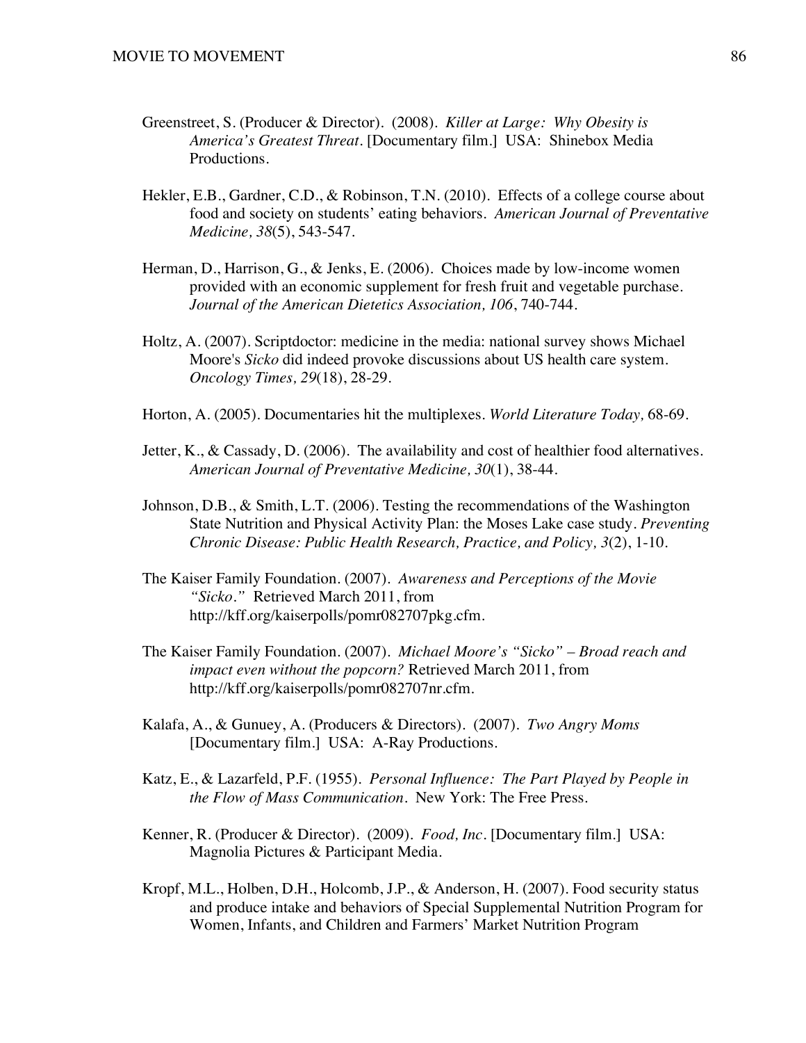Greenstreet, S. (Producer & Director). (2008). *Killer at Large: Why Obesity is America's Greatest Threat*. [Documentary film.] USA: Shinebox Media Productions.

Hekler, E.B., Gardner, C.D., & Robinson, T.N. (2010). Effects of a college course about food and society on students' eating behaviors. *American Journal of Preventative Medicine, 38*(5), 543-547.

Herman, D., Harrison, G., & Jenks, E. (2006). Choices made by low-income women provided with an economic supplement for fresh fruit and vegetable purchase. *Journal of the American Dietetics Association, 106*, 740-744.

Holtz, A. (2007). Scriptdoctor: medicine in the media: national survey shows Michael Moore's *Sicko* did indeed provoke discussions about US health care system. *Oncology Times, 29*(18), 28-29.

Horton, A. (2005). Documentaries hit the multiplexes. *World Literature Today,* 68-69.

Jetter, K., & Cassady, D. (2006). The availability and cost of healthier food alternatives. *American Journal of Preventative Medicine, 30*(1), 38-44.

Johnson, D.B., & Smith, L.T. (2006). Testing the recommendations of the Washington State Nutrition and Physical Activity Plan: the Moses Lake case study. *Preventing Chronic Disease: Public Health Research, Practice, and Policy, 3*(2), 1-10.

The Kaiser Family Foundation. (2007). *Awareness and Perceptions of the Movie "Sicko."* Retrieved March 2011, from http://kff.org/kaiserpolls/pomr082707pkg.cfm.

The Kaiser Family Foundation. (2007). *Michael Moore's "Sicko" – Broad reach and impact even without the popcorn?* Retrieved March 2011, from http://kff.org/kaiserpolls/pomr082707nr.cfm.

Kalafa, A., & Gunuey, A. (Producers & Directors). (2007). *Two Angry Moms* [Documentary film.] USA: A-Ray Productions.

Katz, E., & Lazarfeld, P.F. (1955). *Personal Influence: The Part Played by People in the Flow of Mass Communication*. New York: The Free Press.

Kenner, R. (Producer & Director). (2009). *Food, Inc*. [Documentary film.] USA: Magnolia Pictures & Participant Media.

Kropf, M.L., Holben, D.H., Holcomb, J.P., & Anderson, H. (2007). Food security status and produce intake and behaviors of Special Supplemental Nutrition Program for Women, Infants, and Children and Farmers' Market Nutrition Program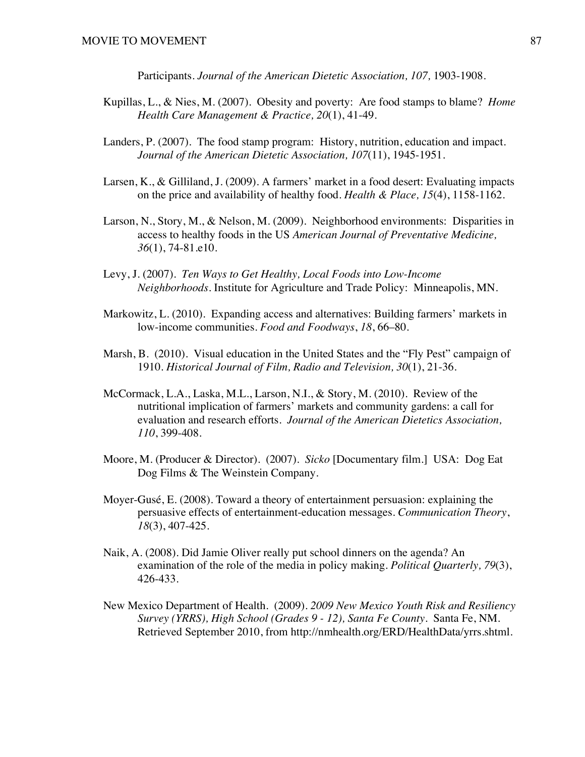Participants. *Journal of the American Dietetic Association, 107,* 1903-1908.

Kupillas, L., & Nies, M. (2007). Obesity and poverty: Are food stamps to blame? *Home Health Care Management & Practice, 20*(1), 41-49.

Landers, P. (2007). The food stamp program: History, nutrition, education and impact. *Journal of the American Dietetic Association, 107*(11), 1945-1951.

Larsen, K., & Gilliland, J. (2009). A farmers' market in a food desert: Evaluating impacts on the price and availability of healthy food. *Health & Place, 15*(4), 1158-1162.

Larson, N., Story, M., & Nelson, M. (2009). Neighborhood environments: Disparities in access to healthy foods in the US *American Journal of Preventative Medicine, 36*(1), 74-81.e10.

Levy, J. (2007). *Ten Ways to Get Healthy, Local Foods into Low-Income Neighborhoods*. Institute for Agriculture and Trade Policy: Minneapolis, MN.

Markowitz, L. (2010). Expanding access and alternatives: Building farmers' markets in low-income communities. *Food and Foodways*, *18*, 66–80.

Marsh, B. (2010). Visual education in the United States and the "Fly Pest" campaign of 1910. *Historical Journal of Film, Radio and Television, 30*(1), 21-36.

McCormack, L.A., Laska, M.L., Larson, N.I., & Story, M. (2010). Review of the nutritional implication of farmers' markets and community gardens: a call for evaluation and research efforts. *Journal of the American Dietetics Association, 110*, 399-408.

Moore, M. (Producer & Director). (2007). *Sicko* [Documentary film.] USA: Dog Eat Dog Films & The Weinstein Company.

Moyer-Gusé, E. (2008). Toward a theory of entertainment persuasion: explaining the persuasive effects of entertainment-education messages. *Communication Theory*, *18*(3), 407-425.

Naik, A. (2008). Did Jamie Oliver really put school dinners on the agenda? An examination of the role of the media in policy making. *Political Quarterly, 79*(3), 426-433.

New Mexico Department of Health. (2009). *2009 New Mexico Youth Risk and Resiliency Survey (YRRS), High School (Grades 9 - 12), Santa Fe County*. Santa Fe, NM. Retrieved September 2010, from http://nmhealth.org/ERD/HealthData/yrrs.shtml.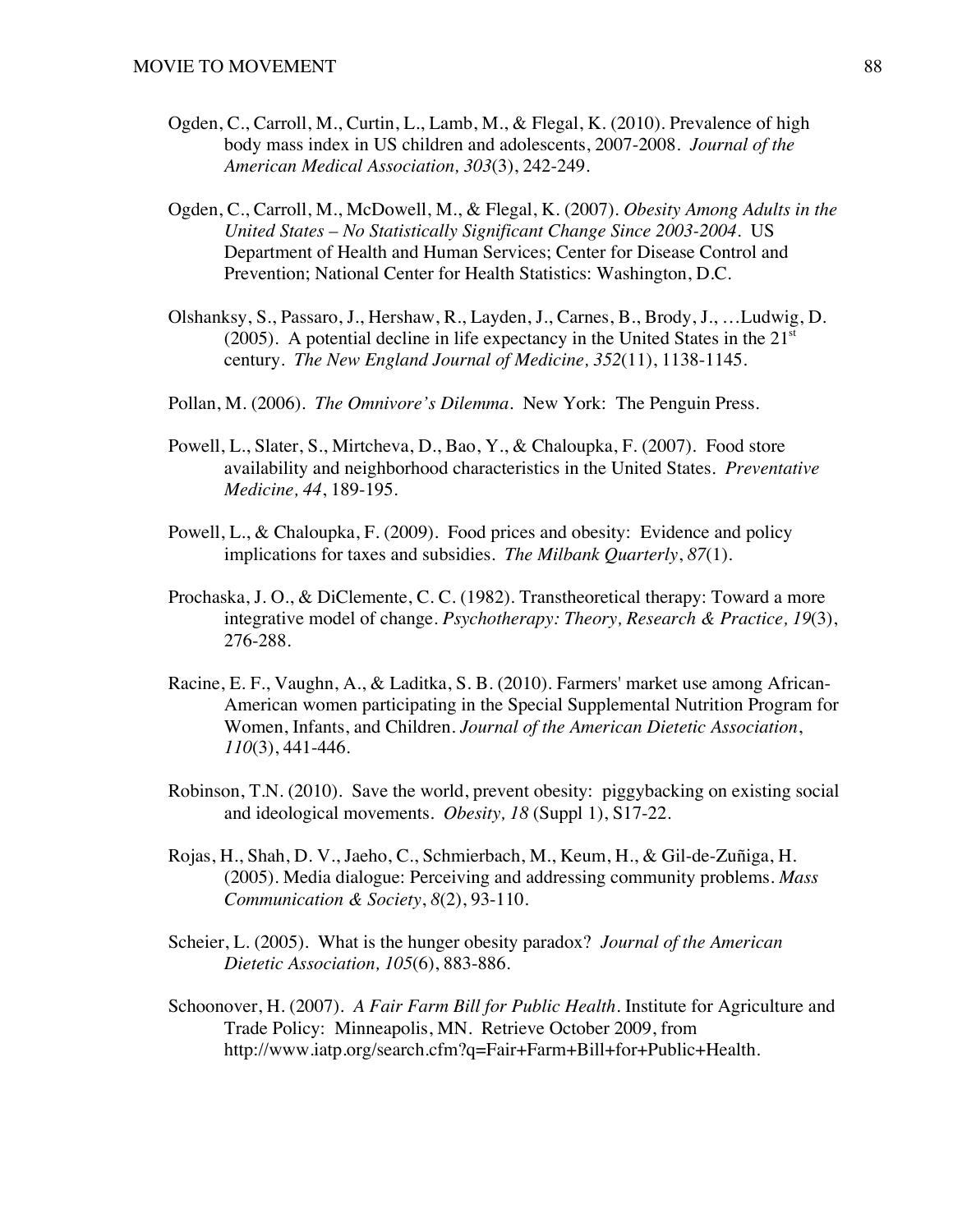Ogden, C., Carroll, M., Curtin, L., Lamb, M., & Flegal, K. (2010). Prevalence of high body mass index in US children and adolescents, 2007-2008. *Journal of the American Medical Association, 303*(3), 242-249.

Ogden, C., Carroll, M., McDowell, M., & Flegal, K. (2007). *Obesity Among Adults in the United States – No Statistically Significant Change Since 2003-2004.* US Department of Health and Human Services; Center for Disease Control and Prevention; National Center for Health Statistics: Washington, D.C.

Olshanksy, S., Passaro, J., Hershaw, R., Layden, J., Carnes, B., Brody, J., …Ludwig, D. (2005). A potential decline in life expectancy in the United States in the 21st century. *The New England Journal of Medicine, 352*(11), 1138-1145.

Pollan, M. (2006). *The Omnivore's Dilemma.* New York: The Penguin Press.

Powell, L., Slater, S., Mirtcheva, D., Bao, Y., & Chaloupka, F. (2007). Food store availability and neighborhood characteristics in the United States. *Preventative Medicine, 44*, 189-195.

Powell, L., & Chaloupka, F. (2009). Food prices and obesity: Evidence and policy implications for taxes and subsidies. *The Milbank Quarterly*, *87*(1).

Prochaska, J. O., & DiClemente, C. C. (1982). Transtheoretical therapy: Toward a more integrative model of change. *Psychotherapy: Theory, Research & Practice, 19*(3), 276-288.

Racine, E. F., Vaughn, A., & Laditka, S. B. (2010). Farmers' market use among African-American women participating in the Special Supplemental Nutrition Program for Women, Infants, and Children. *Journal of the American Dietetic Association*, *110*(3), 441-446.

Robinson, T.N. (2010). Save the world, prevent obesity: piggybacking on existing social and ideological movements. *Obesity, 18* (Suppl 1), S17-22.

Rojas, H., Shah, D. V., Jaeho, C., Schmierbach, M., Keum, H., & Gil-de-Zuñiga, H. (2005). Media dialogue: Perceiving and addressing community problems. *Mass Communication & Society*, *8*(2), 93-110.

Scheier, L. (2005). What is the hunger obesity paradox? *Journal of the American Dietetic Association, 105*(6), 883-886.

Schoonover, H. (2007). *A Fair Farm Bill for Public Health.* Institute for Agriculture and Trade Policy: Minneapolis, MN. Retrieve October 2009, from http://www.iatp.org/search.cfm?q=Fair+Farm+Bill+for+Public+Health.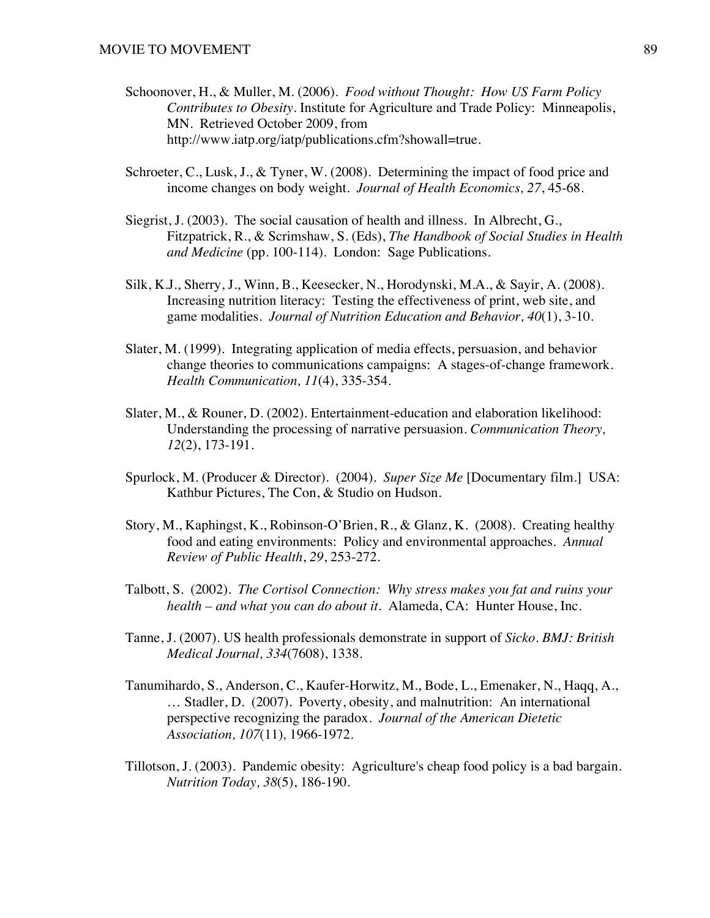Schoonover, H., & Muller, M. (2006). *Food without Thought: How US Farm Policy Contributes to Obesity*. Institute for Agriculture and Trade Policy: Minneapolis, MN. Retrieved October 2009, from http://www.iatp.org/iatp/publications.cfm?showall=true.

Schroeter, C., Lusk, J., & Tyner, W. (2008). Determining the impact of food price and income changes on body weight. *Journal of Health Economics, 27*, 45-68.

Siegrist, J. (2003). The social causation of health and illness. In Albrecht, G., Fitzpatrick, R., & Scrimshaw, S. (Eds), *The Handbook of Social Studies in Health and Medicine* (pp. 100-114). London: Sage Publications.

Silk, K.J., Sherry, J., Winn, B., Keesecker, N., Horodynski, M.A., & Sayir, A. (2008). Increasing nutrition literacy: Testing the effectiveness of print, web site, and game modalities. *Journal of Nutrition Education and Behavior, 40*(1), 3-10.

Slater, M. (1999). Integrating application of media effects, persuasion, and behavior change theories to communications campaigns: A stages-of-change framework. *Health Communication, 11*(4), 335-354.

Slater, M., & Rouner, D. (2002). Entertainment-education and elaboration likelihood: Understanding the processing of narrative persuasion. *Communication Theory, 12*(2), 173-191.

Spurlock, M. (Producer & Director). (2004). *Super Size Me* [Documentary film.] USA: Kathbur Pictures, The Con, & Studio on Hudson.

Story, M., Kaphingst, K., Robinson-O'Brien, R., & Glanz, K. (2008). Creating healthy food and eating environments: Policy and environmental approaches. *Annual Review of Public Health*, *29*, 253-272.

Talbott, S. (2002). *The Cortisol Connection: Why stress makes you fat and ruins your health – and what you can do about it*. Alameda, CA: Hunter House, Inc.

Tanne, J. (2007). US health professionals demonstrate in support of *Sicko*. *BMJ: British Medical Journal, 334*(7608), 1338.

Tanumihardo, S., Anderson, C., Kaufer-Horwitz, M., Bode, L., Emenaker, N., Haqq, A., … Stadler, D. (2007). Poverty, obesity, and malnutrition: An international perspective recognizing the paradox. *Journal of the American Dietetic Association, 107*(11)*,* 1966-1972.

Tillotson, J. (2003). Pandemic obesity: Agriculture's cheap food policy is a bad bargain. *Nutrition Today, 38*(5), 186-190.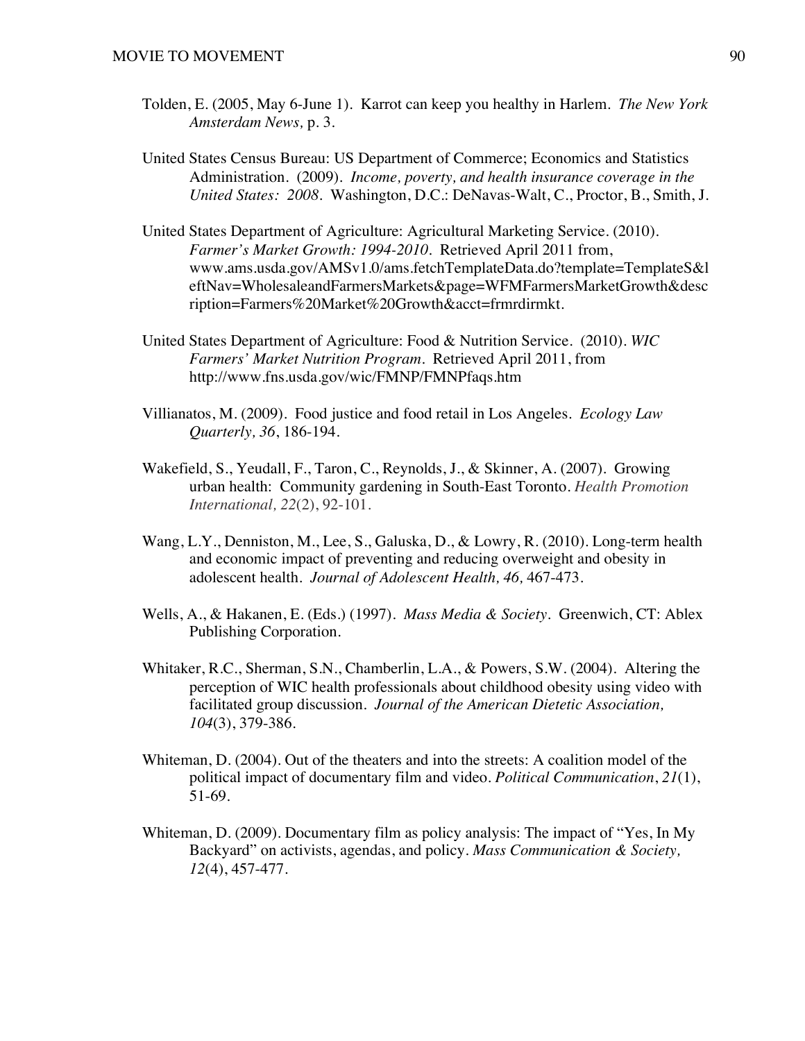Tolden, E. (2005, May 6-June 1). Karrot can keep you healthy in Harlem. *The New York Amsterdam News,* p. 3.

United States Census Bureau: US Department of Commerce; Economics and Statistics Administration. (2009). *Income, poverty, and health insurance coverage in the United States: 2008*. Washington, D.C.: DeNavas-Walt, C., Proctor, B., Smith, J.

United States Department of Agriculture: Agricultural Marketing Service. (2010). *Farmer's Market Growth: 1994-2010*. Retrieved April 2011 from, www.ams.usda.gov/AMSv1.0/ams.fetchTemplateData.do?template=TemplateS&leftNav=WholesaleandFarmersMarkets&page=WFMFarmersMarketGrowth&description=Farmers%20Market%20Growth&acct=frmrdirmkt.

United States Department of Agriculture: Food & Nutrition Service. (2010). *WIC Farmers' Market Nutrition Program*. Retrieved April 2011, from http://www.fns.usda.gov/wic/FMNP/FMNPfaqs.htm

Villianatos, M. (2009). Food justice and food retail in Los Angeles. *Ecology Law Quarterly, 36*, 186-194.

Wakefield, S., Yeudall, F., Taron, C., Reynolds, J., & Skinner, A. (2007). Growing urban health: Community gardening in South-East Toronto. *Health Promotion International, 22*(2), 92-101.

Wang, L.Y., Denniston, M., Lee, S., Galuska, D., & Lowry, R. (2010). Long-term health and economic impact of preventing and reducing overweight and obesity in adolescent health. *Journal of Adolescent Health, 46,* 467-473.

Wells, A., & Hakanen, E. (Eds.) (1997). *Mass Media & Society*. Greenwich, CT: Ablex Publishing Corporation.

Whitaker, R.C., Sherman, S.N., Chamberlin, L.A., & Powers, S.W. (2004). Altering the perception of WIC health professionals about childhood obesity using video with facilitated group discussion. *Journal of the American Dietetic Association, 104*(3), 379-386.

Whiteman, D. (2004). Out of the theaters and into the streets: A coalition model of the political impact of documentary film and video. *Political Communication*, *21*(1), 51-69.

Whiteman, D. (2009). Documentary film as policy analysis: The impact of "Yes, In My Backyard" on activists, agendas, and policy. *Mass Communication & Society, 12*(4), 457-477.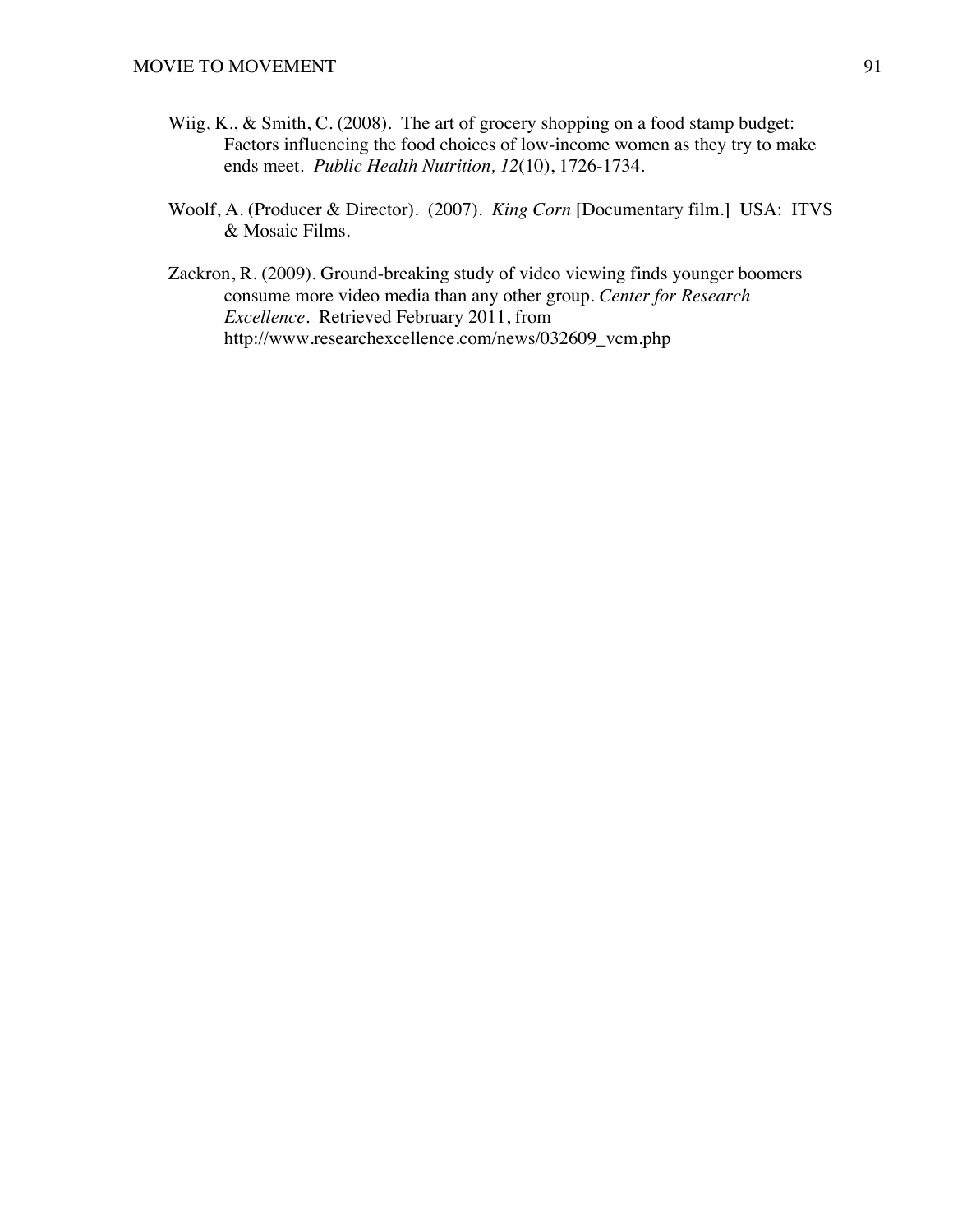Wiig, K., & Smith, C. (2008). The art of grocery shopping on a food stamp budget: Factors influencing the food choices of low-income women as they try to make ends meet. *Public Health Nutrition, 12*(10), 1726-1734.

Woolf, A. (Producer & Director). (2007). *King Corn* [Documentary film.] USA: ITVS & Mosaic Films.

Zackron, R. (2009). Ground-breaking study of video viewing finds younger boomers consume more video media than any other group. *Center for Research Excellence*. Retrieved February 2011, from http://www.researchexcellence.com/news/032609_vcm.php